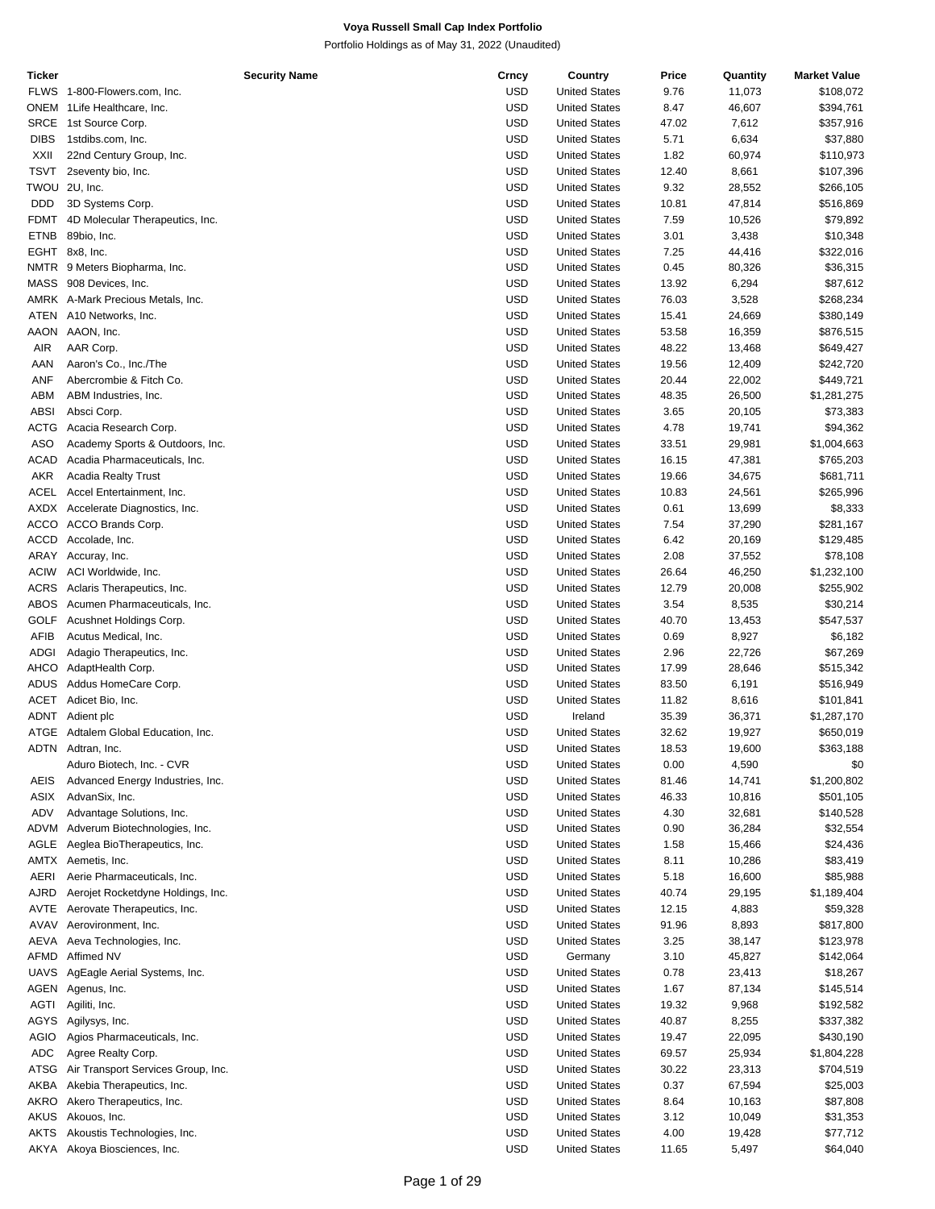# Voya Russell Small Cap Index Portfolio

Portfolio Holdings as of May 31, 2022 (Unaudited)

| Ticker | Security Name | Crncy | Country | Price | Quantity | Market Value |
|---|---|---|---|---|---|---|
| FLWS | 1-800-Flowers.com, Inc. | USD | United States | 9.76 | 11,073 | $108,072 |
| ONEM | 1Life Healthcare, Inc. | USD | United States | 8.47 | 46,607 | $394,761 |
| SRCE | 1st Source Corp. | USD | United States | 47.02 | 7,612 | $357,916 |
| DIBS | 1stdibs.com, Inc. | USD | United States | 5.71 | 6,634 | $37,880 |
| XXII | 22nd Century Group, Inc. | USD | United States | 1.82 | 60,974 | $110,973 |
| TSVT | 2seventy bio, Inc. | USD | United States | 12.40 | 8,661 | $107,396 |
| TWOU | 2U, Inc. | USD | United States | 9.32 | 28,552 | $266,105 |
| DDD | 3D Systems Corp. | USD | United States | 10.81 | 47,814 | $516,869 |
| FDMT | 4D Molecular Therapeutics, Inc. | USD | United States | 7.59 | 10,526 | $79,892 |
| ETNB | 89bio, Inc. | USD | United States | 3.01 | 3,438 | $10,348 |
| EGHT | 8x8, Inc. | USD | United States | 7.25 | 44,416 | $322,016 |
| NMTR | 9 Meters Biopharma, Inc. | USD | United States | 0.45 | 80,326 | $36,315 |
| MASS | 908 Devices, Inc. | USD | United States | 13.92 | 6,294 | $87,612 |
| AMRK | A-Mark Precious Metals, Inc. | USD | United States | 76.03 | 3,528 | $268,234 |
| ATEN | A10 Networks, Inc. | USD | United States | 15.41 | 24,669 | $380,149 |
| AAON | AAON, Inc. | USD | United States | 53.58 | 16,359 | $876,515 |
| AIR | AAR Corp. | USD | United States | 48.22 | 13,468 | $649,427 |
| AAN | Aaron's Co., Inc./The | USD | United States | 19.56 | 12,409 | $242,720 |
| ANF | Abercrombie & Fitch Co. | USD | United States | 20.44 | 22,002 | $449,721 |
| ABM | ABM Industries, Inc. | USD | United States | 48.35 | 26,500 | $1,281,275 |
| ABSI | Absci Corp. | USD | United States | 3.65 | 20,105 | $73,383 |
| ACTG | Acacia Research Corp. | USD | United States | 4.78 | 19,741 | $94,362 |
| ASO | Academy Sports & Outdoors, Inc. | USD | United States | 33.51 | 29,981 | $1,004,663 |
| ACAD | Acadia Pharmaceuticals, Inc. | USD | United States | 16.15 | 47,381 | $765,203 |
| AKR | Acadia Realty Trust | USD | United States | 19.66 | 34,675 | $681,711 |
| ACEL | Accel Entertainment, Inc. | USD | United States | 10.83 | 24,561 | $265,996 |
| AXDX | Accelerate Diagnostics, Inc. | USD | United States | 0.61 | 13,699 | $8,333 |
| ACCO | ACCO Brands Corp. | USD | United States | 7.54 | 37,290 | $281,167 |
| ACCD | Accolade, Inc. | USD | United States | 6.42 | 20,169 | $129,485 |
| ARAY | Accuray, Inc. | USD | United States | 2.08 | 37,552 | $78,108 |
| ACIW | ACI Worldwide, Inc. | USD | United States | 26.64 | 46,250 | $1,232,100 |
| ACRS | Aclaris Therapeutics, Inc. | USD | United States | 12.79 | 20,008 | $255,902 |
| ABOS | Acumen Pharmaceuticals, Inc. | USD | United States | 3.54 | 8,535 | $30,214 |
| GOLF | Acushnet Holdings Corp. | USD | United States | 40.70 | 13,453 | $547,537 |
| AFIB | Acutus Medical, Inc. | USD | United States | 0.69 | 8,927 | $6,182 |
| ADGI | Adagio Therapeutics, Inc. | USD | United States | 2.96 | 22,726 | $67,269 |
| AHCO | AdaptHealth Corp. | USD | United States | 17.99 | 28,646 | $515,342 |
| ADUS | Addus HomeCare Corp. | USD | United States | 83.50 | 6,191 | $516,949 |
| ACET | Adicet Bio, Inc. | USD | United States | 11.82 | 8,616 | $101,841 |
| ADNT | Adient plc | USD | Ireland | 35.39 | 36,371 | $1,287,170 |
| ATGE | Adtalem Global Education, Inc. | USD | United States | 32.62 | 19,927 | $650,019 |
| ADTN | Adtran, Inc. | USD | United States | 18.53 | 19,600 | $363,188 |
| | Aduro Biotech, Inc. - CVR | USD | United States | 0.00 | 4,590 | $0 |
| AEIS | Advanced Energy Industries, Inc. | USD | United States | 81.46 | 14,741 | $1,200,802 |
| ASIX | AdvanSix, Inc. | USD | United States | 46.33 | 10,816 | $501,105 |
| ADV | Advantage Solutions, Inc. | USD | United States | 4.30 | 32,681 | $140,528 |
| ADVM | Adverum Biotechnologies, Inc. | USD | United States | 0.90 | 36,284 | $32,554 |
| AGLE | Aeglea BioTherapeutics, Inc. | USD | United States | 1.58 | 15,466 | $24,436 |
| AMTX | Aemetis, Inc. | USD | United States | 8.11 | 10,286 | $83,419 |
| AERI | Aerie Pharmaceuticals, Inc. | USD | United States | 5.18 | 16,600 | $85,988 |
| AJRD | Aerojet Rocketdyne Holdings, Inc. | USD | United States | 40.74 | 29,195 | $1,189,404 |
| AVTE | Aerovate Therapeutics, Inc. | USD | United States | 12.15 | 4,883 | $59,328 |
| AVAV | Aerovironment, Inc. | USD | United States | 91.96 | 8,893 | $817,800 |
| AEVA | Aeva Technologies, Inc. | USD | United States | 3.25 | 38,147 | $123,978 |
| AFMD | Affimed NV | USD | Germany | 3.10 | 45,827 | $142,064 |
| UAVS | AgEagle Aerial Systems, Inc. | USD | United States | 0.78 | 23,413 | $18,267 |
| AGEN | Agenus, Inc. | USD | United States | 1.67 | 87,134 | $145,514 |
| AGTI | Agiliti, Inc. | USD | United States | 19.32 | 9,968 | $192,582 |
| AGYS | Agilysys, Inc. | USD | United States | 40.87 | 8,255 | $337,382 |
| AGIO | Agios Pharmaceuticals, Inc. | USD | United States | 19.47 | 22,095 | $430,190 |
| ADC | Agree Realty Corp. | USD | United States | 69.57 | 25,934 | $1,804,228 |
| ATSG | Air Transport Services Group, Inc. | USD | United States | 30.22 | 23,313 | $704,519 |
| AKBA | Akebia Therapeutics, Inc. | USD | United States | 0.37 | 67,594 | $25,003 |
| AKRO | Akero Therapeutics, Inc. | USD | United States | 8.64 | 10,163 | $87,808 |
| AKUS | Akouos, Inc. | USD | United States | 3.12 | 10,049 | $31,353 |
| AKTS | Akoustis Technologies, Inc. | USD | United States | 4.00 | 19,428 | $77,712 |
| AKYA | Akoya Biosciences, Inc. | USD | United States | 11.65 | 5,497 | $64,040 |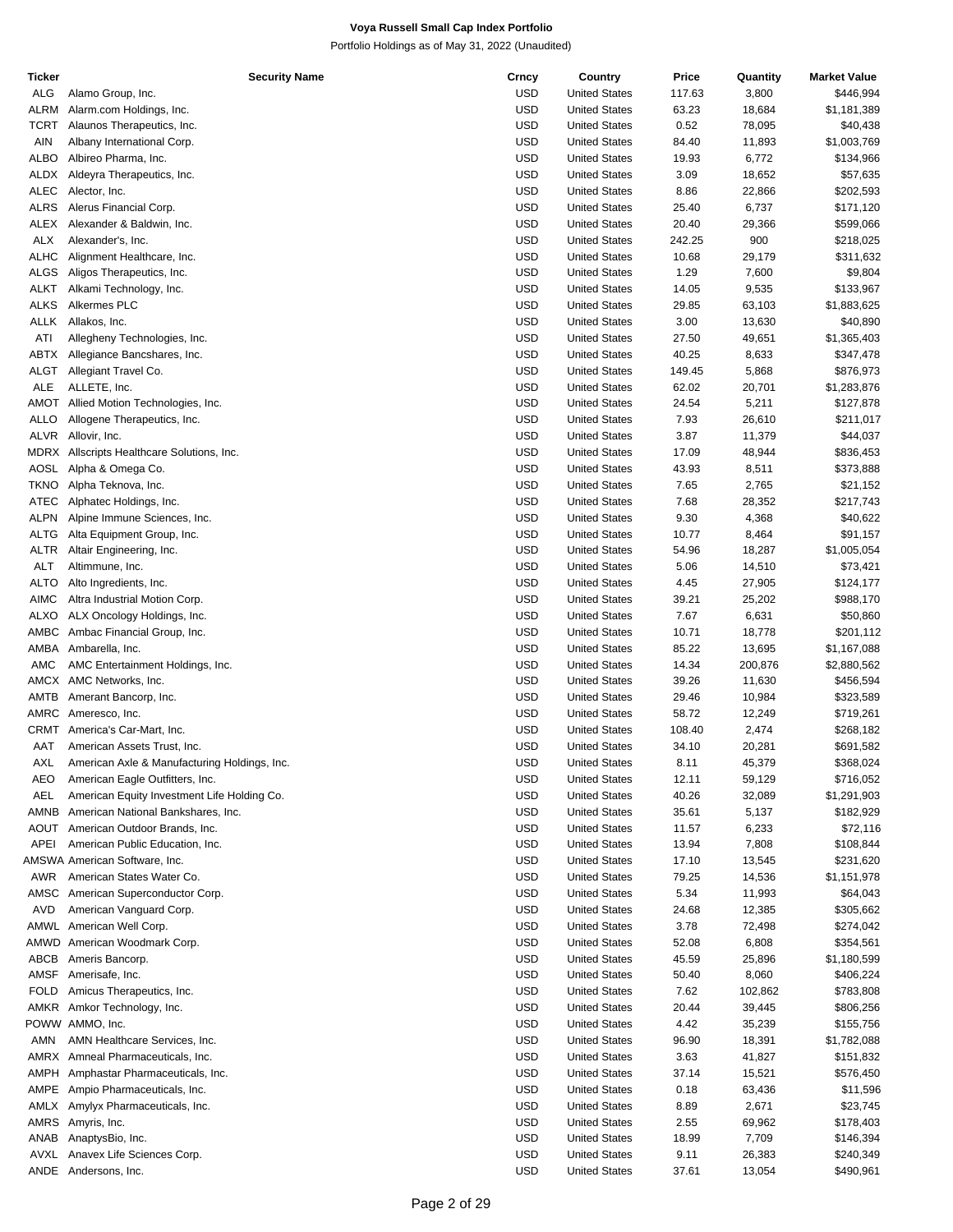# Voya Russell Small Cap Index Portfolio

Portfolio Holdings as of May 31, 2022 (Unaudited)

| Ticker | Security Name | Crncy | Country | Price | Quantity | Market Value |
|---|---|---|---|---|---|---|
| ALG | Alamo Group, Inc. | USD | United States | 117.63 | 3,800 | $446,994 |
| ALRM | Alarm.com Holdings, Inc. | USD | United States | 63.23 | 18,684 | $1,181,389 |
| TCRT | Alaunos Therapeutics, Inc. | USD | United States | 0.52 | 78,095 | $40,438 |
| AIN | Albany International Corp. | USD | United States | 84.40 | 11,893 | $1,003,769 |
| ALBO | Albireo Pharma, Inc. | USD | United States | 19.93 | 6,772 | $134,966 |
| ALDX | Aldeyra Therapeutics, Inc. | USD | United States | 3.09 | 18,652 | $57,635 |
| ALEC | Alector, Inc. | USD | United States | 8.86 | 22,866 | $202,593 |
| ALRS | Alerus Financial Corp. | USD | United States | 25.40 | 6,737 | $171,120 |
| ALEX | Alexander & Baldwin, Inc. | USD | United States | 20.40 | 29,366 | $599,066 |
| ALX | Alexander's, Inc. | USD | United States | 242.25 | 900 | $218,025 |
| ALHC | Alignment Healthcare, Inc. | USD | United States | 10.68 | 29,179 | $311,632 |
| ALGS | Aligos Therapeutics, Inc. | USD | United States | 1.29 | 7,600 | $9,804 |
| ALKT | Alkami Technology, Inc. | USD | United States | 14.05 | 9,535 | $133,967 |
| ALKS | Alkermes PLC | USD | United States | 29.85 | 63,103 | $1,883,625 |
| ALLK | Allakos, Inc. | USD | United States | 3.00 | 13,630 | $40,890 |
| ATI | Allegheny Technologies, Inc. | USD | United States | 27.50 | 49,651 | $1,365,403 |
| ABTX | Allegiance Bancshares, Inc. | USD | United States | 40.25 | 8,633 | $347,478 |
| ALGT | Allegiant Travel Co. | USD | United States | 149.45 | 5,868 | $876,973 |
| ALE | ALLETE, Inc. | USD | United States | 62.02 | 20,701 | $1,283,876 |
| AMOT | Allied Motion Technologies, Inc. | USD | United States | 24.54 | 5,211 | $127,878 |
| ALLO | Allogene Therapeutics, Inc. | USD | United States | 7.93 | 26,610 | $211,017 |
| ALVR | Allovir, Inc. | USD | United States | 3.87 | 11,379 | $44,037 |
| MDRX | Allscripts Healthcare Solutions, Inc. | USD | United States | 17.09 | 48,944 | $836,453 |
| AOSL | Alpha & Omega Co. | USD | United States | 43.93 | 8,511 | $373,888 |
| TKNO | Alpha Teknova, Inc. | USD | United States | 7.65 | 2,765 | $21,152 |
| ATEC | Alphatec Holdings, Inc. | USD | United States | 7.68 | 28,352 | $217,743 |
| ALPN | Alpine Immune Sciences, Inc. | USD | United States | 9.30 | 4,368 | $40,622 |
| ALTG | Alta Equipment Group, Inc. | USD | United States | 10.77 | 8,464 | $91,157 |
| ALTR | Altair Engineering, Inc. | USD | United States | 54.96 | 18,287 | $1,005,054 |
| ALT | Altimmune, Inc. | USD | United States | 5.06 | 14,510 | $73,421 |
| ALTO | Alto Ingredients, Inc. | USD | United States | 4.45 | 27,905 | $124,177 |
| AIMC | Altra Industrial Motion Corp. | USD | United States | 39.21 | 25,202 | $988,170 |
| ALXO | ALX Oncology Holdings, Inc. | USD | United States | 7.67 | 6,631 | $50,860 |
| AMBC | Ambac Financial Group, Inc. | USD | United States | 10.71 | 18,778 | $201,112 |
| AMBA | Ambarella, Inc. | USD | United States | 85.22 | 13,695 | $1,167,088 |
| AMC | AMC Entertainment Holdings, Inc. | USD | United States | 14.34 | 200,876 | $2,880,562 |
| AMCX | AMC Networks, Inc. | USD | United States | 39.26 | 11,630 | $456,594 |
| AMTB | Amerant Bancorp, Inc. | USD | United States | 29.46 | 10,984 | $323,589 |
| AMRC | Ameresco, Inc. | USD | United States | 58.72 | 12,249 | $719,261 |
| CRMT | America's Car-Mart, Inc. | USD | United States | 108.40 | 2,474 | $268,182 |
| AAT | American Assets Trust, Inc. | USD | United States | 34.10 | 20,281 | $691,582 |
| AXL | American Axle & Manufacturing Holdings, Inc. | USD | United States | 8.11 | 45,379 | $368,024 |
| AEO | American Eagle Outfitters, Inc. | USD | United States | 12.11 | 59,129 | $716,052 |
| AEL | American Equity Investment Life Holding Co. | USD | United States | 40.26 | 32,089 | $1,291,903 |
| AMNB | American National Bankshares, Inc. | USD | United States | 35.61 | 5,137 | $182,929 |
| AOUT | American Outdoor Brands, Inc. | USD | United States | 11.57 | 6,233 | $72,116 |
| APEI | American Public Education, Inc. | USD | United States | 13.94 | 7,808 | $108,844 |
| AMSWA | American Software, Inc. | USD | United States | 17.10 | 13,545 | $231,620 |
| AWR | American States Water Co. | USD | United States | 79.25 | 14,536 | $1,151,978 |
| AMSC | American Superconductor Corp. | USD | United States | 5.34 | 11,993 | $64,043 |
| AVD | American Vanguard Corp. | USD | United States | 24.68 | 12,385 | $305,662 |
| AMWL | American Well Corp. | USD | United States | 3.78 | 72,498 | $274,042 |
| AMWD | American Woodmark Corp. | USD | United States | 52.08 | 6,808 | $354,561 |
| ABCB | Ameris Bancorp. | USD | United States | 45.59 | 25,896 | $1,180,599 |
| AMSF | Amerisafe, Inc. | USD | United States | 50.40 | 8,060 | $406,224 |
| FOLD | Amicus Therapeutics, Inc. | USD | United States | 7.62 | 102,862 | $783,808 |
| AMKR | Amkor Technology, Inc. | USD | United States | 20.44 | 39,445 | $806,256 |
| POWW | AMMO, Inc. | USD | United States | 4.42 | 35,239 | $155,756 |
| AMN | AMN Healthcare Services, Inc. | USD | United States | 96.90 | 18,391 | $1,782,088 |
| AMRX | Amneal Pharmaceuticals, Inc. | USD | United States | 3.63 | 41,827 | $151,832 |
| AMPH | Amphastar Pharmaceuticals, Inc. | USD | United States | 37.14 | 15,521 | $576,450 |
| AMPE | Ampio Pharmaceuticals, Inc. | USD | United States | 0.18 | 63,436 | $11,596 |
| AMLX | Amylyx Pharmaceuticals, Inc. | USD | United States | 8.89 | 2,671 | $23,745 |
| AMRS | Amyris, Inc. | USD | United States | 2.55 | 69,962 | $178,403 |
| ANAB | AnaptysBio, Inc. | USD | United States | 18.99 | 7,709 | $146,394 |
| AVXL | Anavex Life Sciences Corp. | USD | United States | 9.11 | 26,383 | $240,349 |
| ANDE | Andersons, Inc. | USD | United States | 37.61 | 13,054 | $490,961 |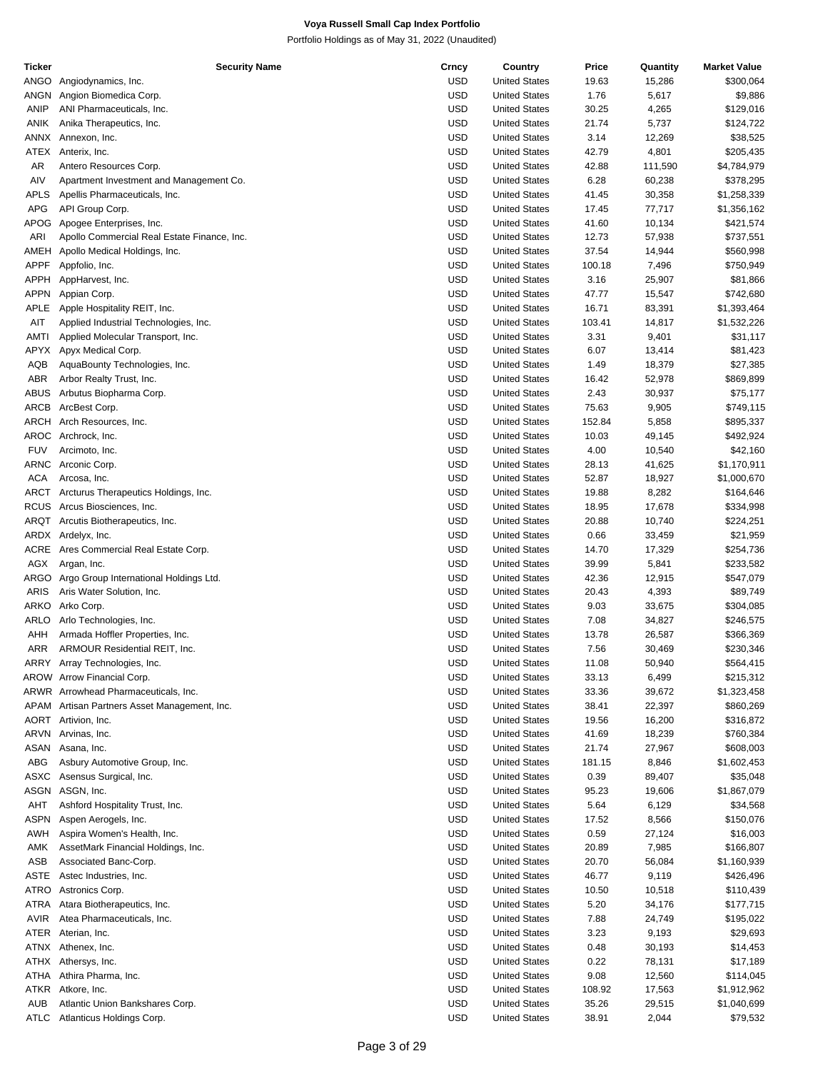# Voya Russell Small Cap Index Portfolio

Portfolio Holdings as of May 31, 2022 (Unaudited)

| Ticker | Security Name | Crncy | Country | Price | Quantity | Market Value |
|---|---|---|---|---|---|---|
| ANGO | Angiodynamics, Inc. | USD | United States | 19.63 | 15,286 | $300,064 |
| ANGN | Angion Biomedica Corp. | USD | United States | 1.76 | 5,617 | $9,886 |
| ANIP | ANI Pharmaceuticals, Inc. | USD | United States | 30.25 | 4,265 | $129,016 |
| ANIK | Anika Therapeutics, Inc. | USD | United States | 21.74 | 5,737 | $124,722 |
| ANNX | Annexon, Inc. | USD | United States | 3.14 | 12,269 | $38,525 |
| ATEX | Anterix, Inc. | USD | United States | 42.79 | 4,801 | $205,435 |
| AR | Antero Resources Corp. | USD | United States | 42.88 | 111,590 | $4,784,979 |
| AIV | Apartment Investment and Management Co. | USD | United States | 6.28 | 60,238 | $378,295 |
| APLS | Apellis Pharmaceuticals, Inc. | USD | United States | 41.45 | 30,358 | $1,258,339 |
| APG | API Group Corp. | USD | United States | 17.45 | 77,717 | $1,356,162 |
| APOG | Apogee Enterprises, Inc. | USD | United States | 41.60 | 10,134 | $421,574 |
| ARI | Apollo Commercial Real Estate Finance, Inc. | USD | United States | 12.73 | 57,938 | $737,551 |
| AMEH | Apollo Medical Holdings, Inc. | USD | United States | 37.54 | 14,944 | $560,998 |
| APPF | Appfolio, Inc. | USD | United States | 100.18 | 7,496 | $750,949 |
| APPH | AppHarvest, Inc. | USD | United States | 3.16 | 25,907 | $81,866 |
| APPN | Appian Corp. | USD | United States | 47.77 | 15,547 | $742,680 |
| APLE | Apple Hospitality REIT, Inc. | USD | United States | 16.71 | 83,391 | $1,393,464 |
| AIT | Applied Industrial Technologies, Inc. | USD | United States | 103.41 | 14,817 | $1,532,226 |
| AMTI | Applied Molecular Transport, Inc. | USD | United States | 3.31 | 9,401 | $31,117 |
| APYX | Apyx Medical Corp. | USD | United States | 6.07 | 13,414 | $81,423 |
| AQB | AquaBounty Technologies, Inc. | USD | United States | 1.49 | 18,379 | $27,385 |
| ABR | Arbor Realty Trust, Inc. | USD | United States | 16.42 | 52,978 | $869,899 |
| ABUS | Arbutus Biopharma Corp. | USD | United States | 2.43 | 30,937 | $75,177 |
| ARCB | ArcBest Corp. | USD | United States | 75.63 | 9,905 | $749,115 |
| ARCH | Arch Resources, Inc. | USD | United States | 152.84 | 5,858 | $895,337 |
| AROC | Archrock, Inc. | USD | United States | 10.03 | 49,145 | $492,924 |
| FUV | Arcimoto, Inc. | USD | United States | 4.00 | 10,540 | $42,160 |
| ARNC | Arconic Corp. | USD | United States | 28.13 | 41,625 | $1,170,911 |
| ACA | Arcosa, Inc. | USD | United States | 52.87 | 18,927 | $1,000,670 |
| ARCT | Arcturus Therapeutics Holdings, Inc. | USD | United States | 19.88 | 8,282 | $164,646 |
| RCUS | Arcus Biosciences, Inc. | USD | United States | 18.95 | 17,678 | $334,998 |
| ARQT | Arcutis Biotherapeutics, Inc. | USD | United States | 20.88 | 10,740 | $224,251 |
| ARDX | Ardelyx, Inc. | USD | United States | 0.66 | 33,459 | $21,959 |
| ACRE | Ares Commercial Real Estate Corp. | USD | United States | 14.70 | 17,329 | $254,736 |
| AGX | Argan, Inc. | USD | United States | 39.99 | 5,841 | $233,582 |
| ARGO | Argo Group International Holdings Ltd. | USD | United States | 42.36 | 12,915 | $547,079 |
| ARIS | Aris Water Solution, Inc. | USD | United States | 20.43 | 4,393 | $89,749 |
| ARKO | Arko Corp. | USD | United States | 9.03 | 33,675 | $304,085 |
| ARLO | Arlo Technologies, Inc. | USD | United States | 7.08 | 34,827 | $246,575 |
| AHH | Armada Hoffler Properties, Inc. | USD | United States | 13.78 | 26,587 | $366,369 |
| ARR | ARMOUR Residential REIT, Inc. | USD | United States | 7.56 | 30,469 | $230,346 |
| ARRY | Array Technologies, Inc. | USD | United States | 11.08 | 50,940 | $564,415 |
| AROW | Arrow Financial Corp. | USD | United States | 33.13 | 6,499 | $215,312 |
| ARWR | Arrowhead Pharmaceuticals, Inc. | USD | United States | 33.36 | 39,672 | $1,323,458 |
| APAM | Artisan Partners Asset Management, Inc. | USD | United States | 38.41 | 22,397 | $860,269 |
| AORT | Artivion, Inc. | USD | United States | 19.56 | 16,200 | $316,872 |
| ARVN | Arvinas, Inc. | USD | United States | 41.69 | 18,239 | $760,384 |
| ASAN | Asana, Inc. | USD | United States | 21.74 | 27,967 | $608,003 |
| ABG | Asbury Automotive Group, Inc. | USD | United States | 181.15 | 8,846 | $1,602,453 |
| ASXC | Asensus Surgical, Inc. | USD | United States | 0.39 | 89,407 | $35,048 |
| ASGN | ASGN, Inc. | USD | United States | 95.23 | 19,606 | $1,867,079 |
| AHT | Ashford Hospitality Trust, Inc. | USD | United States | 5.64 | 6,129 | $34,568 |
| ASPN | Aspen Aerogels, Inc. | USD | United States | 17.52 | 8,566 | $150,076 |
| AWH | Aspira Women's Health, Inc. | USD | United States | 0.59 | 27,124 | $16,003 |
| AMK | AssetMark Financial Holdings, Inc. | USD | United States | 20.89 | 7,985 | $166,807 |
| ASB | Associated Banc-Corp. | USD | United States | 20.70 | 56,084 | $1,160,939 |
| ASTE | Astec Industries, Inc. | USD | United States | 46.77 | 9,119 | $426,496 |
| ATRO | Astronics Corp. | USD | United States | 10.50 | 10,518 | $110,439 |
| ATRA | Atara Biotherapeutics, Inc. | USD | United States | 5.20 | 34,176 | $177,715 |
| AVIR | Atea Pharmaceuticals, Inc. | USD | United States | 7.88 | 24,749 | $195,022 |
| ATER | Aterian, Inc. | USD | United States | 3.23 | 9,193 | $29,693 |
| ATNX | Athenex, Inc. | USD | United States | 0.48 | 30,193 | $14,453 |
| ATHX | Athersys, Inc. | USD | United States | 0.22 | 78,131 | $17,189 |
| ATHA | Athira Pharma, Inc. | USD | United States | 9.08 | 12,560 | $114,045 |
| ATKR | Atkore, Inc. | USD | United States | 108.92 | 17,563 | $1,912,962 |
| AUB | Atlantic Union Bankshares Corp. | USD | United States | 35.26 | 29,515 | $1,040,699 |
| ATLC | Atlanticus Holdings Corp. | USD | United States | 38.91 | 2,044 | $79,532 |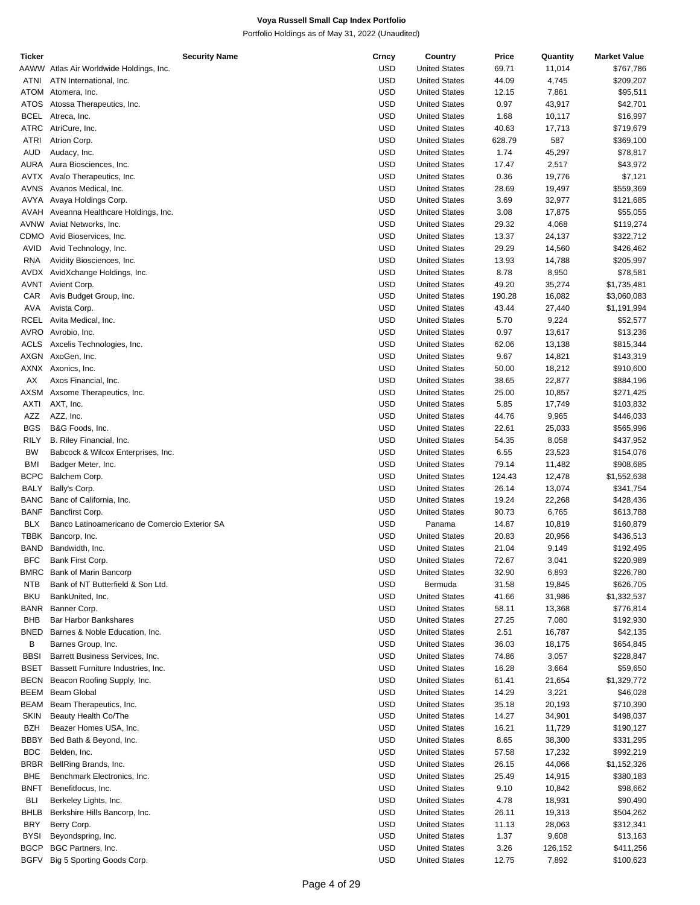**Voya Russell Small Cap Index Portfolio**

Portfolio Holdings as of May 31, 2022 (Unaudited)

| Ticker | Security Name | Crncy | Country | Price | Quantity | Market Value |
|---|---|---|---|---|---|---|
| AAWW | Atlas Air Worldwide Holdings, Inc. | USD | United States | 69.71 | 11,014 | $767,786 |
| ATNI | ATN International, Inc. | USD | United States | 44.09 | 4,745 | $209,207 |
| ATOM | Atomera, Inc. | USD | United States | 12.15 | 7,861 | $95,511 |
| ATOS | Atossa Therapeutics, Inc. | USD | United States | 0.97 | 43,917 | $42,701 |
| BCEL | Atreca, Inc. | USD | United States | 1.68 | 10,117 | $16,997 |
| ATRC | AtriCure, Inc. | USD | United States | 40.63 | 17,713 | $719,679 |
| ATRI | Atrion Corp. | USD | United States | 628.79 | 587 | $369,100 |
| AUD | Audacy, Inc. | USD | United States | 1.74 | 45,297 | $78,817 |
| AURA | Aura Biosciences, Inc. | USD | United States | 17.47 | 2,517 | $43,972 |
| AVTX | Avalo Therapeutics, Inc. | USD | United States | 0.36 | 19,776 | $7,121 |
| AVNS | Avanos Medical, Inc. | USD | United States | 28.69 | 19,497 | $559,369 |
| AVYA | Avaya Holdings Corp. | USD | United States | 3.69 | 32,977 | $121,685 |
| AVAH | Aveanna Healthcare Holdings, Inc. | USD | United States | 3.08 | 17,875 | $55,055 |
| AVNW | Aviat Networks, Inc. | USD | United States | 29.32 | 4,068 | $119,274 |
| CDMO | Avid Bioservices, Inc. | USD | United States | 13.37 | 24,137 | $322,712 |
| AVID | Avid Technology, Inc. | USD | United States | 29.29 | 14,560 | $426,462 |
| RNA | Avidity Biosciences, Inc. | USD | United States | 13.93 | 14,788 | $205,997 |
| AVDX | AvidXchange Holdings, Inc. | USD | United States | 8.78 | 8,950 | $78,581 |
| AVNT | Avient Corp. | USD | United States | 49.20 | 35,274 | $1,735,481 |
| CAR | Avis Budget Group, Inc. | USD | United States | 190.28 | 16,082 | $3,060,083 |
| AVA | Avista Corp. | USD | United States | 43.44 | 27,440 | $1,191,994 |
| RCEL | Avita Medical, Inc. | USD | United States | 5.70 | 9,224 | $52,577 |
| AVRO | Avrobio, Inc. | USD | United States | 0.97 | 13,617 | $13,236 |
| ACLS | Axcelis Technologies, Inc. | USD | United States | 62.06 | 13,138 | $815,344 |
| AXGN | AxoGen, Inc. | USD | United States | 9.67 | 14,821 | $143,319 |
| AXNX | Axonics, Inc. | USD | United States | 50.00 | 18,212 | $910,600 |
| AX | Axos Financial, Inc. | USD | United States | 38.65 | 22,877 | $884,196 |
| AXSM | Axsome Therapeutics, Inc. | USD | United States | 25.00 | 10,857 | $271,425 |
| AXTI | AXT, Inc. | USD | United States | 5.85 | 17,749 | $103,832 |
| AZZ | AZZ, Inc. | USD | United States | 44.76 | 9,965 | $446,033 |
| BGS | B&G Foods, Inc. | USD | United States | 22.61 | 25,033 | $565,996 |
| RILY | B. Riley Financial, Inc. | USD | United States | 54.35 | 8,058 | $437,952 |
| BW | Babcock & Wilcox Enterprises, Inc. | USD | United States | 6.55 | 23,523 | $154,076 |
| BMI | Badger Meter, Inc. | USD | United States | 79.14 | 11,482 | $908,685 |
| BCPC | Balchem Corp. | USD | United States | 124.43 | 12,478 | $1,552,638 |
| BALY | Bally's Corp. | USD | United States | 26.14 | 13,074 | $341,754 |
| BANC | Banc of California, Inc. | USD | United States | 19.24 | 22,268 | $428,436 |
| BANF | Bancfirst Corp. | USD | United States | 90.73 | 6,765 | $613,788 |
| BLX | Banco Latinoamericano de Comercio Exterior SA | USD | Panama | 14.87 | 10,819 | $160,879 |
| TBBK | Bancorp, Inc. | USD | United States | 20.83 | 20,956 | $436,513 |
| BAND | Bandwidth, Inc. | USD | United States | 21.04 | 9,149 | $192,495 |
| BFC | Bank First Corp. | USD | United States | 72.67 | 3,041 | $220,989 |
| BMRC | Bank of Marin Bancorp | USD | United States | 32.90 | 6,893 | $226,780 |
| NTB | Bank of NT Butterfield & Son Ltd. | USD | Bermuda | 31.58 | 19,845 | $626,705 |
| BKU | BankUnited, Inc. | USD | United States | 41.66 | 31,986 | $1,332,537 |
| BANR | Banner Corp. | USD | United States | 58.11 | 13,368 | $776,814 |
| BHB | Bar Harbor Bankshares | USD | United States | 27.25 | 7,080 | $192,930 |
| BNED | Barnes & Noble Education, Inc. | USD | United States | 2.51 | 16,787 | $42,135 |
| B | Barnes Group, Inc. | USD | United States | 36.03 | 18,175 | $654,845 |
| BBSI | Barrett Business Services, Inc. | USD | United States | 74.86 | 3,057 | $228,847 |
| BSET | Bassett Furniture Industries, Inc. | USD | United States | 16.28 | 3,664 | $59,650 |
| BECN | Beacon Roofing Supply, Inc. | USD | United States | 61.41 | 21,654 | $1,329,772 |
| BEEM | Beam Global | USD | United States | 14.29 | 3,221 | $46,028 |
| BEAM | Beam Therapeutics, Inc. | USD | United States | 35.18 | 20,193 | $710,390 |
| SKIN | Beauty Health Co/The | USD | United States | 14.27 | 34,901 | $498,037 |
| BZH | Beazer Homes USA, Inc. | USD | United States | 16.21 | 11,729 | $190,127 |
| BBBY | Bed Bath & Beyond, Inc. | USD | United States | 8.65 | 38,300 | $331,295 |
| BDC | Belden, Inc. | USD | United States | 57.58 | 17,232 | $992,219 |
| BRBR | BellRing Brands, Inc. | USD | United States | 26.15 | 44,066 | $1,152,326 |
| BHE | Benchmark Electronics, Inc. | USD | United States | 25.49 | 14,915 | $380,183 |
| BNFT | Benefitfocus, Inc. | USD | United States | 9.10 | 10,842 | $98,662 |
| BLI | Berkeley Lights, Inc. | USD | United States | 4.78 | 18,931 | $90,490 |
| BHLB | Berkshire Hills Bancorp, Inc. | USD | United States | 26.11 | 19,313 | $504,262 |
| BRY | Berry Corp. | USD | United States | 11.13 | 28,063 | $312,341 |
| BYSI | Beyondspring, Inc. | USD | United States | 1.37 | 9,608 | $13,163 |
| BGCP | BGC Partners, Inc. | USD | United States | 3.26 | 126,152 | $411,256 |
| BGFV | Big 5 Sporting Goods Corp. | USD | United States | 12.75 | 7,892 | $100,623 |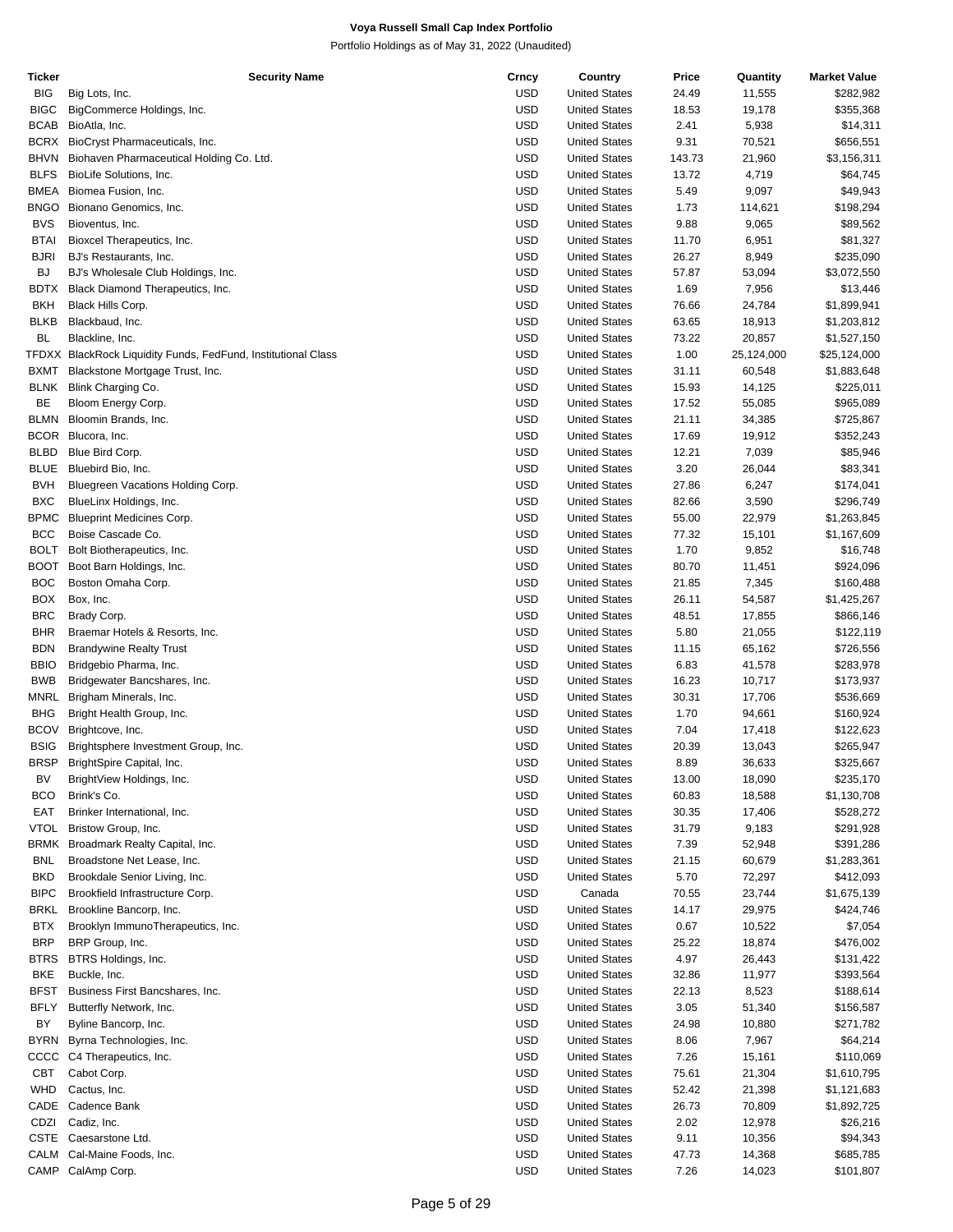# Voya Russell Small Cap Index Portfolio

Portfolio Holdings as of May 31, 2022 (Unaudited)

| Ticker | Security Name | Crncy | Country | Price | Quantity | Market Value |
|---|---|---|---|---|---|---|
| BIG | Big Lots, Inc. | USD | United States | 24.49 | 11,555 | $282,982 |
| BIGC | BigCommerce Holdings, Inc. | USD | United States | 18.53 | 19,178 | $355,368 |
| BCAB | BioAtla, Inc. | USD | United States | 2.41 | 5,938 | $14,311 |
| BCRX | BioCryst Pharmaceuticals, Inc. | USD | United States | 9.31 | 70,521 | $656,551 |
| BHVN | Biohaven Pharmaceutical Holding Co. Ltd. | USD | United States | 143.73 | 21,960 | $3,156,311 |
| BLFS | BioLife Solutions, Inc. | USD | United States | 13.72 | 4,719 | $64,745 |
| BMEA | Biomea Fusion, Inc. | USD | United States | 5.49 | 9,097 | $49,943 |
| BNGO | Bionano Genomics, Inc. | USD | United States | 1.73 | 114,621 | $198,294 |
| BVS | Bioventus, Inc. | USD | United States | 9.88 | 9,065 | $89,562 |
| BTAI | Bioxcel Therapeutics, Inc. | USD | United States | 11.70 | 6,951 | $81,327 |
| BJRI | BJ's Restaurants, Inc. | USD | United States | 26.27 | 8,949 | $235,090 |
| BJ | BJ's Wholesale Club Holdings, Inc. | USD | United States | 57.87 | 53,094 | $3,072,550 |
| BDTX | Black Diamond Therapeutics, Inc. | USD | United States | 1.69 | 7,956 | $13,446 |
| BKH | Black Hills Corp. | USD | United States | 76.66 | 24,784 | $1,899,941 |
| BLKB | Blackbaud, Inc. | USD | United States | 63.65 | 18,913 | $1,203,812 |
| BL | Blackline, Inc. | USD | United States | 73.22 | 20,857 | $1,527,150 |
| TFDXX | BlackRock Liquidity Funds, FedFund, Institutional Class | USD | United States | 1.00 | 25,124,000 | $25,124,000 |
| BXMT | Blackstone Mortgage Trust, Inc. | USD | United States | 31.11 | 60,548 | $1,883,648 |
| BLNK | Blink Charging Co. | USD | United States | 15.93 | 14,125 | $225,011 |
| BE | Bloom Energy Corp. | USD | United States | 17.52 | 55,085 | $965,089 |
| BLMN | Bloomin Brands, Inc. | USD | United States | 21.11 | 34,385 | $725,867 |
| BCOR | Blucora, Inc. | USD | United States | 17.69 | 19,912 | $352,243 |
| BLBD | Blue Bird Corp. | USD | United States | 12.21 | 7,039 | $85,946 |
| BLUE | Bluebird Bio, Inc. | USD | United States | 3.20 | 26,044 | $83,341 |
| BVH | Bluegreen Vacations Holding Corp. | USD | United States | 27.86 | 6,247 | $174,041 |
| BXC | BlueLinx Holdings, Inc. | USD | United States | 82.66 | 3,590 | $296,749 |
| BPMC | Blueprint Medicines Corp. | USD | United States | 55.00 | 22,979 | $1,263,845 |
| BCC | Boise Cascade Co. | USD | United States | 77.32 | 15,101 | $1,167,609 |
| BOLT | Bolt Biotherapeutics, Inc. | USD | United States | 1.70 | 9,852 | $16,748 |
| BOOT | Boot Barn Holdings, Inc. | USD | United States | 80.70 | 11,451 | $924,096 |
| BOC | Boston Omaha Corp. | USD | United States | 21.85 | 7,345 | $160,488 |
| BOX | Box, Inc. | USD | United States | 26.11 | 54,587 | $1,425,267 |
| BRC | Brady Corp. | USD | United States | 48.51 | 17,855 | $866,146 |
| BHR | Braemar Hotels & Resorts, Inc. | USD | United States | 5.80 | 21,055 | $122,119 |
| BDN | Brandywine Realty Trust | USD | United States | 11.15 | 65,162 | $726,556 |
| BBIO | Bridgebio Pharma, Inc. | USD | United States | 6.83 | 41,578 | $283,978 |
| BWB | Bridgewater Bancshares, Inc. | USD | United States | 16.23 | 10,717 | $173,937 |
| MNRL | Brigham Minerals, Inc. | USD | United States | 30.31 | 17,706 | $536,669 |
| BHG | Bright Health Group, Inc. | USD | United States | 1.70 | 94,661 | $160,924 |
| BCOV | Brightcove, Inc. | USD | United States | 7.04 | 17,418 | $122,623 |
| BSIG | Brightsphere Investment Group, Inc. | USD | United States | 20.39 | 13,043 | $265,947 |
| BRSP | BrightSpire Capital, Inc. | USD | United States | 8.89 | 36,633 | $325,667 |
| BV | BrightView Holdings, Inc. | USD | United States | 13.00 | 18,090 | $235,170 |
| BCO | Brink's Co. | USD | United States | 60.83 | 18,588 | $1,130,708 |
| EAT | Brinker International, Inc. | USD | United States | 30.35 | 17,406 | $528,272 |
| VTOL | Bristow Group, Inc. | USD | United States | 31.79 | 9,183 | $291,928 |
| BRMK | Broadmark Realty Capital, Inc. | USD | United States | 7.39 | 52,948 | $391,286 |
| BNL | Broadstone Net Lease, Inc. | USD | United States | 21.15 | 60,679 | $1,283,361 |
| BKD | Brookdale Senior Living, Inc. | USD | United States | 5.70 | 72,297 | $412,093 |
| BIPC | Brookfield Infrastructure Corp. | USD | Canada | 70.55 | 23,744 | $1,675,139 |
| BRKL | Brookline Bancorp, Inc. | USD | United States | 14.17 | 29,975 | $424,746 |
| BTX | Brooklyn ImmunoTherapeutics, Inc. | USD | United States | 0.67 | 10,522 | $7,054 |
| BRP | BRP Group, Inc. | USD | United States | 25.22 | 18,874 | $476,002 |
| BTRS | BTRS Holdings, Inc. | USD | United States | 4.97 | 26,443 | $131,422 |
| BKE | Buckle, Inc. | USD | United States | 32.86 | 11,977 | $393,564 |
| BFST | Business First Bancshares, Inc. | USD | United States | 22.13 | 8,523 | $188,614 |
| BFLY | Butterfly Network, Inc. | USD | United States | 3.05 | 51,340 | $156,587 |
| BY | Byline Bancorp, Inc. | USD | United States | 24.98 | 10,880 | $271,782 |
| BYRN | Byrna Technologies, Inc. | USD | United States | 8.06 | 7,967 | $64,214 |
| CCCC | C4 Therapeutics, Inc. | USD | United States | 7.26 | 15,161 | $110,069 |
| CBT | Cabot Corp. | USD | United States | 75.61 | 21,304 | $1,610,795 |
| WHD | Cactus, Inc. | USD | United States | 52.42 | 21,398 | $1,121,683 |
| CADE | Cadence Bank | USD | United States | 26.73 | 70,809 | $1,892,725 |
| CDZI | Cadiz, Inc. | USD | United States | 2.02 | 12,978 | $26,216 |
| CSTE | Caesarstone Ltd. | USD | United States | 9.11 | 10,356 | $94,343 |
| CALM | Cal-Maine Foods, Inc. | USD | United States | 47.73 | 14,368 | $685,785 |
| CAMP | CalAmp Corp. | USD | United States | 7.26 | 14,023 | $101,807 |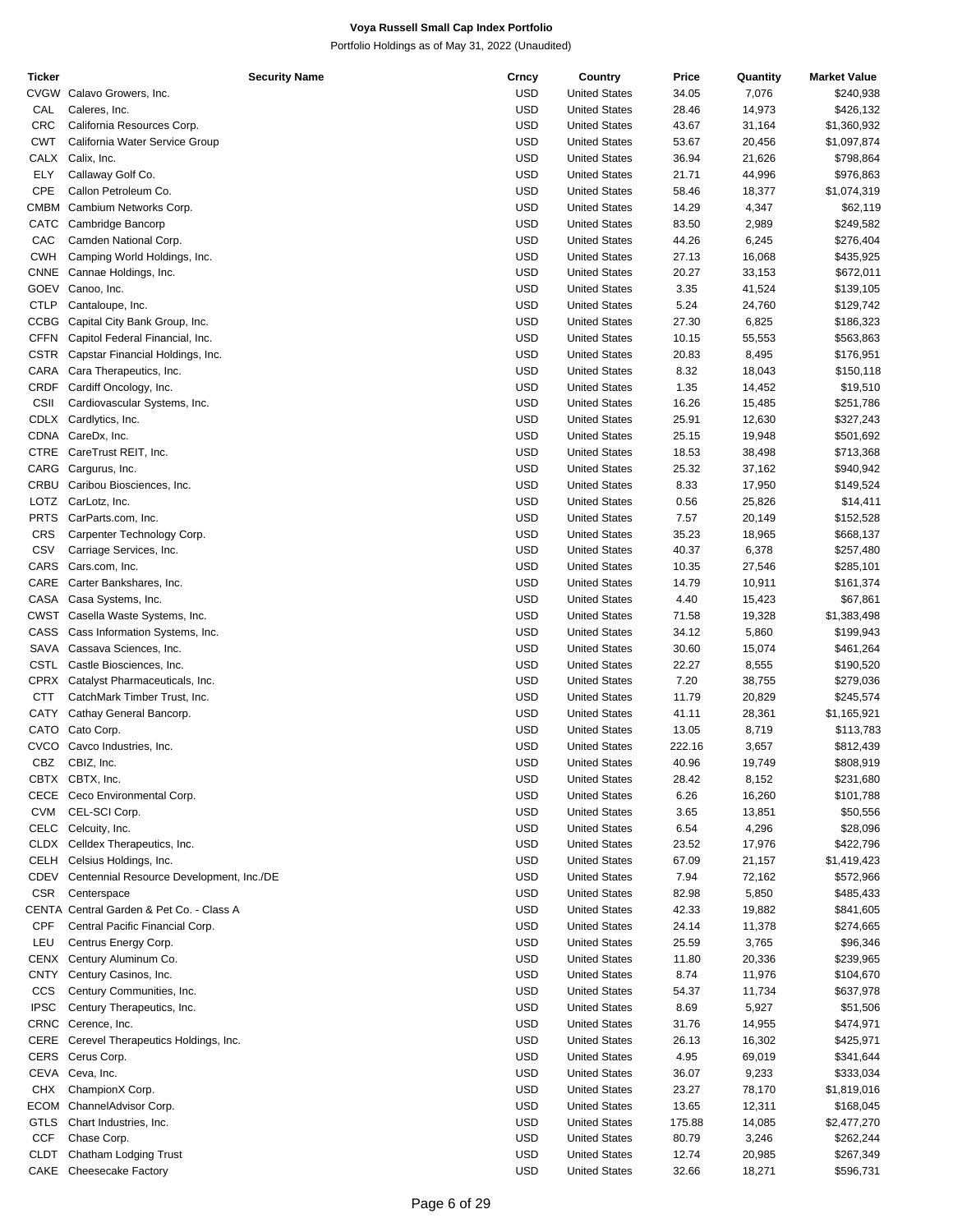**Voya Russell Small Cap Index Portfolio**

Portfolio Holdings as of May 31, 2022 (Unaudited)

| Ticker | Security Name | Crncy | Country | Price | Quantity | Market Value |
|---|---|---|---|---|---|---|
| CVGW | Calavo Growers, Inc. | USD | United States | 34.05 | 7,076 | $240,938 |
| CAL | Caleres, Inc. | USD | United States | 28.46 | 14,973 | $426,132 |
| CRC | California Resources Corp. | USD | United States | 43.67 | 31,164 | $1,360,932 |
| CWT | California Water Service Group | USD | United States | 53.67 | 20,456 | $1,097,874 |
| CALX | Calix, Inc. | USD | United States | 36.94 | 21,626 | $798,864 |
| ELY | Callaway Golf Co. | USD | United States | 21.71 | 44,996 | $976,863 |
| CPE | Callon Petroleum Co. | USD | United States | 58.46 | 18,377 | $1,074,319 |
| CMBM | Cambium Networks Corp. | USD | United States | 14.29 | 4,347 | $62,119 |
| CATC | Cambridge Bancorp | USD | United States | 83.50 | 2,989 | $249,582 |
| CAC | Camden National Corp. | USD | United States | 44.26 | 6,245 | $276,404 |
| CWH | Camping World Holdings, Inc. | USD | United States | 27.13 | 16,068 | $435,925 |
| CNNE | Cannae Holdings, Inc. | USD | United States | 20.27 | 33,153 | $672,011 |
| GOEV | Canoo, Inc. | USD | United States | 3.35 | 41,524 | $139,105 |
| CTLP | Cantaloupe, Inc. | USD | United States | 5.24 | 24,760 | $129,742 |
| CCBG | Capital City Bank Group, Inc. | USD | United States | 27.30 | 6,825 | $186,323 |
| CFFN | Capitol Federal Financial, Inc. | USD | United States | 10.15 | 55,553 | $563,863 |
| CSTR | Capstar Financial Holdings, Inc. | USD | United States | 20.83 | 8,495 | $176,951 |
| CARA | Cara Therapeutics, Inc. | USD | United States | 8.32 | 18,043 | $150,118 |
| CRDF | Cardiff Oncology, Inc. | USD | United States | 1.35 | 14,452 | $19,510 |
| CSII | Cardiovascular Systems, Inc. | USD | United States | 16.26 | 15,485 | $251,786 |
| CDLX | Cardlytics, Inc. | USD | United States | 25.91 | 12,630 | $327,243 |
| CDNA | CareDx, Inc. | USD | United States | 25.15 | 19,948 | $501,692 |
| CTRE | CareTrust REIT, Inc. | USD | United States | 18.53 | 38,498 | $713,368 |
| CARG | Cargurus, Inc. | USD | United States | 25.32 | 37,162 | $940,942 |
| CRBU | Caribou Biosciences, Inc. | USD | United States | 8.33 | 17,950 | $149,524 |
| LOTZ | CarLotz, Inc. | USD | United States | 0.56 | 25,826 | $14,411 |
| PRTS | CarParts.com, Inc. | USD | United States | 7.57 | 20,149 | $152,528 |
| CRS | Carpenter Technology Corp. | USD | United States | 35.23 | 18,965 | $668,137 |
| CSV | Carriage Services, Inc. | USD | United States | 40.37 | 6,378 | $257,480 |
| CARS | Cars.com, Inc. | USD | United States | 10.35 | 27,546 | $285,101 |
| CARE | Carter Bankshares, Inc. | USD | United States | 14.79 | 10,911 | $161,374 |
| CASA | Casa Systems, Inc. | USD | United States | 4.40 | 15,423 | $67,861 |
| CWST | Casella Waste Systems, Inc. | USD | United States | 71.58 | 19,328 | $1,383,498 |
| CASS | Cass Information Systems, Inc. | USD | United States | 34.12 | 5,860 | $199,943 |
| SAVA | Cassava Sciences, Inc. | USD | United States | 30.60 | 15,074 | $461,264 |
| CSTL | Castle Biosciences, Inc. | USD | United States | 22.27 | 8,555 | $190,520 |
| CPRX | Catalyst Pharmaceuticals, Inc. | USD | United States | 7.20 | 38,755 | $279,036 |
| CTT | CatchMark Timber Trust, Inc. | USD | United States | 11.79 | 20,829 | $245,574 |
| CATY | Cathay General Bancorp. | USD | United States | 41.11 | 28,361 | $1,165,921 |
| CATO | Cato Corp. | USD | United States | 13.05 | 8,719 | $113,783 |
| CVCO | Cavco Industries, Inc. | USD | United States | 222.16 | 3,657 | $812,439 |
| CBZ | CBIZ, Inc. | USD | United States | 40.96 | 19,749 | $808,919 |
| CBTX | CBTX, Inc. | USD | United States | 28.42 | 8,152 | $231,680 |
| CECE | Ceco Environmental Corp. | USD | United States | 6.26 | 16,260 | $101,788 |
| CVM | CEL-SCI Corp. | USD | United States | 3.65 | 13,851 | $50,556 |
| CELC | Celcuity, Inc. | USD | United States | 6.54 | 4,296 | $28,096 |
| CLDX | Celldex Therapeutics, Inc. | USD | United States | 23.52 | 17,976 | $422,796 |
| CELH | Celsius Holdings, Inc. | USD | United States | 67.09 | 21,157 | $1,419,423 |
| CDEV | Centennial Resource Development, Inc./DE | USD | United States | 7.94 | 72,162 | $572,966 |
| CSR | Centerspace | USD | United States | 82.98 | 5,850 | $485,433 |
| CENTA | Central Garden & Pet Co. - Class A | USD | United States | 42.33 | 19,882 | $841,605 |
| CPF | Central Pacific Financial Corp. | USD | United States | 24.14 | 11,378 | $274,665 |
| LEU | Centrus Energy Corp. | USD | United States | 25.59 | 3,765 | $96,346 |
| CENX | Century Aluminum Co. | USD | United States | 11.80 | 20,336 | $239,965 |
| CNTY | Century Casinos, Inc. | USD | United States | 8.74 | 11,976 | $104,670 |
| CCS | Century Communities, Inc. | USD | United States | 54.37 | 11,734 | $637,978 |
| IPSC | Century Therapeutics, Inc. | USD | United States | 8.69 | 5,927 | $51,506 |
| CRNC | Cerence, Inc. | USD | United States | 31.76 | 14,955 | $474,971 |
| CERE | Cerevel Therapeutics Holdings, Inc. | USD | United States | 26.13 | 16,302 | $425,971 |
| CERS | Cerus Corp. | USD | United States | 4.95 | 69,019 | $341,644 |
| CEVA | Ceva, Inc. | USD | United States | 36.07 | 9,233 | $333,034 |
| CHX | ChampionX Corp. | USD | United States | 23.27 | 78,170 | $1,819,016 |
| ECOM | ChannelAdvisor Corp. | USD | United States | 13.65 | 12,311 | $168,045 |
| GTLS | Chart Industries, Inc. | USD | United States | 175.88 | 14,085 | $2,477,270 |
| CCF | Chase Corp. | USD | United States | 80.79 | 3,246 | $262,244 |
| CLDT | Chatham Lodging Trust | USD | United States | 12.74 | 20,985 | $267,349 |
| CAKE | Cheesecake Factory | USD | United States | 32.66 | 18,271 | $596,731 |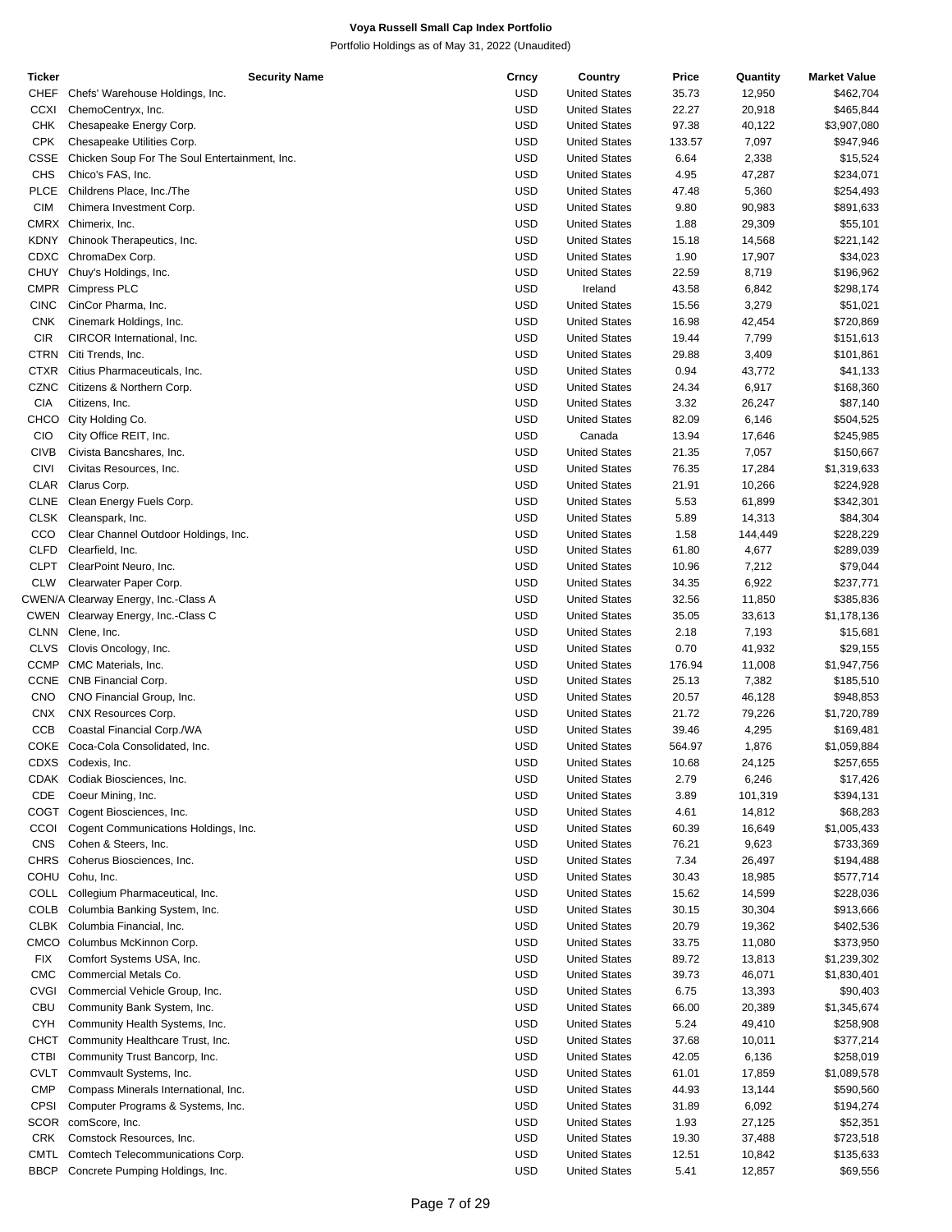**Voya Russell Small Cap Index Portfolio**

Portfolio Holdings as of May 31, 2022 (Unaudited)

| Ticker | Security Name | Crncy | Country | Price | Quantity | Market Value |
|---|---|---|---|---|---|---|
| CHEF | Chefs' Warehouse Holdings, Inc. | USD | United States | 35.73 | 12,950 | $462,704 |
| CCXI | ChemoCentryx, Inc. | USD | United States | 22.27 | 20,918 | $465,844 |
| CHK | Chesapeake Energy Corp. | USD | United States | 97.38 | 40,122 | $3,907,080 |
| CPK | Chesapeake Utilities Corp. | USD | United States | 133.57 | 7,097 | $947,946 |
| CSSE | Chicken Soup For The Soul Entertainment, Inc. | USD | United States | 6.64 | 2,338 | $15,524 |
| CHS | Chico's FAS, Inc. | USD | United States | 4.95 | 47,287 | $234,071 |
| PLCE | Childrens Place, Inc./The | USD | United States | 47.48 | 5,360 | $254,493 |
| CIM | Chimera Investment Corp. | USD | United States | 9.80 | 90,983 | $891,633 |
| CMRX | Chimerix, Inc. | USD | United States | 1.88 | 29,309 | $55,101 |
| KDNY | Chinook Therapeutics, Inc. | USD | United States | 15.18 | 14,568 | $221,142 |
| CDXC | ChromaDex Corp. | USD | United States | 1.90 | 17,907 | $34,023 |
| CHUY | Chuy's Holdings, Inc. | USD | United States | 22.59 | 8,719 | $196,962 |
| CMPR | Cimpress PLC | USD | Ireland | 43.58 | 6,842 | $298,174 |
| CINC | CinCor Pharma, Inc. | USD | United States | 15.56 | 3,279 | $51,021 |
| CNK | Cinemark Holdings, Inc. | USD | United States | 16.98 | 42,454 | $720,869 |
| CIR | CIRCOR International, Inc. | USD | United States | 19.44 | 7,799 | $151,613 |
| CTRN | Citi Trends, Inc. | USD | United States | 29.88 | 3,409 | $101,861 |
| CTXR | Citius Pharmaceuticals, Inc. | USD | United States | 0.94 | 43,772 | $41,133 |
| CZNC | Citizens & Northern Corp. | USD | United States | 24.34 | 6,917 | $168,360 |
| CIA | Citizens, Inc. | USD | United States | 3.32 | 26,247 | $87,140 |
| CHCO | City Holding Co. | USD | United States | 82.09 | 6,146 | $504,525 |
| CIO | City Office REIT, Inc. | USD | Canada | 13.94 | 17,646 | $245,985 |
| CIVB | Civista Bancshares, Inc. | USD | United States | 21.35 | 7,057 | $150,667 |
| CIVI | Civitas Resources, Inc. | USD | United States | 76.35 | 17,284 | $1,319,633 |
| CLAR | Clarus Corp. | USD | United States | 21.91 | 10,266 | $224,928 |
| CLNE | Clean Energy Fuels Corp. | USD | United States | 5.53 | 61,899 | $342,301 |
| CLSK | Cleanspark, Inc. | USD | United States | 5.89 | 14,313 | $84,304 |
| CCO | Clear Channel Outdoor Holdings, Inc. | USD | United States | 1.58 | 144,449 | $228,229 |
| CLFD | Clearfield, Inc. | USD | United States | 61.80 | 4,677 | $289,039 |
| CLPT | ClearPoint Neuro, Inc. | USD | United States | 10.96 | 7,212 | $79,044 |
| CLW | Clearwater Paper Corp. | USD | United States | 34.35 | 6,922 | $237,771 |
| CWEN/A | Clearway Energy, Inc.-Class A | USD | United States | 32.56 | 11,850 | $385,836 |
| CWEN | Clearway Energy, Inc.-Class C | USD | United States | 35.05 | 33,613 | $1,178,136 |
| CLNN | Clene, Inc. | USD | United States | 2.18 | 7,193 | $15,681 |
| CLVS | Clovis Oncology, Inc. | USD | United States | 0.70 | 41,932 | $29,155 |
| CCMP | CMC Materials, Inc. | USD | United States | 176.94 | 11,008 | $1,947,756 |
| CCNE | CNB Financial Corp. | USD | United States | 25.13 | 7,382 | $185,510 |
| CNO | CNO Financial Group, Inc. | USD | United States | 20.57 | 46,128 | $948,853 |
| CNX | CNX Resources Corp. | USD | United States | 21.72 | 79,226 | $1,720,789 |
| CCB | Coastal Financial Corp./WA | USD | United States | 39.46 | 4,295 | $169,481 |
| COKE | Coca-Cola Consolidated, Inc. | USD | United States | 564.97 | 1,876 | $1,059,884 |
| CDXS | Codexis, Inc. | USD | United States | 10.68 | 24,125 | $257,655 |
| CDAK | Codiak Biosciences, Inc. | USD | United States | 2.79 | 6,246 | $17,426 |
| CDE | Coeur Mining, Inc. | USD | United States | 3.89 | 101,319 | $394,131 |
| COGT | Cogent Biosciences, Inc. | USD | United States | 4.61 | 14,812 | $68,283 |
| CCOI | Cogent Communications Holdings, Inc. | USD | United States | 60.39 | 16,649 | $1,005,433 |
| CNS | Cohen & Steers, Inc. | USD | United States | 76.21 | 9,623 | $733,369 |
| CHRS | Coherus Biosciences, Inc. | USD | United States | 7.34 | 26,497 | $194,488 |
| COHU | Cohu, Inc. | USD | United States | 30.43 | 18,985 | $577,714 |
| COLL | Collegium Pharmaceutical, Inc. | USD | United States | 15.62 | 14,599 | $228,036 |
| COLB | Columbia Banking System, Inc. | USD | United States | 30.15 | 30,304 | $913,666 |
| CLBK | Columbia Financial, Inc. | USD | United States | 20.79 | 19,362 | $402,536 |
| CMCO | Columbus McKinnon Corp. | USD | United States | 33.75 | 11,080 | $373,950 |
| FIX | Comfort Systems USA, Inc. | USD | United States | 89.72 | 13,813 | $1,239,302 |
| CMC | Commercial Metals Co. | USD | United States | 39.73 | 46,071 | $1,830,401 |
| CVGI | Commercial Vehicle Group, Inc. | USD | United States | 6.75 | 13,393 | $90,403 |
| CBU | Community Bank System, Inc. | USD | United States | 66.00 | 20,389 | $1,345,674 |
| CYH | Community Health Systems, Inc. | USD | United States | 5.24 | 49,410 | $258,908 |
| CHCT | Community Healthcare Trust, Inc. | USD | United States | 37.68 | 10,011 | $377,214 |
| CTBI | Community Trust Bancorp, Inc. | USD | United States | 42.05 | 6,136 | $258,019 |
| CVLT | Commvault Systems, Inc. | USD | United States | 61.01 | 17,859 | $1,089,578 |
| CMP | Compass Minerals International, Inc. | USD | United States | 44.93 | 13,144 | $590,560 |
| CPSI | Computer Programs & Systems, Inc. | USD | United States | 31.89 | 6,092 | $194,274 |
| SCOR | comScore, Inc. | USD | United States | 1.93 | 27,125 | $52,351 |
| CRK | Comstock Resources, Inc. | USD | United States | 19.30 | 37,488 | $723,518 |
| CMTL | Comtech Telecommunications Corp. | USD | United States | 12.51 | 10,842 | $135,633 |
| BBCP | Concrete Pumping Holdings, Inc. | USD | United States | 5.41 | 12,857 | $69,556 |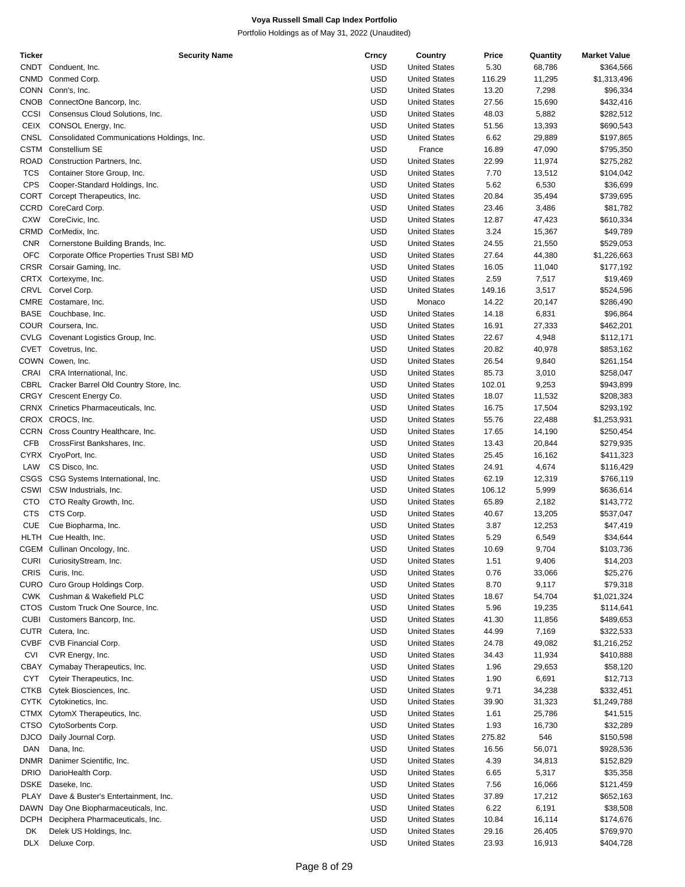# Voya Russell Small Cap Index Portfolio

Portfolio Holdings as of May 31, 2022 (Unaudited)

| Ticker | Security Name | Crncy | Country | Price | Quantity | Market Value |
|---|---|---|---|---|---|---|
| CNDT | Conduent, Inc. | USD | United States | 5.30 | 68,786 | $364,566 |
| CNMD | Conmed Corp. | USD | United States | 116.29 | 11,295 | $1,313,496 |
| CONN | Conn's, Inc. | USD | United States | 13.20 | 7,298 | $96,334 |
| CNOB | ConnectOne Bancorp, Inc. | USD | United States | 27.56 | 15,690 | $432,416 |
| CCSI | Consensus Cloud Solutions, Inc. | USD | United States | 48.03 | 5,882 | $282,512 |
| CEIX | CONSOL Energy, Inc. | USD | United States | 51.56 | 13,393 | $690,543 |
| CNSL | Consolidated Communications Holdings, Inc. | USD | United States | 6.62 | 29,889 | $197,865 |
| CSTM | Constellium SE | USD | France | 16.89 | 47,090 | $795,350 |
| ROAD | Construction Partners, Inc. | USD | United States | 22.99 | 11,974 | $275,282 |
| TCS | Container Store Group, Inc. | USD | United States | 7.70 | 13,512 | $104,042 |
| CPS | Cooper-Standard Holdings, Inc. | USD | United States | 5.62 | 6,530 | $36,699 |
| CORT | Corcept Therapeutics, Inc. | USD | United States | 20.84 | 35,494 | $739,695 |
| CCRD | CoreCard Corp. | USD | United States | 23.46 | 3,486 | $81,782 |
| CXW | CoreCivic, Inc. | USD | United States | 12.87 | 47,423 | $610,334 |
| CRMD | CorMedix, Inc. | USD | United States | 3.24 | 15,367 | $49,789 |
| CNR | Cornerstone Building Brands, Inc. | USD | United States | 24.55 | 21,550 | $529,053 |
| OFC | Corporate Office Properties Trust SBI MD | USD | United States | 27.64 | 44,380 | $1,226,663 |
| CRSR | Corsair Gaming, Inc. | USD | United States | 16.05 | 11,040 | $177,192 |
| CRTX | Cortexyme, Inc. | USD | United States | 2.59 | 7,517 | $19,469 |
| CRVL | Corvel Corp. | USD | United States | 149.16 | 3,517 | $524,596 |
| CMRE | Costamare, Inc. | USD | Monaco | 14.22 | 20,147 | $286,490 |
| BASE | Couchbase, Inc. | USD | United States | 14.18 | 6,831 | $96,864 |
| COUR | Coursera, Inc. | USD | United States | 16.91 | 27,333 | $462,201 |
| CVLG | Covenant Logistics Group, Inc. | USD | United States | 22.67 | 4,948 | $112,171 |
| CVET | Covetrus, Inc. | USD | United States | 20.82 | 40,978 | $853,162 |
| COWN | Cowen, Inc. | USD | United States | 26.54 | 9,840 | $261,154 |
| CRAI | CRA International, Inc. | USD | United States | 85.73 | 3,010 | $258,047 |
| CBRL | Cracker Barrel Old Country Store, Inc. | USD | United States | 102.01 | 9,253 | $943,899 |
| CRGY | Crescent Energy Co. | USD | United States | 18.07 | 11,532 | $208,383 |
| CRNX | Crinetics Pharmaceuticals, Inc. | USD | United States | 16.75 | 17,504 | $293,192 |
| CROX | CROCS, Inc. | USD | United States | 55.76 | 22,488 | $1,253,931 |
| CCRN | Cross Country Healthcare, Inc. | USD | United States | 17.65 | 14,190 | $250,454 |
| CFB | CrossFirst Bankshares, Inc. | USD | United States | 13.43 | 20,844 | $279,935 |
| CYRX | CryoPort, Inc. | USD | United States | 25.45 | 16,162 | $411,323 |
| LAW | CS Disco, Inc. | USD | United States | 24.91 | 4,674 | $116,429 |
| CSGS | CSG Systems International, Inc. | USD | United States | 62.19 | 12,319 | $766,119 |
| CSWI | CSW Industrials, Inc. | USD | United States | 106.12 | 5,999 | $636,614 |
| CTO | CTO Realty Growth, Inc. | USD | United States | 65.89 | 2,182 | $143,772 |
| CTS | CTS Corp. | USD | United States | 40.67 | 13,205 | $537,047 |
| CUE | Cue Biopharma, Inc. | USD | United States | 3.87 | 12,253 | $47,419 |
| HLTH | Cue Health, Inc. | USD | United States | 5.29 | 6,549 | $34,644 |
| CGEM | Cullinan Oncology, Inc. | USD | United States | 10.69 | 9,704 | $103,736 |
| CURI | CuriosityStream, Inc. | USD | United States | 1.51 | 9,406 | $14,203 |
| CRIS | Curis, Inc. | USD | United States | 0.76 | 33,066 | $25,276 |
| CURO | Curo Group Holdings Corp. | USD | United States | 8.70 | 9,117 | $79,318 |
| CWK | Cushman & Wakefield PLC | USD | United States | 18.67 | 54,704 | $1,021,324 |
| CTOS | Custom Truck One Source, Inc. | USD | United States | 5.96 | 19,235 | $114,641 |
| CUBI | Customers Bancorp, Inc. | USD | United States | 41.30 | 11,856 | $489,653 |
| CUTR | Cutera, Inc. | USD | United States | 44.99 | 7,169 | $322,533 |
| CVBF | CVB Financial Corp. | USD | United States | 24.78 | 49,082 | $1,216,252 |
| CVI | CVR Energy, Inc. | USD | United States | 34.43 | 11,934 | $410,888 |
| CBAY | Cymabay Therapeutics, Inc. | USD | United States | 1.96 | 29,653 | $58,120 |
| CYT | Cyteir Therapeutics, Inc. | USD | United States | 1.90 | 6,691 | $12,713 |
| CTKB | Cytek Biosciences, Inc. | USD | United States | 9.71 | 34,238 | $332,451 |
| CYTK | Cytokinetics, Inc. | USD | United States | 39.90 | 31,323 | $1,249,788 |
| CTMX | CytomX Therapeutics, Inc. | USD | United States | 1.61 | 25,786 | $41,515 |
| CTSO | CytoSorbents Corp. | USD | United States | 1.93 | 16,730 | $32,289 |
| DJCO | Daily Journal Corp. | USD | United States | 275.82 | 546 | $150,598 |
| DAN | Dana, Inc. | USD | United States | 16.56 | 56,071 | $928,536 |
| DNMR | Danimer Scientific, Inc. | USD | United States | 4.39 | 34,813 | $152,829 |
| DRIO | DarioHealth Corp. | USD | United States | 6.65 | 5,317 | $35,358 |
| DSKE | Daseke, Inc. | USD | United States | 7.56 | 16,066 | $121,459 |
| PLAY | Dave & Buster's Entertainment, Inc. | USD | United States | 37.89 | 17,212 | $652,163 |
| DAWN | Day One Biopharmaceuticals, Inc. | USD | United States | 6.22 | 6,191 | $38,508 |
| DCPH | Deciphera Pharmaceuticals, Inc. | USD | United States | 10.84 | 16,114 | $174,676 |
| DK | Delek US Holdings, Inc. | USD | United States | 29.16 | 26,405 | $769,970 |
| DLX | Deluxe Corp. | USD | United States | 23.93 | 16,913 | $404,728 |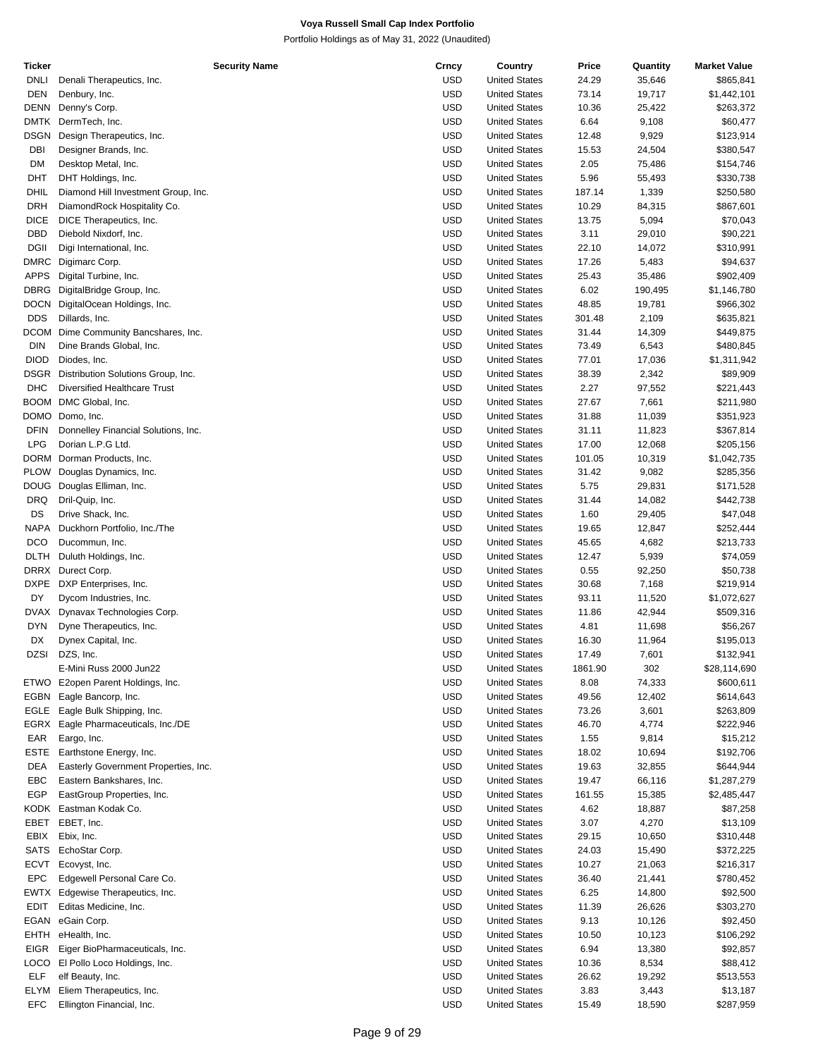# Voya Russell Small Cap Index Portfolio

Portfolio Holdings as of May 31, 2022 (Unaudited)

| Ticker | Security Name | Crncy | Country | Price | Quantity | Market Value |
|---|---|---|---|---|---|---|
| DNLI | Denali Therapeutics, Inc. | USD | United States | 24.29 | 35,646 | $865,841 |
| DEN | Denbury, Inc. | USD | United States | 73.14 | 19,717 | $1,442,101 |
| DENN | Denny's Corp. | USD | United States | 10.36 | 25,422 | $263,372 |
| DMTK | DermTech, Inc. | USD | United States | 6.64 | 9,108 | $60,477 |
| DSGN | Design Therapeutics, Inc. | USD | United States | 12.48 | 9,929 | $123,914 |
| DBI | Designer Brands, Inc. | USD | United States | 15.53 | 24,504 | $380,547 |
| DM | Desktop Metal, Inc. | USD | United States | 2.05 | 75,486 | $154,746 |
| DHT | DHT Holdings, Inc. | USD | United States | 5.96 | 55,493 | $330,738 |
| DHIL | Diamond Hill Investment Group, Inc. | USD | United States | 187.14 | 1,339 | $250,580 |
| DRH | DiamondRock Hospitality Co. | USD | United States | 10.29 | 84,315 | $867,601 |
| DICE | DICE Therapeutics, Inc. | USD | United States | 13.75 | 5,094 | $70,043 |
| DBD | Diebold Nixdorf, Inc. | USD | United States | 3.11 | 29,010 | $90,221 |
| DGII | Digi International, Inc. | USD | United States | 22.10 | 14,072 | $310,991 |
| DMRC | Digimarc Corp. | USD | United States | 17.26 | 5,483 | $94,637 |
| APPS | Digital Turbine, Inc. | USD | United States | 25.43 | 35,486 | $902,409 |
| DBRG | DigitalBridge Group, Inc. | USD | United States | 6.02 | 190,495 | $1,146,780 |
| DOCN | DigitalOcean Holdings, Inc. | USD | United States | 48.85 | 19,781 | $966,302 |
| DDS | Dillards, Inc. | USD | United States | 301.48 | 2,109 | $635,821 |
| DCOM | Dime Community Bancshares, Inc. | USD | United States | 31.44 | 14,309 | $449,875 |
| DIN | Dine Brands Global, Inc. | USD | United States | 73.49 | 6,543 | $480,845 |
| DIOD | Diodes, Inc. | USD | United States | 77.01 | 17,036 | $1,311,942 |
| DSGR | Distribution Solutions Group, Inc. | USD | United States | 38.39 | 2,342 | $89,909 |
| DHC | Diversified Healthcare Trust | USD | United States | 2.27 | 97,552 | $221,443 |
| BOOM | DMC Global, Inc. | USD | United States | 27.67 | 7,661 | $211,980 |
| DOMO | Domo, Inc. | USD | United States | 31.88 | 11,039 | $351,923 |
| DFIN | Donnelley Financial Solutions, Inc. | USD | United States | 31.11 | 11,823 | $367,814 |
| LPG | Dorian L.P.G Ltd. | USD | United States | 17.00 | 12,068 | $205,156 |
| DORM | Dorman Products, Inc. | USD | United States | 101.05 | 10,319 | $1,042,735 |
| PLOW | Douglas Dynamics, Inc. | USD | United States | 31.42 | 9,082 | $285,356 |
| DOUG | Douglas Elliman, Inc. | USD | United States | 5.75 | 29,831 | $171,528 |
| DRQ | Dril-Quip, Inc. | USD | United States | 31.44 | 14,082 | $442,738 |
| DS | Drive Shack, Inc. | USD | United States | 1.60 | 29,405 | $47,048 |
| NAPA | Duckhorn Portfolio, Inc./The | USD | United States | 19.65 | 12,847 | $252,444 |
| DCO | Ducommun, Inc. | USD | United States | 45.65 | 4,682 | $213,733 |
| DLTH | Duluth Holdings, Inc. | USD | United States | 12.47 | 5,939 | $74,059 |
| DRRX | Durect Corp. | USD | United States | 0.55 | 92,250 | $50,738 |
| DXPE | DXP Enterprises, Inc. | USD | United States | 30.68 | 7,168 | $219,914 |
| DY | Dycom Industries, Inc. | USD | United States | 93.11 | 11,520 | $1,072,627 |
| DVAX | Dynavax Technologies Corp. | USD | United States | 11.86 | 42,944 | $509,316 |
| DYN | Dyne Therapeutics, Inc. | USD | United States | 4.81 | 11,698 | $56,267 |
| DX | Dynex Capital, Inc. | USD | United States | 16.30 | 11,964 | $195,013 |
| DZSI | DZS, Inc. | USD | United States | 17.49 | 7,601 | $132,941 |
| | E-Mini Russ 2000 Jun22 | USD | United States | 1861.90 | 302 | $28,114,690 |
| ETWO | E2open Parent Holdings, Inc. | USD | United States | 8.08 | 74,333 | $600,611 |
| EGBN | Eagle Bancorp, Inc. | USD | United States | 49.56 | 12,402 | $614,643 |
| EGLE | Eagle Bulk Shipping, Inc. | USD | United States | 73.26 | 3,601 | $263,809 |
| EGRX | Eagle Pharmaceuticals, Inc./DE | USD | United States | 46.70 | 4,774 | $222,946 |
| EAR | Eargo, Inc. | USD | United States | 1.55 | 9,814 | $15,212 |
| ESTE | Earthstone Energy, Inc. | USD | United States | 18.02 | 10,694 | $192,706 |
| DEA | Easterly Government Properties, Inc. | USD | United States | 19.63 | 32,855 | $644,944 |
| EBC | Eastern Bankshares, Inc. | USD | United States | 19.47 | 66,116 | $1,287,279 |
| EGP | EastGroup Properties, Inc. | USD | United States | 161.55 | 15,385 | $2,485,447 |
| KODK | Eastman Kodak Co. | USD | United States | 4.62 | 18,887 | $87,258 |
| EBET | EBET, Inc. | USD | United States | 3.07 | 4,270 | $13,109 |
| EBIX | Ebix, Inc. | USD | United States | 29.15 | 10,650 | $310,448 |
| SATS | EchoStar Corp. | USD | United States | 24.03 | 15,490 | $372,225 |
| ECVT | Ecovyst, Inc. | USD | United States | 10.27 | 21,063 | $216,317 |
| EPC | Edgewell Personal Care Co. | USD | United States | 36.40 | 21,441 | $780,452 |
| EWTX | Edgewise Therapeutics, Inc. | USD | United States | 6.25 | 14,800 | $92,500 |
| EDIT | Editas Medicine, Inc. | USD | United States | 11.39 | 26,626 | $303,270 |
| EGAN | eGain Corp. | USD | United States | 9.13 | 10,126 | $92,450 |
| EHTH | eHealth, Inc. | USD | United States | 10.50 | 10,123 | $106,292 |
| EIGR | Eiger BioPharmaceuticals, Inc. | USD | United States | 6.94 | 13,380 | $92,857 |
| LOCO | El Pollo Loco Holdings, Inc. | USD | United States | 10.36 | 8,534 | $88,412 |
| ELF | elf Beauty, Inc. | USD | United States | 26.62 | 19,292 | $513,553 |
| ELYM | Eliem Therapeutics, Inc. | USD | United States | 3.83 | 3,443 | $13,187 |
| EFC | Ellington Financial, Inc. | USD | United States | 15.49 | 18,590 | $287,959 |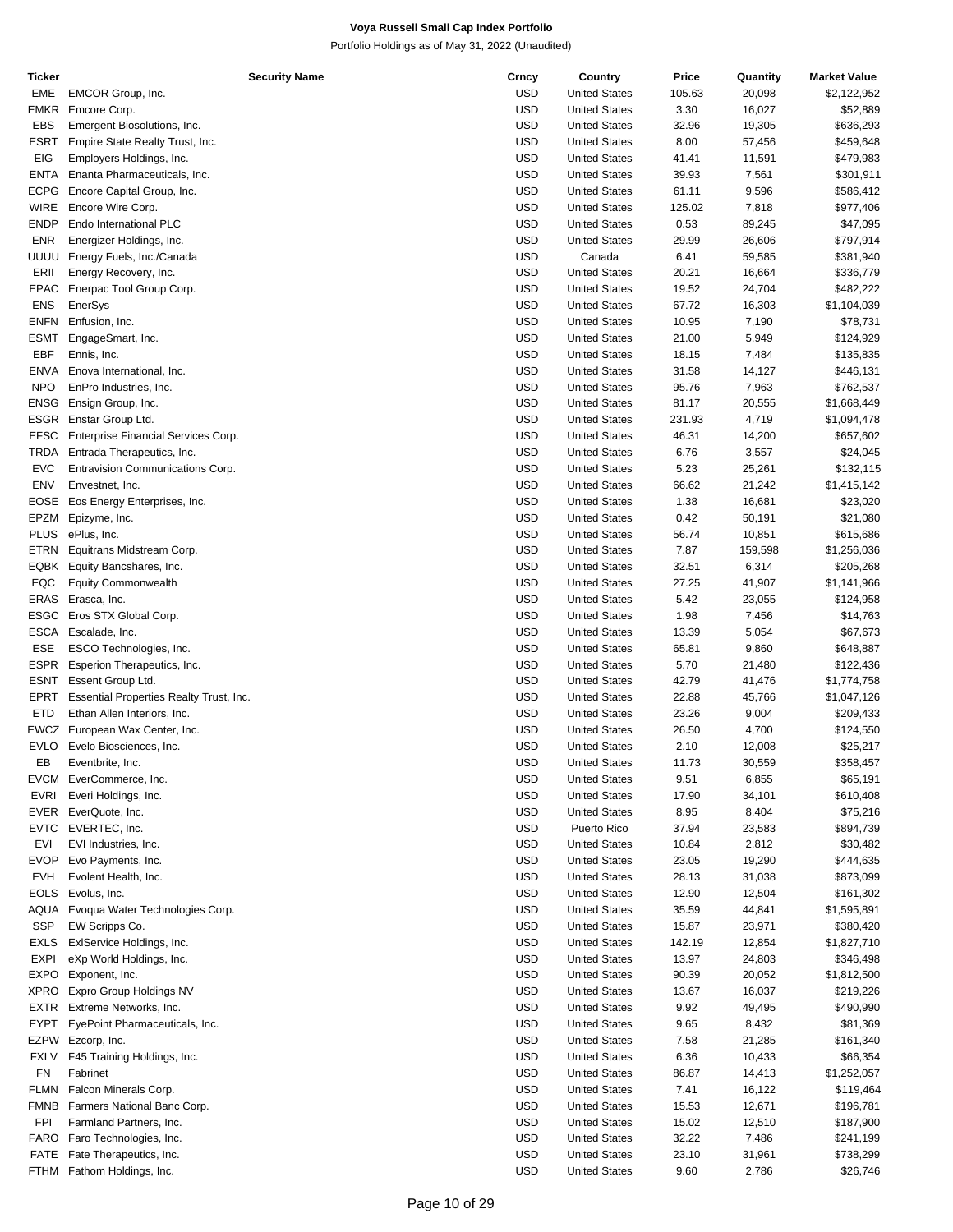# Voya Russell Small Cap Index Portfolio

Portfolio Holdings as of May 31, 2022 (Unaudited)

| Ticker | Security Name | Crncy | Country | Price | Quantity | Market Value |
|---|---|---|---|---|---|---|
| EME | EMCOR Group, Inc. | USD | United States | 105.63 | 20,098 | $2,122,952 |
| EMKR | Emcore Corp. | USD | United States | 3.30 | 16,027 | $52,889 |
| EBS | Emergent Biosolutions, Inc. | USD | United States | 32.96 | 19,305 | $636,293 |
| ESRT | Empire State Realty Trust, Inc. | USD | United States | 8.00 | 57,456 | $459,648 |
| EIG | Employers Holdings, Inc. | USD | United States | 41.41 | 11,591 | $479,983 |
| ENTA | Enanta Pharmaceuticals, Inc. | USD | United States | 39.93 | 7,561 | $301,911 |
| ECPG | Encore Capital Group, Inc. | USD | United States | 61.11 | 9,596 | $586,412 |
| WIRE | Encore Wire Corp. | USD | United States | 125.02 | 7,818 | $977,406 |
| ENDP | Endo International PLC | USD | United States | 0.53 | 89,245 | $47,095 |
| ENR | Energizer Holdings, Inc. | USD | United States | 29.99 | 26,606 | $797,914 |
| UUUU | Energy Fuels, Inc./Canada | USD | Canada | 6.41 | 59,585 | $381,940 |
| ERII | Energy Recovery, Inc. | USD | United States | 20.21 | 16,664 | $336,779 |
| EPAC | Enerpac Tool Group Corp. | USD | United States | 19.52 | 24,704 | $482,222 |
| ENS | EnerSys | USD | United States | 67.72 | 16,303 | $1,104,039 |
| ENFN | Enfusion, Inc. | USD | United States | 10.95 | 7,190 | $78,731 |
| ESMT | EngageSmart, Inc. | USD | United States | 21.00 | 5,949 | $124,929 |
| EBF | Ennis, Inc. | USD | United States | 18.15 | 7,484 | $135,835 |
| ENVA | Enova International, Inc. | USD | United States | 31.58 | 14,127 | $446,131 |
| NPO | EnPro Industries, Inc. | USD | United States | 95.76 | 7,963 | $762,537 |
| ENSG | Ensign Group, Inc. | USD | United States | 81.17 | 20,555 | $1,668,449 |
| ESGR | Enstar Group Ltd. | USD | United States | 231.93 | 4,719 | $1,094,478 |
| EFSC | Enterprise Financial Services Corp. | USD | United States | 46.31 | 14,200 | $657,602 |
| TRDA | Entrada Therapeutics, Inc. | USD | United States | 6.76 | 3,557 | $24,045 |
| EVC | Entravision Communications Corp. | USD | United States | 5.23 | 25,261 | $132,115 |
| ENV | Envestnet, Inc. | USD | United States | 66.62 | 21,242 | $1,415,142 |
| EOSE | Eos Energy Enterprises, Inc. | USD | United States | 1.38 | 16,681 | $23,020 |
| EPZM | Epizyme, Inc. | USD | United States | 0.42 | 50,191 | $21,080 |
| PLUS | ePlus, Inc. | USD | United States | 56.74 | 10,851 | $615,686 |
| ETRN | Equitrans Midstream Corp. | USD | United States | 7.87 | 159,598 | $1,256,036 |
| EQBK | Equity Bancshares, Inc. | USD | United States | 32.51 | 6,314 | $205,268 |
| EQC | Equity Commonwealth | USD | United States | 27.25 | 41,907 | $1,141,966 |
| ERAS | Erasca, Inc. | USD | United States | 5.42 | 23,055 | $124,958 |
| ESGC | Eros STX Global Corp. | USD | United States | 1.98 | 7,456 | $14,763 |
| ESCA | Escalade, Inc. | USD | United States | 13.39 | 5,054 | $67,673 |
| ESE | ESCO Technologies, Inc. | USD | United States | 65.81 | 9,860 | $648,887 |
| ESPR | Esperion Therapeutics, Inc. | USD | United States | 5.70 | 21,480 | $122,436 |
| ESNT | Essent Group Ltd. | USD | United States | 42.79 | 41,476 | $1,774,758 |
| EPRT | Essential Properties Realty Trust, Inc. | USD | United States | 22.88 | 45,766 | $1,047,126 |
| ETD | Ethan Allen Interiors, Inc. | USD | United States | 23.26 | 9,004 | $209,433 |
| EWCZ | European Wax Center, Inc. | USD | United States | 26.50 | 4,700 | $124,550 |
| EVLO | Evelo Biosciences, Inc. | USD | United States | 2.10 | 12,008 | $25,217 |
| EB | Eventbrite, Inc. | USD | United States | 11.73 | 30,559 | $358,457 |
| EVCM | EverCommerce, Inc. | USD | United States | 9.51 | 6,855 | $65,191 |
| EVRI | Everi Holdings, Inc. | USD | United States | 17.90 | 34,101 | $610,408 |
| EVER | EverQuote, Inc. | USD | United States | 8.95 | 8,404 | $75,216 |
| EVTC | EVERTEC, Inc. | USD | Puerto Rico | 37.94 | 23,583 | $894,739 |
| EVI | EVI Industries, Inc. | USD | United States | 10.84 | 2,812 | $30,482 |
| EVOP | Evo Payments, Inc. | USD | United States | 23.05 | 19,290 | $444,635 |
| EVH | Evolent Health, Inc. | USD | United States | 28.13 | 31,038 | $873,099 |
| EOLS | Evolus, Inc. | USD | United States | 12.90 | 12,504 | $161,302 |
| AQUA | Evoqua Water Technologies Corp. | USD | United States | 35.59 | 44,841 | $1,595,891 |
| SSP | EW Scripps Co. | USD | United States | 15.87 | 23,971 | $380,420 |
| EXLS | ExlService Holdings, Inc. | USD | United States | 142.19 | 12,854 | $1,827,710 |
| EXPI | eXp World Holdings, Inc. | USD | United States | 13.97 | 24,803 | $346,498 |
| EXPO | Exponent, Inc. | USD | United States | 90.39 | 20,052 | $1,812,500 |
| XPRO | Expro Group Holdings NV | USD | United States | 13.67 | 16,037 | $219,226 |
| EXTR | Extreme Networks, Inc. | USD | United States | 9.92 | 49,495 | $490,990 |
| EYPT | EyePoint Pharmaceuticals, Inc. | USD | United States | 9.65 | 8,432 | $81,369 |
| EZPW | Ezcorp, Inc. | USD | United States | 7.58 | 21,285 | $161,340 |
| FXLV | F45 Training Holdings, Inc. | USD | United States | 6.36 | 10,433 | $66,354 |
| FN | Fabrinet | USD | United States | 86.87 | 14,413 | $1,252,057 |
| FLMN | Falcon Minerals Corp. | USD | United States | 7.41 | 16,122 | $119,464 |
| FMNB | Farmers National Banc Corp. | USD | United States | 15.53 | 12,671 | $196,781 |
| FPI | Farmland Partners, Inc. | USD | United States | 15.02 | 12,510 | $187,900 |
| FARO | Faro Technologies, Inc. | USD | United States | 32.22 | 7,486 | $241,199 |
| FATE | Fate Therapeutics, Inc. | USD | United States | 23.10 | 31,961 | $738,299 |
| FTHM | Fathom Holdings, Inc. | USD | United States | 9.60 | 2,786 | $26,746 |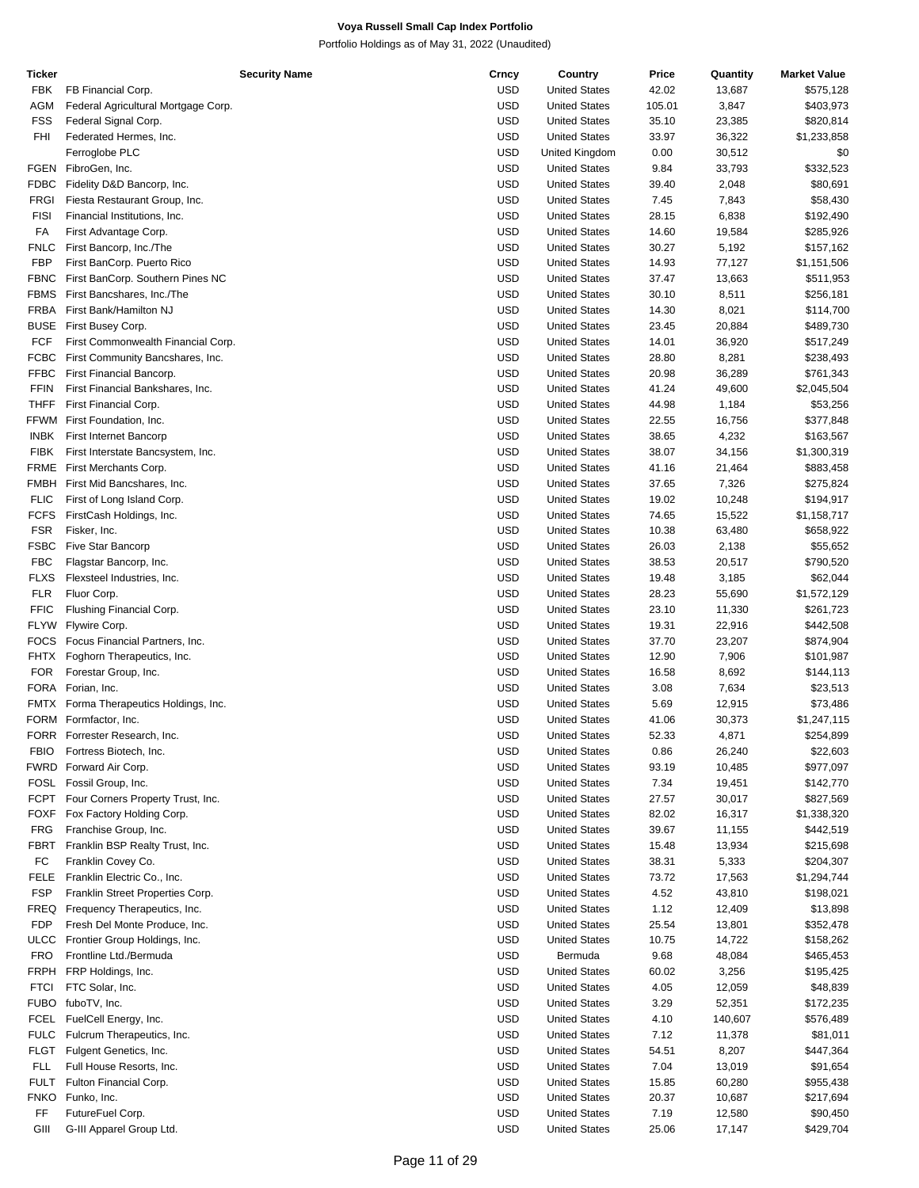**Voya Russell Small Cap Index Portfolio**

Portfolio Holdings as of May 31, 2022 (Unaudited)

| Ticker | Security Name | Crncy | Country | Price | Quantity | Market Value |
|---|---|---|---|---|---|---|
| FBK | FB Financial Corp. | USD | United States | 42.02 | 13,687 | $575,128 |
| AGM | Federal Agricultural Mortgage Corp. | USD | United States | 105.01 | 3,847 | $403,973 |
| FSS | Federal Signal Corp. | USD | United States | 35.10 | 23,385 | $820,814 |
| FHI | Federated Hermes, Inc. | USD | United States | 33.97 | 36,322 | $1,233,858 |
| | Ferroglobe PLC | USD | United Kingdom | 0.00 | 30,512 | $0 |
| FGEN | FibroGen, Inc. | USD | United States | 9.84 | 33,793 | $332,523 |
| FDBC | Fidelity D&D Bancorp, Inc. | USD | United States | 39.40 | 2,048 | $80,691 |
| FRGI | Fiesta Restaurant Group, Inc. | USD | United States | 7.45 | 7,843 | $58,430 |
| FISI | Financial Institutions, Inc. | USD | United States | 28.15 | 6,838 | $192,490 |
| FA | First Advantage Corp. | USD | United States | 14.60 | 19,584 | $285,926 |
| FNLC | First Bancorp, Inc./The | USD | United States | 30.27 | 5,192 | $157,162 |
| FBP | First BanCorp. Puerto Rico | USD | United States | 14.93 | 77,127 | $1,151,506 |
| FBNC | First BanCorp. Southern Pines NC | USD | United States | 37.47 | 13,663 | $511,953 |
| FBMS | First Bancshares, Inc./The | USD | United States | 30.10 | 8,511 | $256,181 |
| FRBA | First Bank/Hamilton NJ | USD | United States | 14.30 | 8,021 | $114,700 |
| BUSE | First Busey Corp. | USD | United States | 23.45 | 20,884 | $489,730 |
| FCF | First Commonwealth Financial Corp. | USD | United States | 14.01 | 36,920 | $517,249 |
| FCBC | First Community Bancshares, Inc. | USD | United States | 28.80 | 8,281 | $238,493 |
| FFBC | First Financial Bancorp. | USD | United States | 20.98 | 36,289 | $761,343 |
| FFIN | First Financial Bankshares, Inc. | USD | United States | 41.24 | 49,600 | $2,045,504 |
| THFF | First Financial Corp. | USD | United States | 44.98 | 1,184 | $53,256 |
| FFWM | First Foundation, Inc. | USD | United States | 22.55 | 16,756 | $377,848 |
| INBK | First Internet Bancorp | USD | United States | 38.65 | 4,232 | $163,567 |
| FIBK | First Interstate Bancsystem, Inc. | USD | United States | 38.07 | 34,156 | $1,300,319 |
| FRME | First Merchants Corp. | USD | United States | 41.16 | 21,464 | $883,458 |
| FMBH | First Mid Bancshares, Inc. | USD | United States | 37.65 | 7,326 | $275,824 |
| FLIC | First of Long Island Corp. | USD | United States | 19.02 | 10,248 | $194,917 |
| FCFS | FirstCash Holdings, Inc. | USD | United States | 74.65 | 15,522 | $1,158,717 |
| FSR | Fisker, Inc. | USD | United States | 10.38 | 63,480 | $658,922 |
| FSBC | Five Star Bancorp | USD | United States | 26.03 | 2,138 | $55,652 |
| FBC | Flagstar Bancorp, Inc. | USD | United States | 38.53 | 20,517 | $790,520 |
| FLXS | Flexsteel Industries, Inc. | USD | United States | 19.48 | 3,185 | $62,044 |
| FLR | Fluor Corp. | USD | United States | 28.23 | 55,690 | $1,572,129 |
| FFIC | Flushing Financial Corp. | USD | United States | 23.10 | 11,330 | $261,723 |
| FLYW | Flywire Corp. | USD | United States | 19.31 | 22,916 | $442,508 |
| FOCS | Focus Financial Partners, Inc. | USD | United States | 37.70 | 23,207 | $874,904 |
| FHTX | Foghorn Therapeutics, Inc. | USD | United States | 12.90 | 7,906 | $101,987 |
| FOR | Forestar Group, Inc. | USD | United States | 16.58 | 8,692 | $144,113 |
| FORA | Forian, Inc. | USD | United States | 3.08 | 7,634 | $23,513 |
| FMTX | Forma Therapeutics Holdings, Inc. | USD | United States | 5.69 | 12,915 | $73,486 |
| FORM | Formfactor, Inc. | USD | United States | 41.06 | 30,373 | $1,247,115 |
| FORR | Forrester Research, Inc. | USD | United States | 52.33 | 4,871 | $254,899 |
| FBIO | Fortress Biotech, Inc. | USD | United States | 0.86 | 26,240 | $22,603 |
| FWRD | Forward Air Corp. | USD | United States | 93.19 | 10,485 | $977,097 |
| FOSL | Fossil Group, Inc. | USD | United States | 7.34 | 19,451 | $142,770 |
| FCPT | Four Corners Property Trust, Inc. | USD | United States | 27.57 | 30,017 | $827,569 |
| FOXF | Fox Factory Holding Corp. | USD | United States | 82.02 | 16,317 | $1,338,320 |
| FRG | Franchise Group, Inc. | USD | United States | 39.67 | 11,155 | $442,519 |
| FBRT | Franklin BSP Realty Trust, Inc. | USD | United States | 15.48 | 13,934 | $215,698 |
| FC | Franklin Covey Co. | USD | United States | 38.31 | 5,333 | $204,307 |
| FELE | Franklin Electric Co., Inc. | USD | United States | 73.72 | 17,563 | $1,294,744 |
| FSP | Franklin Street Properties Corp. | USD | United States | 4.52 | 43,810 | $198,021 |
| FREQ | Frequency Therapeutics, Inc. | USD | United States | 1.12 | 12,409 | $13,898 |
| FDP | Fresh Del Monte Produce, Inc. | USD | United States | 25.54 | 13,801 | $352,478 |
| ULCC | Frontier Group Holdings, Inc. | USD | United States | 10.75 | 14,722 | $158,262 |
| FRO | Frontline Ltd./Bermuda | USD | Bermuda | 9.68 | 48,084 | $465,453 |
| FRPH | FRP Holdings, Inc. | USD | United States | 60.02 | 3,256 | $195,425 |
| FTCI | FTC Solar, Inc. | USD | United States | 4.05 | 12,059 | $48,839 |
| FUBO | fuboTV, Inc. | USD | United States | 3.29 | 52,351 | $172,235 |
| FCEL | FuelCell Energy, Inc. | USD | United States | 4.10 | 140,607 | $576,489 |
| FULC | Fulcrum Therapeutics, Inc. | USD | United States | 7.12 | 11,378 | $81,011 |
| FLGT | Fulgent Genetics, Inc. | USD | United States | 54.51 | 8,207 | $447,364 |
| FLL | Full House Resorts, Inc. | USD | United States | 7.04 | 13,019 | $91,654 |
| FULT | Fulton Financial Corp. | USD | United States | 15.85 | 60,280 | $955,438 |
| FNKO | Funko, Inc. | USD | United States | 20.37 | 10,687 | $217,694 |
| FF | FutureFuel Corp. | USD | United States | 7.19 | 12,580 | $90,450 |
| GIII | G-III Apparel Group Ltd. | USD | United States | 25.06 | 17,147 | $429,704 |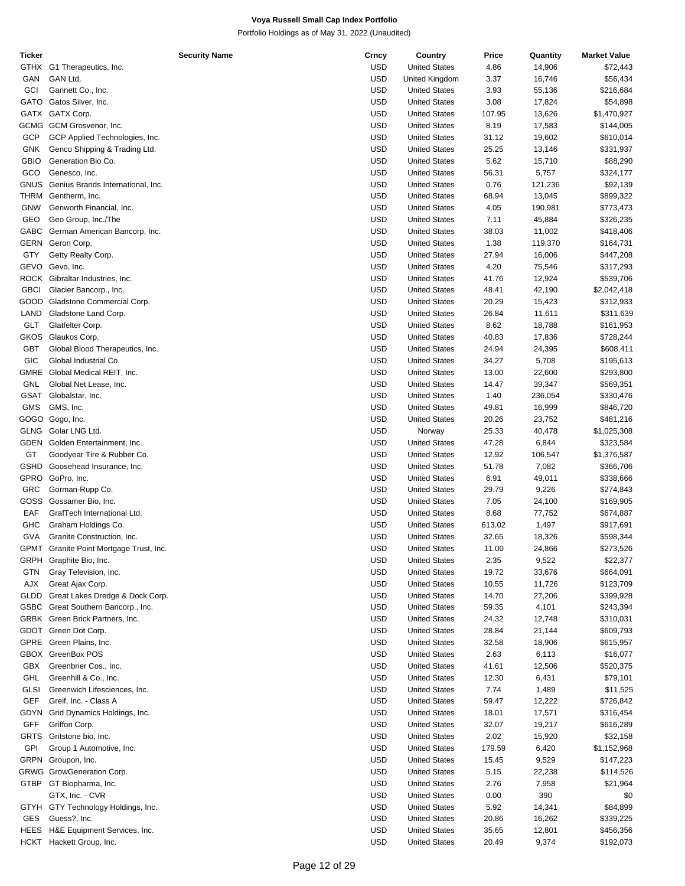**Voya Russell Small Cap Index Portfolio**

Portfolio Holdings as of May 31, 2022 (Unaudited)

| Ticker | Security Name | Crncy | Country | Price | Quantity | Market Value |
|---|---|---|---|---|---|---|
| GTHX | G1 Therapeutics, Inc. | USD | United States | 4.86 | 14,906 | $72,443 |
| GAN | GAN Ltd. | USD | United Kingdom | 3.37 | 16,746 | $56,434 |
| GCI | Gannett Co., Inc. | USD | United States | 3.93 | 55,136 | $216,684 |
| GATO | Gatos Silver, Inc. | USD | United States | 3.08 | 17,824 | $54,898 |
| GATX | GATX Corp. | USD | United States | 107.95 | 13,626 | $1,470,927 |
| GCMG | GCM Grosvenor, Inc. | USD | United States | 8.19 | 17,583 | $144,005 |
| GCP | GCP Applied Technologies, Inc. | USD | United States | 31.12 | 19,602 | $610,014 |
| GNK | Genco Shipping & Trading Ltd. | USD | United States | 25.25 | 13,146 | $331,937 |
| GBIO | Generation Bio Co. | USD | United States | 5.62 | 15,710 | $88,290 |
| GCO | Genesco, Inc. | USD | United States | 56.31 | 5,757 | $324,177 |
| GNUS | Genius Brands International, Inc. | USD | United States | 0.76 | 121,236 | $92,139 |
| THRM | Gentherm, Inc. | USD | United States | 68.94 | 13,045 | $899,322 |
| GNW | Genworth Financial, Inc. | USD | United States | 4.05 | 190,981 | $773,473 |
| GEO | Geo Group, Inc./The | USD | United States | 7.11 | 45,884 | $326,235 |
| GABC | German American Bancorp, Inc. | USD | United States | 38.03 | 11,002 | $418,406 |
| GERN | Geron Corp. | USD | United States | 1.38 | 119,370 | $164,731 |
| GTY | Getty Realty Corp. | USD | United States | 27.94 | 16,006 | $447,208 |
| GEVO | Gevo, Inc. | USD | United States | 4.20 | 75,546 | $317,293 |
| ROCK | Gibraltar Industries, Inc. | USD | United States | 41.76 | 12,924 | $539,706 |
| GBCI | Glacier Bancorp., Inc. | USD | United States | 48.41 | 42,190 | $2,042,418 |
| GOOD | Gladstone Commercial Corp. | USD | United States | 20.29 | 15,423 | $312,933 |
| LAND | Gladstone Land Corp. | USD | United States | 26.84 | 11,611 | $311,639 |
| GLT | Glatfelter Corp. | USD | United States | 8.62 | 18,788 | $161,953 |
| GKOS | Glaukos Corp. | USD | United States | 40.83 | 17,836 | $728,244 |
| GBT | Global Blood Therapeutics, Inc. | USD | United States | 24.94 | 24,395 | $608,411 |
| GIC | Global Industrial Co. | USD | United States | 34.27 | 5,708 | $195,613 |
| GMRE | Global Medical REIT, Inc. | USD | United States | 13.00 | 22,600 | $293,800 |
| GNL | Global Net Lease, Inc. | USD | United States | 14.47 | 39,347 | $569,351 |
| GSAT | Globalstar, Inc. | USD | United States | 1.40 | 236,054 | $330,476 |
| GMS | GMS, Inc. | USD | United States | 49.81 | 16,999 | $846,720 |
| GOGO | Gogo, Inc. | USD | United States | 20.26 | 23,752 | $481,216 |
| GLNG | Golar LNG Ltd. | USD | Norway | 25.33 | 40,478 | $1,025,308 |
| GDEN | Golden Entertainment, Inc. | USD | United States | 47.28 | 6,844 | $323,584 |
| GT | Goodyear Tire & Rubber Co. | USD | United States | 12.92 | 106,547 | $1,376,587 |
| GSHD | Goosehead Insurance, Inc. | USD | United States | 51.78 | 7,082 | $366,706 |
| GPRO | GoPro, Inc. | USD | United States | 6.91 | 49,011 | $338,666 |
| GRC | Gorman-Rupp Co. | USD | United States | 29.79 | 9,226 | $274,843 |
| GOSS | Gossamer Bio, Inc. | USD | United States | 7.05 | 24,100 | $169,905 |
| EAF | GrafTech International Ltd. | USD | United States | 8.68 | 77,752 | $674,887 |
| GHC | Graham Holdings Co. | USD | United States | 613.02 | 1,497 | $917,691 |
| GVA | Granite Construction, Inc. | USD | United States | 32.65 | 18,326 | $598,344 |
| GPMT | Granite Point Mortgage Trust, Inc. | USD | United States | 11.00 | 24,866 | $273,526 |
| GRPH | Graphite Bio, Inc. | USD | United States | 2.35 | 9,522 | $22,377 |
| GTN | Gray Television, Inc. | USD | United States | 19.72 | 33,676 | $664,091 |
| AJX | Great Ajax Corp. | USD | United States | 10.55 | 11,726 | $123,709 |
| GLDD | Great Lakes Dredge & Dock Corp. | USD | United States | 14.70 | 27,206 | $399,928 |
| GSBC | Great Southern Bancorp., Inc. | USD | United States | 59.35 | 4,101 | $243,394 |
| GRBK | Green Brick Partners, Inc. | USD | United States | 24.32 | 12,748 | $310,031 |
| GDOT | Green Dot Corp. | USD | United States | 28.84 | 21,144 | $609,793 |
| GPRE | Green Plains, Inc. | USD | United States | 32.58 | 18,906 | $615,957 |
| GBOX | GreenBox POS | USD | United States | 2.63 | 6,113 | $16,077 |
| GBX | Greenbrier Cos., Inc. | USD | United States | 41.61 | 12,506 | $520,375 |
| GHL | Greenhill & Co., Inc. | USD | United States | 12.30 | 6,431 | $79,101 |
| GLSI | Greenwich Lifesciences, Inc. | USD | United States | 7.74 | 1,489 | $11,525 |
| GEF | Greif, Inc. - Class A | USD | United States | 59.47 | 12,222 | $726,842 |
| GDYN | Grid Dynamics Holdings, Inc. | USD | United States | 18.01 | 17,571 | $316,454 |
| GFF | Griffon Corp. | USD | United States | 32.07 | 19,217 | $616,289 |
| GRTS | Gritstone bio, Inc. | USD | United States | 2.02 | 15,920 | $32,158 |
| GPI | Group 1 Automotive, Inc. | USD | United States | 179.59 | 6,420 | $1,152,968 |
| GRPN | Groupon, Inc. | USD | United States | 15.45 | 9,529 | $147,223 |
| GRWG | GrowGeneration Corp. | USD | United States | 5.15 | 22,238 | $114,526 |
| GTBP | GT Biopharma, Inc. | USD | United States | 2.76 | 7,958 | $21,964 |
| | GTX, Inc. - CVR | USD | United States | 0.00 | 390 | $0 |
| GTYH | GTY Technology Holdings, Inc. | USD | United States | 5.92 | 14,341 | $84,899 |
| GES | Guess?, Inc. | USD | United States | 20.86 | 16,262 | $339,225 |
| HEES | H&E Equipment Services, Inc. | USD | United States | 35.65 | 12,801 | $456,356 |
| HCKT | Hackett Group, Inc. | USD | United States | 20.49 | 9,374 | $192,073 |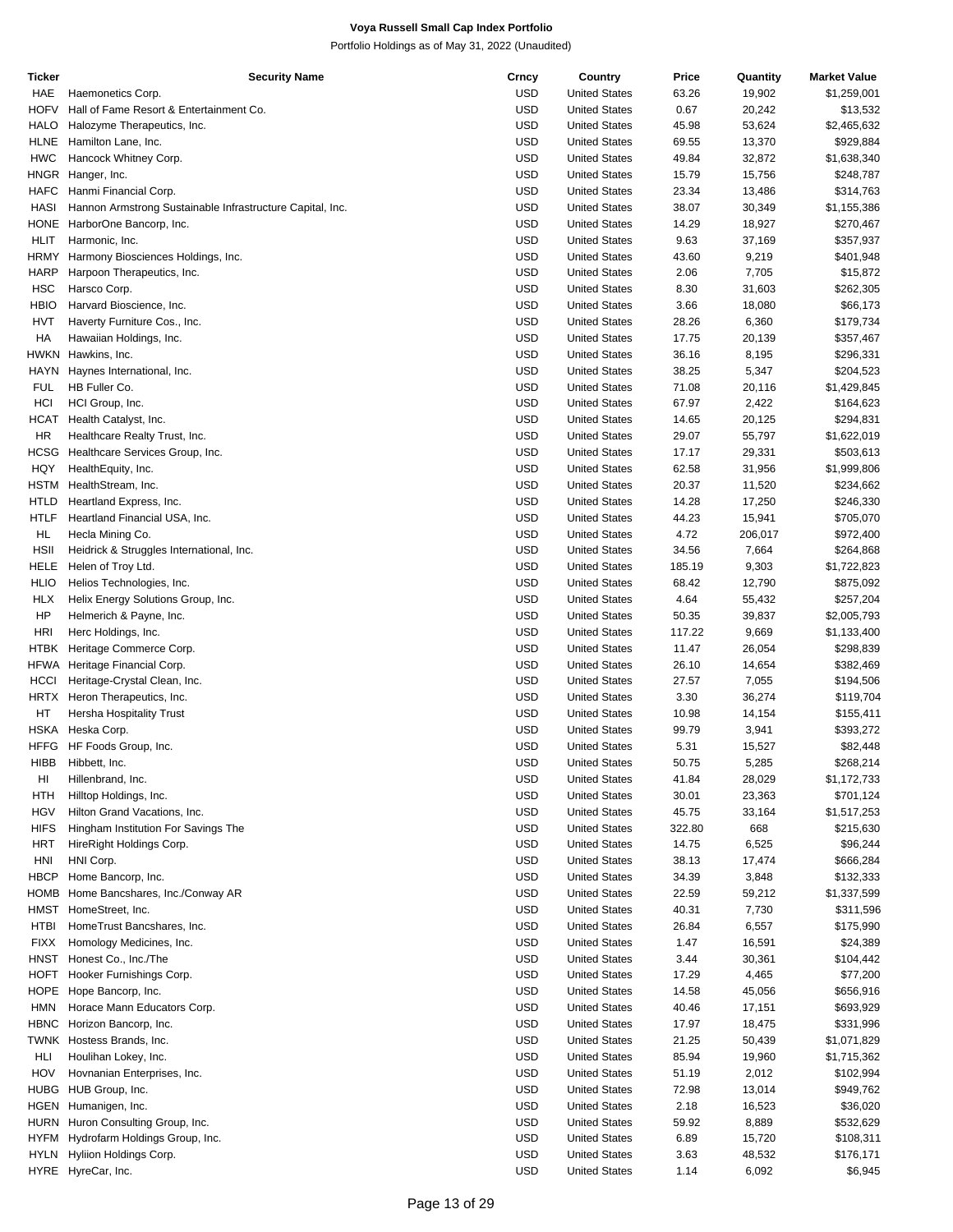# Voya Russell Small Cap Index Portfolio

Portfolio Holdings as of May 31, 2022 (Unaudited)

| Ticker | Security Name | Crncy | Country | Price | Quantity | Market Value |
|---|---|---|---|---|---|---|
| HAE | Haemonetics Corp. | USD | United States | 63.26 | 19,902 | $1,259,001 |
| HOFV | Hall of Fame Resort & Entertainment Co. | USD | United States | 0.67 | 20,242 | $13,532 |
| HALO | Halozyme Therapeutics, Inc. | USD | United States | 45.98 | 53,624 | $2,465,632 |
| HLNE | Hamilton Lane, Inc. | USD | United States | 69.55 | 13,370 | $929,884 |
| HWC | Hancock Whitney Corp. | USD | United States | 49.84 | 32,872 | $1,638,340 |
| HNGR | Hanger, Inc. | USD | United States | 15.79 | 15,756 | $248,787 |
| HAFC | Hanmi Financial Corp. | USD | United States | 23.34 | 13,486 | $314,763 |
| HASI | Hannon Armstrong Sustainable Infrastructure Capital, Inc. | USD | United States | 38.07 | 30,349 | $1,155,386 |
| HONE | HarborOne Bancorp, Inc. | USD | United States | 14.29 | 18,927 | $270,467 |
| HLIT | Harmonic, Inc. | USD | United States | 9.63 | 37,169 | $357,937 |
| HRMY | Harmony Biosciences Holdings, Inc. | USD | United States | 43.60 | 9,219 | $401,948 |
| HARP | Harpoon Therapeutics, Inc. | USD | United States | 2.06 | 7,705 | $15,872 |
| HSC | Harsco Corp. | USD | United States | 8.30 | 31,603 | $262,305 |
| HBIO | Harvard Bioscience, Inc. | USD | United States | 3.66 | 18,080 | $66,173 |
| HVT | Haverty Furniture Cos., Inc. | USD | United States | 28.26 | 6,360 | $179,734 |
| HA | Hawaiian Holdings, Inc. | USD | United States | 17.75 | 20,139 | $357,467 |
| HWKN | Hawkins, Inc. | USD | United States | 36.16 | 8,195 | $296,331 |
| HAYN | Haynes International, Inc. | USD | United States | 38.25 | 5,347 | $204,523 |
| FUL | HB Fuller Co. | USD | United States | 71.08 | 20,116 | $1,429,845 |
| HCI | HCI Group, Inc. | USD | United States | 67.97 | 2,422 | $164,623 |
| HCAT | Health Catalyst, Inc. | USD | United States | 14.65 | 20,125 | $294,831 |
| HR | Healthcare Realty Trust, Inc. | USD | United States | 29.07 | 55,797 | $1,622,019 |
| HCSG | Healthcare Services Group, Inc. | USD | United States | 17.17 | 29,331 | $503,613 |
| HQY | HealthEquity, Inc. | USD | United States | 62.58 | 31,956 | $1,999,806 |
| HSTM | HealthStream, Inc. | USD | United States | 20.37 | 11,520 | $234,662 |
| HTLD | Heartland Express, Inc. | USD | United States | 14.28 | 17,250 | $246,330 |
| HTLF | Heartland Financial USA, Inc. | USD | United States | 44.23 | 15,941 | $705,070 |
| HL | Hecla Mining Co. | USD | United States | 4.72 | 206,017 | $972,400 |
| HSII | Heidrick & Struggles International, Inc. | USD | United States | 34.56 | 7,664 | $264,868 |
| HELE | Helen of Troy Ltd. | USD | United States | 185.19 | 9,303 | $1,722,823 |
| HLIO | Helios Technologies, Inc. | USD | United States | 68.42 | 12,790 | $875,092 |
| HLX | Helix Energy Solutions Group, Inc. | USD | United States | 4.64 | 55,432 | $257,204 |
| HP | Helmerich & Payne, Inc. | USD | United States | 50.35 | 39,837 | $2,005,793 |
| HRI | Herc Holdings, Inc. | USD | United States | 117.22 | 9,669 | $1,133,400 |
| HTBK | Heritage Commerce Corp. | USD | United States | 11.47 | 26,054 | $298,839 |
| HFWA | Heritage Financial Corp. | USD | United States | 26.10 | 14,654 | $382,469 |
| HCCI | Heritage-Crystal Clean, Inc. | USD | United States | 27.57 | 7,055 | $194,506 |
| HRTX | Heron Therapeutics, Inc. | USD | United States | 3.30 | 36,274 | $119,704 |
| HT | Hersha Hospitality Trust | USD | United States | 10.98 | 14,154 | $155,411 |
| HSKA | Heska Corp. | USD | United States | 99.79 | 3,941 | $393,272 |
| HFFG | HF Foods Group, Inc. | USD | United States | 5.31 | 15,527 | $82,448 |
| HIBB | Hibbett, Inc. | USD | United States | 50.75 | 5,285 | $268,214 |
| HI | Hillenbrand, Inc. | USD | United States | 41.84 | 28,029 | $1,172,733 |
| HTH | Hilltop Holdings, Inc. | USD | United States | 30.01 | 23,363 | $701,124 |
| HGV | Hilton Grand Vacations, Inc. | USD | United States | 45.75 | 33,164 | $1,517,253 |
| HIFS | Hingham Institution For Savings The | USD | United States | 322.80 | 668 | $215,630 |
| HRT | HireRight Holdings Corp. | USD | United States | 14.75 | 6,525 | $96,244 |
| HNI | HNI Corp. | USD | United States | 38.13 | 17,474 | $666,284 |
| HBCP | Home Bancorp, Inc. | USD | United States | 34.39 | 3,848 | $132,333 |
| HOMB | Home Bancshares, Inc./Conway AR | USD | United States | 22.59 | 59,212 | $1,337,599 |
| HMST | HomeStreet, Inc. | USD | United States | 40.31 | 7,730 | $311,596 |
| HTBI | HomeTrust Bancshares, Inc. | USD | United States | 26.84 | 6,557 | $175,990 |
| FIXX | Homology Medicines, Inc. | USD | United States | 1.47 | 16,591 | $24,389 |
| HNST | Honest Co., Inc./The | USD | United States | 3.44 | 30,361 | $104,442 |
| HOFT | Hooker Furnishings Corp. | USD | United States | 17.29 | 4,465 | $77,200 |
| HOPE | Hope Bancorp, Inc. | USD | United States | 14.58 | 45,056 | $656,916 |
| HMN | Horace Mann Educators Corp. | USD | United States | 40.46 | 17,151 | $693,929 |
| HBNC | Horizon Bancorp, Inc. | USD | United States | 17.97 | 18,475 | $331,996 |
| TWNK | Hostess Brands, Inc. | USD | United States | 21.25 | 50,439 | $1,071,829 |
| HLI | Houlihan Lokey, Inc. | USD | United States | 85.94 | 19,960 | $1,715,362 |
| HOV | Hovnanian Enterprises, Inc. | USD | United States | 51.19 | 2,012 | $102,994 |
| HUBG | HUB Group, Inc. | USD | United States | 72.98 | 13,014 | $949,762 |
| HGEN | Humanigen, Inc. | USD | United States | 2.18 | 16,523 | $36,020 |
| HURN | Huron Consulting Group, Inc. | USD | United States | 59.92 | 8,889 | $532,629 |
| HYFM | Hydrofarm Holdings Group, Inc. | USD | United States | 6.89 | 15,720 | $108,311 |
| HYLN | Hyliion Holdings Corp. | USD | United States | 3.63 | 48,532 | $176,171 |
| HYRE | HyreCar, Inc. | USD | United States | 1.14 | 6,092 | $6,945 |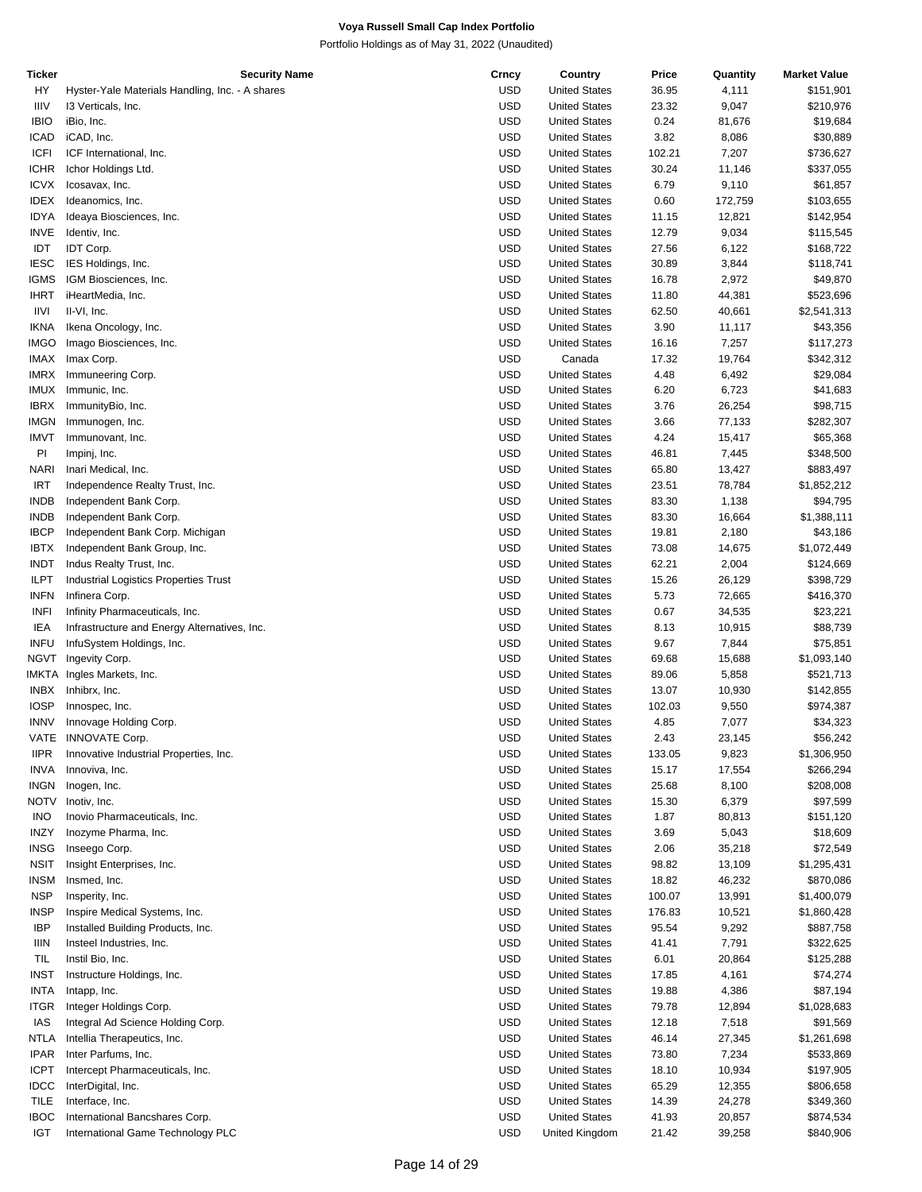**Voya Russell Small Cap Index Portfolio**

Portfolio Holdings as of May 31, 2022 (Unaudited)

| Ticker | Security Name | Crncy | Country | Price | Quantity | Market Value |
|---|---|---|---|---|---|---|
| HY | Hyster-Yale Materials Handling, Inc. - A shares | USD | United States | 36.95 | 4,111 | $151,901 |
| IIIV | I3 Verticals, Inc. | USD | United States | 23.32 | 9,047 | $210,976 |
| IBIO | iBio, Inc. | USD | United States | 0.24 | 81,676 | $19,684 |
| ICAD | iCAD, Inc. | USD | United States | 3.82 | 8,086 | $30,889 |
| ICFI | ICF International, Inc. | USD | United States | 102.21 | 7,207 | $736,627 |
| ICHR | Ichor Holdings Ltd. | USD | United States | 30.24 | 11,146 | $337,055 |
| ICVX | Icosavax, Inc. | USD | United States | 6.79 | 9,110 | $61,857 |
| IDEX | Ideanomics, Inc. | USD | United States | 0.60 | 172,759 | $103,655 |
| IDYA | Ideaya Biosciences, Inc. | USD | United States | 11.15 | 12,821 | $142,954 |
| INVE | Identiv, Inc. | USD | United States | 12.79 | 9,034 | $115,545 |
| IDT | IDT Corp. | USD | United States | 27.56 | 6,122 | $168,722 |
| IESC | IES Holdings, Inc. | USD | United States | 30.89 | 3,844 | $118,741 |
| IGMS | IGM Biosciences, Inc. | USD | United States | 16.78 | 2,972 | $49,870 |
| IHRT | iHeartMedia, Inc. | USD | United States | 11.80 | 44,381 | $523,696 |
| IIVI | II-VI, Inc. | USD | United States | 62.50 | 40,661 | $2,541,313 |
| IKNA | Ikena Oncology, Inc. | USD | United States | 3.90 | 11,117 | $43,356 |
| IMGO | Imago Biosciences, Inc. | USD | United States | 16.16 | 7,257 | $117,273 |
| IMAX | Imax Corp. | USD | Canada | 17.32 | 19,764 | $342,312 |
| IMRX | Immuneering Corp. | USD | United States | 4.48 | 6,492 | $29,084 |
| IMUX | Immunic, Inc. | USD | United States | 6.20 | 6,723 | $41,683 |
| IBRX | ImmunityBio, Inc. | USD | United States | 3.76 | 26,254 | $98,715 |
| IMGN | Immunogen, Inc. | USD | United States | 3.66 | 77,133 | $282,307 |
| IMVT | Immunovant, Inc. | USD | United States | 4.24 | 15,417 | $65,368 |
| PI | Impinj, Inc. | USD | United States | 46.81 | 7,445 | $348,500 |
| NARI | Inari Medical, Inc. | USD | United States | 65.80 | 13,427 | $883,497 |
| IRT | Independence Realty Trust, Inc. | USD | United States | 23.51 | 78,784 | $1,852,212 |
| INDB | Independent Bank Corp. | USD | United States | 83.30 | 1,138 | $94,795 |
| INDB | Independent Bank Corp. | USD | United States | 83.30 | 16,664 | $1,388,111 |
| IBCP | Independent Bank Corp. Michigan | USD | United States | 19.81 | 2,180 | $43,186 |
| IBTX | Independent Bank Group, Inc. | USD | United States | 73.08 | 14,675 | $1,072,449 |
| INDT | Indus Realty Trust, Inc. | USD | United States | 62.21 | 2,004 | $124,669 |
| ILPT | Industrial Logistics Properties Trust | USD | United States | 15.26 | 26,129 | $398,729 |
| INFN | Infinera Corp. | USD | United States | 5.73 | 72,665 | $416,370 |
| INFI | Infinity Pharmaceuticals, Inc. | USD | United States | 0.67 | 34,535 | $23,221 |
| IEA | Infrastructure and Energy Alternatives, Inc. | USD | United States | 8.13 | 10,915 | $88,739 |
| INFU | InfuSystem Holdings, Inc. | USD | United States | 9.67 | 7,844 | $75,851 |
| NGVT | Ingevity Corp. | USD | United States | 69.68 | 15,688 | $1,093,140 |
| IMKTA | Ingles Markets, Inc. | USD | United States | 89.06 | 5,858 | $521,713 |
| INBX | Inhibrx, Inc. | USD | United States | 13.07 | 10,930 | $142,855 |
| IOSP | Innospec, Inc. | USD | United States | 102.03 | 9,550 | $974,387 |
| INNV | Innovage Holding Corp. | USD | United States | 4.85 | 7,077 | $34,323 |
| VATE | INNOVATE Corp. | USD | United States | 2.43 | 23,145 | $56,242 |
| IIPR | Innovative Industrial Properties, Inc. | USD | United States | 133.05 | 9,823 | $1,306,950 |
| INVA | Innoviva, Inc. | USD | United States | 15.17 | 17,554 | $266,294 |
| INGN | Inogen, Inc. | USD | United States | 25.68 | 8,100 | $208,008 |
| NOTV | Inotiv, Inc. | USD | United States | 15.30 | 6,379 | $97,599 |
| INO | Inovio Pharmaceuticals, Inc. | USD | United States | 1.87 | 80,813 | $151,120 |
| INZY | Inozyme Pharma, Inc. | USD | United States | 3.69 | 5,043 | $18,609 |
| INSG | Inseego Corp. | USD | United States | 2.06 | 35,218 | $72,549 |
| NSIT | Insight Enterprises, Inc. | USD | United States | 98.82 | 13,109 | $1,295,431 |
| INSM | Insmed, Inc. | USD | United States | 18.82 | 46,232 | $870,086 |
| NSP | Insperity, Inc. | USD | United States | 100.07 | 13,991 | $1,400,079 |
| INSP | Inspire Medical Systems, Inc. | USD | United States | 176.83 | 10,521 | $1,860,428 |
| IBP | Installed Building Products, Inc. | USD | United States | 95.54 | 9,292 | $887,758 |
| IIIN | Insteel Industries, Inc. | USD | United States | 41.41 | 7,791 | $322,625 |
| TIL | Instil Bio, Inc. | USD | United States | 6.01 | 20,864 | $125,288 |
| INST | Instructure Holdings, Inc. | USD | United States | 17.85 | 4,161 | $74,274 |
| INTA | Intapp, Inc. | USD | United States | 19.88 | 4,386 | $87,194 |
| ITGR | Integer Holdings Corp. | USD | United States | 79.78 | 12,894 | $1,028,683 |
| IAS | Integral Ad Science Holding Corp. | USD | United States | 12.18 | 7,518 | $91,569 |
| NTLA | Intellia Therapeutics, Inc. | USD | United States | 46.14 | 27,345 | $1,261,698 |
| IPAR | Inter Parfums, Inc. | USD | United States | 73.80 | 7,234 | $533,869 |
| ICPT | Intercept Pharmaceuticals, Inc. | USD | United States | 18.10 | 10,934 | $197,905 |
| IDCC | InterDigital, Inc. | USD | United States | 65.29 | 12,355 | $806,658 |
| TILE | Interface, Inc. | USD | United States | 14.39 | 24,278 | $349,360 |
| IBOC | International Bancshares Corp. | USD | United States | 41.93 | 20,857 | $874,534 |
| IGT | International Game Technology PLC | USD | United Kingdom | 21.42 | 39,258 | $840,906 |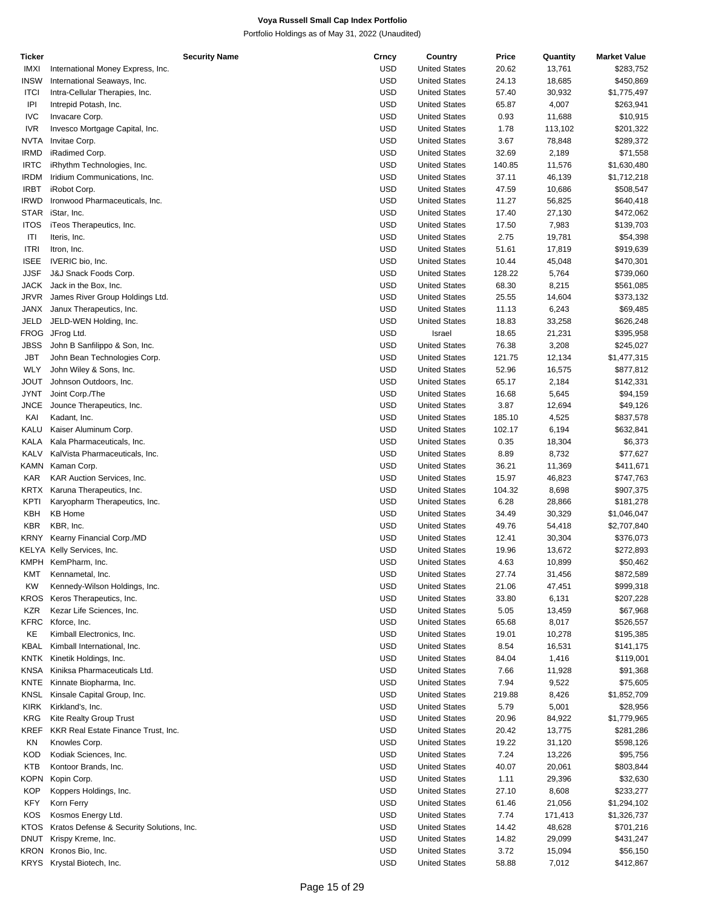**Voya Russell Small Cap Index Portfolio**

Portfolio Holdings as of May 31, 2022 (Unaudited)

| Ticker | Security Name | Crncy | Country | Price | Quantity | Market Value |
|---|---|---|---|---|---|---|
| IMXI | International Money Express, Inc. | USD | United States | 20.62 | 13,761 | $283,752 |
| INSW | International Seaways, Inc. | USD | United States | 24.13 | 18,685 | $450,869 |
| ITCI | Intra-Cellular Therapies, Inc. | USD | United States | 57.40 | 30,932 | $1,775,497 |
| IPI | Intrepid Potash, Inc. | USD | United States | 65.87 | 4,007 | $263,941 |
| IVC | Invacare Corp. | USD | United States | 0.93 | 11,688 | $10,915 |
| IVR | Invesco Mortgage Capital, Inc. | USD | United States | 1.78 | 113,102 | $201,322 |
| NVTA | Invitae Corp. | USD | United States | 3.67 | 78,848 | $289,372 |
| IRMD | iRadimed Corp. | USD | United States | 32.69 | 2,189 | $71,558 |
| IRTC | iRhythm Technologies, Inc. | USD | United States | 140.85 | 11,576 | $1,630,480 |
| IRDM | Iridium Communications, Inc. | USD | United States | 37.11 | 46,139 | $1,712,218 |
| IRBT | iRobot Corp. | USD | United States | 47.59 | 10,686 | $508,547 |
| IRWD | Ironwood Pharmaceuticals, Inc. | USD | United States | 11.27 | 56,825 | $640,418 |
| STAR | iStar, Inc. | USD | United States | 17.40 | 27,130 | $472,062 |
| ITOS | iTeos Therapeutics, Inc. | USD | United States | 17.50 | 7,983 | $139,703 |
| ITI | Iteris, Inc. | USD | United States | 2.75 | 19,781 | $54,398 |
| ITRI | Itron, Inc. | USD | United States | 51.61 | 17,819 | $919,639 |
| ISEE | IVERIC bio, Inc. | USD | United States | 10.44 | 45,048 | $470,301 |
| JJSF | J&J Snack Foods Corp. | USD | United States | 128.22 | 5,764 | $739,060 |
| JACK | Jack in the Box, Inc. | USD | United States | 68.30 | 8,215 | $561,085 |
| JRVR | James River Group Holdings Ltd. | USD | United States | 25.55 | 14,604 | $373,132 |
| JANX | Janux Therapeutics, Inc. | USD | United States | 11.13 | 6,243 | $69,485 |
| JELD | JELD-WEN Holding, Inc. | USD | United States | 18.83 | 33,258 | $626,248 |
| FROG | JFrog Ltd. | USD | Israel | 18.65 | 21,231 | $395,958 |
| JBSS | John B Sanfilippo & Son, Inc. | USD | United States | 76.38 | 3,208 | $245,027 |
| JBT | John Bean Technologies Corp. | USD | United States | 121.75 | 12,134 | $1,477,315 |
| WLY | John Wiley & Sons, Inc. | USD | United States | 52.96 | 16,575 | $877,812 |
| JOUT | Johnson Outdoors, Inc. | USD | United States | 65.17 | 2,184 | $142,331 |
| JYNT | Joint Corp./The | USD | United States | 16.68 | 5,645 | $94,159 |
| JNCE | Jounce Therapeutics, Inc. | USD | United States | 3.87 | 12,694 | $49,126 |
| KAI | Kadant, Inc. | USD | United States | 185.10 | 4,525 | $837,578 |
| KALU | Kaiser Aluminum Corp. | USD | United States | 102.17 | 6,194 | $632,841 |
| KALA | Kala Pharmaceuticals, Inc. | USD | United States | 0.35 | 18,304 | $6,373 |
| KALV | KalVista Pharmaceuticals, Inc. | USD | United States | 8.89 | 8,732 | $77,627 |
| KAMN | Kaman Corp. | USD | United States | 36.21 | 11,369 | $411,671 |
| KAR | KAR Auction Services, Inc. | USD | United States | 15.97 | 46,823 | $747,763 |
| KRTX | Karuna Therapeutics, Inc. | USD | United States | 104.32 | 8,698 | $907,375 |
| KPTI | Karyopharm Therapeutics, Inc. | USD | United States | 6.28 | 28,866 | $181,278 |
| KBH | KB Home | USD | United States | 34.49 | 30,329 | $1,046,047 |
| KBR | KBR, Inc. | USD | United States | 49.76 | 54,418 | $2,707,840 |
| KRNY | Kearny Financial Corp./MD | USD | United States | 12.41 | 30,304 | $376,073 |
| KELYA | Kelly Services, Inc. | USD | United States | 19.96 | 13,672 | $272,893 |
| KMPH | KemPharm, Inc. | USD | United States | 4.63 | 10,899 | $50,462 |
| KMT | Kennametal, Inc. | USD | United States | 27.74 | 31,456 | $872,589 |
| KW | Kennedy-Wilson Holdings, Inc. | USD | United States | 21.06 | 47,451 | $999,318 |
| KROS | Keros Therapeutics, Inc. | USD | United States | 33.80 | 6,131 | $207,228 |
| KZR | Kezar Life Sciences, Inc. | USD | United States | 5.05 | 13,459 | $67,968 |
| KFRC | Kforce, Inc. | USD | United States | 65.68 | 8,017 | $526,557 |
| KE | Kimball Electronics, Inc. | USD | United States | 19.01 | 10,278 | $195,385 |
| KBAL | Kimball International, Inc. | USD | United States | 8.54 | 16,531 | $141,175 |
| KNTK | Kinetik Holdings, Inc. | USD | United States | 84.04 | 1,416 | $119,001 |
| KNSA | Kiniksa Pharmaceuticals Ltd. | USD | United States | 7.66 | 11,928 | $91,368 |
| KNTE | Kinnate Biopharma, Inc. | USD | United States | 7.94 | 9,522 | $75,605 |
| KNSL | Kinsale Capital Group, Inc. | USD | United States | 219.88 | 8,426 | $1,852,709 |
| KIRK | Kirkland's, Inc. | USD | United States | 5.79 | 5,001 | $28,956 |
| KRG | Kite Realty Group Trust | USD | United States | 20.96 | 84,922 | $1,779,965 |
| KREF | KKR Real Estate Finance Trust, Inc. | USD | United States | 20.42 | 13,775 | $281,286 |
| KN | Knowles Corp. | USD | United States | 19.22 | 31,120 | $598,126 |
| KOD | Kodiak Sciences, Inc. | USD | United States | 7.24 | 13,226 | $95,756 |
| KTB | Kontoor Brands, Inc. | USD | United States | 40.07 | 20,061 | $803,844 |
| KOPN | Kopin Corp. | USD | United States | 1.11 | 29,396 | $32,630 |
| KOP | Koppers Holdings, Inc. | USD | United States | 27.10 | 8,608 | $233,277 |
| KFY | Korn Ferry | USD | United States | 61.46 | 21,056 | $1,294,102 |
| KOS | Kosmos Energy Ltd. | USD | United States | 7.74 | 171,413 | $1,326,737 |
| KTOS | Kratos Defense & Security Solutions, Inc. | USD | United States | 14.42 | 48,628 | $701,216 |
| DNUT | Krispy Kreme, Inc. | USD | United States | 14.82 | 29,099 | $431,247 |
| KRON | Kronos Bio, Inc. | USD | United States | 3.72 | 15,094 | $56,150 |
| KRYS | Krystal Biotech, Inc. | USD | United States | 58.88 | 7,012 | $412,867 |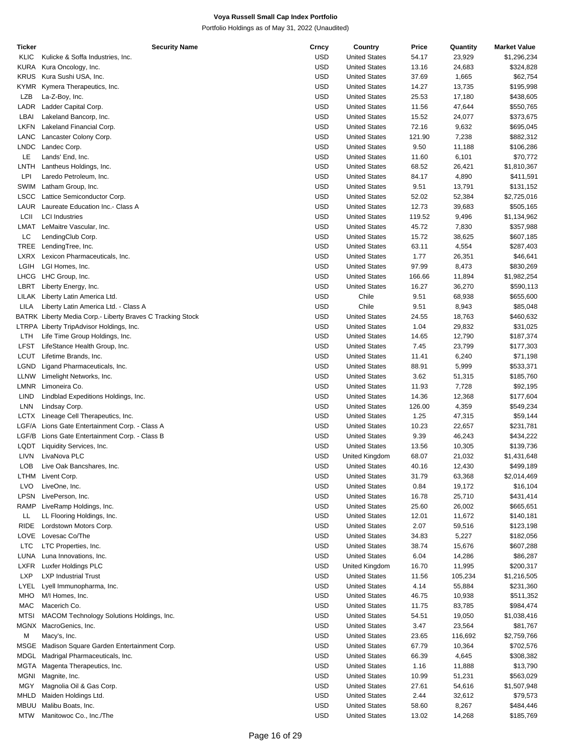**Voya Russell Small Cap Index Portfolio**

Portfolio Holdings as of May 31, 2022 (Unaudited)

| Ticker | Security Name | Crncy | Country | Price | Quantity | Market Value |
|---|---|---|---|---|---|---|
| KLIC | Kulicke & Soffa Industries, Inc. | USD | United States | 54.17 | 23,929 | $1,296,234 |
| KURA | Kura Oncology, Inc. | USD | United States | 13.16 | 24,683 | $324,828 |
| KRUS | Kura Sushi USA, Inc. | USD | United States | 37.69 | 1,665 | $62,754 |
| KYMR | Kymera Therapeutics, Inc. | USD | United States | 14.27 | 13,735 | $195,998 |
| LZB | La-Z-Boy, Inc. | USD | United States | 25.53 | 17,180 | $438,605 |
| LADR | Ladder Capital Corp. | USD | United States | 11.56 | 47,644 | $550,765 |
| LBAI | Lakeland Bancorp, Inc. | USD | United States | 15.52 | 24,077 | $373,675 |
| LKFN | Lakeland Financial Corp. | USD | United States | 72.16 | 9,632 | $695,045 |
| LANC | Lancaster Colony Corp. | USD | United States | 121.90 | 7,238 | $882,312 |
| LNDC | Landec Corp. | USD | United States | 9.50 | 11,188 | $106,286 |
| LE | Lands' End, Inc. | USD | United States | 11.60 | 6,101 | $70,772 |
| LNTH | Lantheus Holdings, Inc. | USD | United States | 68.52 | 26,421 | $1,810,367 |
| LPI | Laredo Petroleum, Inc. | USD | United States | 84.17 | 4,890 | $411,591 |
| SWIM | Latham Group, Inc. | USD | United States | 9.51 | 13,791 | $131,152 |
| LSCC | Lattice Semiconductor Corp. | USD | United States | 52.02 | 52,384 | $2,725,016 |
| LAUR | Laureate Education Inc.- Class A | USD | United States | 12.73 | 39,683 | $505,165 |
| LCII | LCI Industries | USD | United States | 119.52 | 9,496 | $1,134,962 |
| LMAT | LeMaitre Vascular, Inc. | USD | United States | 45.72 | 7,830 | $357,988 |
| LC | LendingClub Corp. | USD | United States | 15.72 | 38,625 | $607,185 |
| TREE | LendingTree, Inc. | USD | United States | 63.11 | 4,554 | $287,403 |
| LXRX | Lexicon Pharmaceuticals, Inc. | USD | United States | 1.77 | 26,351 | $46,641 |
| LGIH | LGI Homes, Inc. | USD | United States | 97.99 | 8,473 | $830,269 |
| LHCG | LHC Group, Inc. | USD | United States | 166.66 | 11,894 | $1,982,254 |
| LBRT | Liberty Energy, Inc. | USD | United States | 16.27 | 36,270 | $590,113 |
| LILAK | Liberty Latin America Ltd. | USD | Chile | 9.51 | 68,938 | $655,600 |
| LILA | Liberty Latin America Ltd. - Class A | USD | Chile | 9.51 | 8,943 | $85,048 |
| BATRK | Liberty Media Corp.- Liberty Braves C Tracking Stock | USD | United States | 24.55 | 18,763 | $460,632 |
| LTRPA | Liberty TripAdvisor Holdings, Inc. | USD | United States | 1.04 | 29,832 | $31,025 |
| LTH | Life Time Group Holdings, Inc. | USD | United States | 14.65 | 12,790 | $187,374 |
| LFST | LifeStance Health Group, Inc. | USD | United States | 7.45 | 23,799 | $177,303 |
| LCUT | Lifetime Brands, Inc. | USD | United States | 11.41 | 6,240 | $71,198 |
| LGND | Ligand Pharmaceuticals, Inc. | USD | United States | 88.91 | 5,999 | $533,371 |
| LLNW | Limelight Networks, Inc. | USD | United States | 3.62 | 51,315 | $185,760 |
| LMNR | Limoneira Co. | USD | United States | 11.93 | 7,728 | $92,195 |
| LIND | Lindblad Expeditions Holdings, Inc. | USD | United States | 14.36 | 12,368 | $177,604 |
| LNN | Lindsay Corp. | USD | United States | 126.00 | 4,359 | $549,234 |
| LCTX | Lineage Cell Therapeutics, Inc. | USD | United States | 1.25 | 47,315 | $59,144 |
| LGF/A | Lions Gate Entertainment Corp. - Class A | USD | United States | 10.23 | 22,657 | $231,781 |
| LGF/B | Lions Gate Entertainment Corp. - Class B | USD | United States | 9.39 | 46,243 | $434,222 |
| LQDT | Liquidity Services, Inc. | USD | United States | 13.56 | 10,305 | $139,736 |
| LIVN | LivaNova PLC | USD | United Kingdom | 68.07 | 21,032 | $1,431,648 |
| LOB | Live Oak Bancshares, Inc. | USD | United States | 40.16 | 12,430 | $499,189 |
| LTHM | Livent Corp. | USD | United States | 31.79 | 63,368 | $2,014,469 |
| LVO | LiveOne, Inc. | USD | United States | 0.84 | 19,172 | $16,104 |
| LPSN | LivePerson, Inc. | USD | United States | 16.78 | 25,710 | $431,414 |
| RAMP | LiveRamp Holdings, Inc. | USD | United States | 25.60 | 26,002 | $665,651 |
| LL | LL Flooring Holdings, Inc. | USD | United States | 12.01 | 11,672 | $140,181 |
| RIDE | Lordstown Motors Corp. | USD | United States | 2.07 | 59,516 | $123,198 |
| LOVE | Lovesac Co/The | USD | United States | 34.83 | 5,227 | $182,056 |
| LTC | LTC Properties, Inc. | USD | United States | 38.74 | 15,676 | $607,288 |
| LUNA | Luna Innovations, Inc. | USD | United States | 6.04 | 14,286 | $86,287 |
| LXFR | Luxfer Holdings PLC | USD | United Kingdom | 16.70 | 11,995 | $200,317 |
| LXP | LXP Industrial Trust | USD | United States | 11.56 | 105,234 | $1,216,505 |
| LYEL | Lyell Immunopharma, Inc. | USD | United States | 4.14 | 55,884 | $231,360 |
| MHO | M/I Homes, Inc. | USD | United States | 46.75 | 10,938 | $511,352 |
| MAC | Macerich Co. | USD | United States | 11.75 | 83,785 | $984,474 |
| MTSI | MACOM Technology Solutions Holdings, Inc. | USD | United States | 54.51 | 19,050 | $1,038,416 |
| MGNX | MacroGenics, Inc. | USD | United States | 3.47 | 23,564 | $81,767 |
| M | Macy's, Inc. | USD | United States | 23.65 | 116,692 | $2,759,766 |
| MSGE | Madison Square Garden Entertainment Corp. | USD | United States | 67.79 | 10,364 | $702,576 |
| MDGL | Madrigal Pharmaceuticals, Inc. | USD | United States | 66.39 | 4,645 | $308,382 |
| MGTA | Magenta Therapeutics, Inc. | USD | United States | 1.16 | 11,888 | $13,790 |
| MGNI | Magnite, Inc. | USD | United States | 10.99 | 51,231 | $563,029 |
| MGY | Magnolia Oil & Gas Corp. | USD | United States | 27.61 | 54,616 | $1,507,948 |
| MHLD | Maiden Holdings Ltd. | USD | United States | 2.44 | 32,612 | $79,573 |
| MBUU | Malibu Boats, Inc. | USD | United States | 58.60 | 8,267 | $484,446 |
| MTW | Manitowoc Co., Inc./The | USD | United States | 13.02 | 14,268 | $185,769 |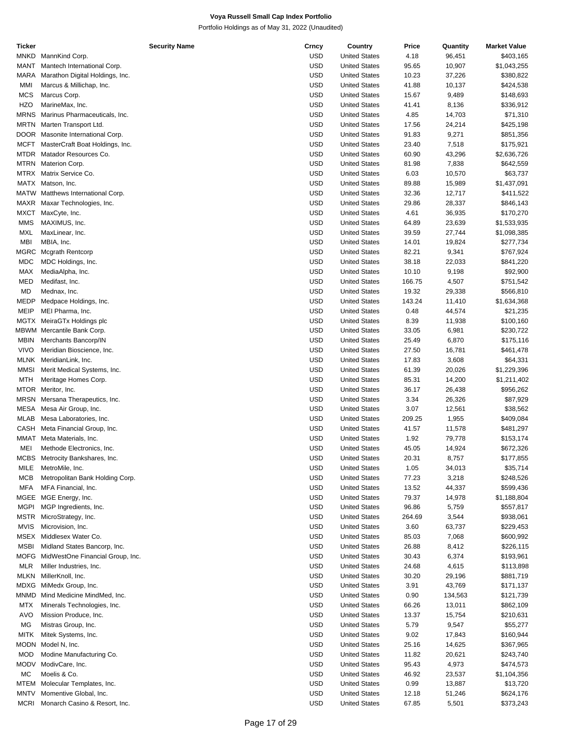# Voya Russell Small Cap Index Portfolio

Portfolio Holdings as of May 31, 2022 (Unaudited)

| Ticker | Security Name | Crncy | Country | Price | Quantity | Market Value |
|---|---|---|---|---|---|---|
| MNKD | MannKind Corp. | USD | United States | 4.18 | 96,451 | $403,165 |
| MANT | Mantech International Corp. | USD | United States | 95.65 | 10,907 | $1,043,255 |
| MARA | Marathon Digital Holdings, Inc. | USD | United States | 10.23 | 37,226 | $380,822 |
| MMI | Marcus & Millichap, Inc. | USD | United States | 41.88 | 10,137 | $424,538 |
| MCS | Marcus Corp. | USD | United States | 15.67 | 9,489 | $148,693 |
| HZO | MarineMax, Inc. | USD | United States | 41.41 | 8,136 | $336,912 |
| MRNS | Marinus Pharmaceuticals, Inc. | USD | United States | 4.85 | 14,703 | $71,310 |
| MRTN | Marten Transport Ltd. | USD | United States | 17.56 | 24,214 | $425,198 |
| DOOR | Masonite International Corp. | USD | United States | 91.83 | 9,271 | $851,356 |
| MCFT | MasterCraft Boat Holdings, Inc. | USD | United States | 23.40 | 7,518 | $175,921 |
| MTDR | Matador Resources Co. | USD | United States | 60.90 | 43,296 | $2,636,726 |
| MTRN | Materion Corp. | USD | United States | 81.98 | 7,838 | $642,559 |
| MTRX | Matrix Service Co. | USD | United States | 6.03 | 10,570 | $63,737 |
| MATX | Matson, Inc. | USD | United States | 89.88 | 15,989 | $1,437,091 |
| MATW | Matthews International Corp. | USD | United States | 32.36 | 12,717 | $411,522 |
| MAXR | Maxar Technologies, Inc. | USD | United States | 29.86 | 28,337 | $846,143 |
| MXCT | MaxCyte, Inc. | USD | United States | 4.61 | 36,935 | $170,270 |
| MMS | MAXIMUS, Inc. | USD | United States | 64.89 | 23,639 | $1,533,935 |
| MXL | MaxLinear, Inc. | USD | United States | 39.59 | 27,744 | $1,098,385 |
| MBI | MBIA, Inc. | USD | United States | 14.01 | 19,824 | $277,734 |
| MGRC | Mcgrath Rentcorp | USD | United States | 82.21 | 9,341 | $767,924 |
| MDC | MDC Holdings, Inc. | USD | United States | 38.18 | 22,033 | $841,220 |
| MAX | MediaAlpha, Inc. | USD | United States | 10.10 | 9,198 | $92,900 |
| MED | Medifast, Inc. | USD | United States | 166.75 | 4,507 | $751,542 |
| MD | Mednax, Inc. | USD | United States | 19.32 | 29,338 | $566,810 |
| MEDP | Medpace Holdings, Inc. | USD | United States | 143.24 | 11,410 | $1,634,368 |
| MEIP | MEI Pharma, Inc. | USD | United States | 0.48 | 44,574 | $21,235 |
| MGTX | MeiraGTx Holdings plc | USD | United States | 8.39 | 11,938 | $100,160 |
| MBWM | Mercantile Bank Corp. | USD | United States | 33.05 | 6,981 | $230,722 |
| MBIN | Merchants Bancorp/IN | USD | United States | 25.49 | 6,870 | $175,116 |
| VIVO | Meridian Bioscience, Inc. | USD | United States | 27.50 | 16,781 | $461,478 |
| MLNK | MeridianLink, Inc. | USD | United States | 17.83 | 3,608 | $64,331 |
| MMSI | Merit Medical Systems, Inc. | USD | United States | 61.39 | 20,026 | $1,229,396 |
| MTH | Meritage Homes Corp. | USD | United States | 85.31 | 14,200 | $1,211,402 |
| MTOR | Meritor, Inc. | USD | United States | 36.17 | 26,438 | $956,262 |
| MRSN | Mersana Therapeutics, Inc. | USD | United States | 3.34 | 26,326 | $87,929 |
| MESA | Mesa Air Group, Inc. | USD | United States | 3.07 | 12,561 | $38,562 |
| MLAB | Mesa Laboratories, Inc. | USD | United States | 209.25 | 1,955 | $409,084 |
| CASH | Meta Financial Group, Inc. | USD | United States | 41.57 | 11,578 | $481,297 |
| MMAT | Meta Materials, Inc. | USD | United States | 1.92 | 79,778 | $153,174 |
| MEI | Methode Electronics, Inc. | USD | United States | 45.05 | 14,924 | $672,326 |
| MCBS | Metrocity Bankshares, Inc. | USD | United States | 20.31 | 8,757 | $177,855 |
| MILE | MetroMile, Inc. | USD | United States | 1.05 | 34,013 | $35,714 |
| MCB | Metropolitan Bank Holding Corp. | USD | United States | 77.23 | 3,218 | $248,526 |
| MFA | MFA Financial, Inc. | USD | United States | 13.52 | 44,337 | $599,436 |
| MGEE | MGE Energy, Inc. | USD | United States | 79.37 | 14,978 | $1,188,804 |
| MGPI | MGP Ingredients, Inc. | USD | United States | 96.86 | 5,759 | $557,817 |
| MSTR | MicroStrategy, Inc. | USD | United States | 264.69 | 3,544 | $938,061 |
| MVIS | Microvision, Inc. | USD | United States | 3.60 | 63,737 | $229,453 |
| MSEX | Middlesex Water Co. | USD | United States | 85.03 | 7,068 | $600,992 |
| MSBI | Midland States Bancorp, Inc. | USD | United States | 26.88 | 8,412 | $226,115 |
| MOFG | MidWestOne Financial Group, Inc. | USD | United States | 30.43 | 6,374 | $193,961 |
| MLR | Miller Industries, Inc. | USD | United States | 24.68 | 4,615 | $113,898 |
| MLKN | MillerKnoll, Inc. | USD | United States | 30.20 | 29,196 | $881,719 |
| MDXG | MiMedx Group, Inc. | USD | United States | 3.91 | 43,769 | $171,137 |
| MNMD | Mind Medicine MindMed, Inc. | USD | United States | 0.90 | 134,563 | $121,739 |
| MTX | Minerals Technologies, Inc. | USD | United States | 66.26 | 13,011 | $862,109 |
| AVO | Mission Produce, Inc. | USD | United States | 13.37 | 15,754 | $210,631 |
| MG | Mistras Group, Inc. | USD | United States | 5.79 | 9,547 | $55,277 |
| MITK | Mitek Systems, Inc. | USD | United States | 9.02 | 17,843 | $160,944 |
| MODN | Model N, Inc. | USD | United States | 25.16 | 14,625 | $367,965 |
| MOD | Modine Manufacturing Co. | USD | United States | 11.82 | 20,621 | $243,740 |
| MODV | ModivCare, Inc. | USD | United States | 95.43 | 4,973 | $474,573 |
| MC | Moelis & Co. | USD | United States | 46.92 | 23,537 | $1,104,356 |
| MTEM | Molecular Templates, Inc. | USD | United States | 0.99 | 13,887 | $13,720 |
| MNTV | Momentive Global, Inc. | USD | United States | 12.18 | 51,246 | $624,176 |
| MCRI | Monarch Casino & Resort, Inc. | USD | United States | 67.85 | 5,501 | $373,243 |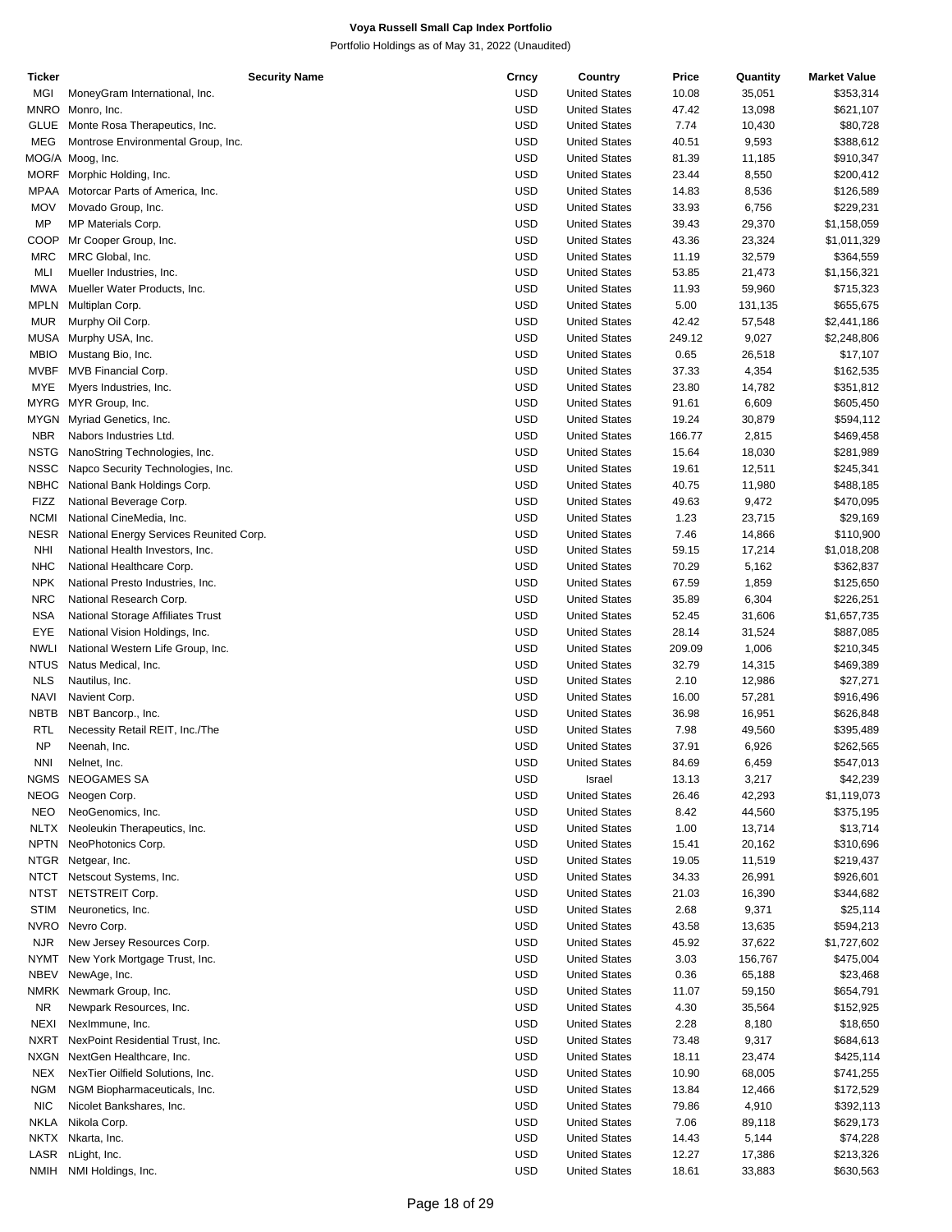# Voya Russell Small Cap Index Portfolio

Portfolio Holdings as of May 31, 2022 (Unaudited)

| Ticker | Security Name | Crncy | Country | Price | Quantity | Market Value |
|---|---|---|---|---|---|---|
| MGI | MoneyGram International, Inc. | USD | United States | 10.08 | 35,051 | $353,314 |
| MNRO | Monro, Inc. | USD | United States | 47.42 | 13,098 | $621,107 |
| GLUE | Monte Rosa Therapeutics, Inc. | USD | United States | 7.74 | 10,430 | $80,728 |
| MEG | Montrose Environmental Group, Inc. | USD | United States | 40.51 | 9,593 | $388,612 |
| MOG/A | Moog, Inc. | USD | United States | 81.39 | 11,185 | $910,347 |
| MORF | Morphic Holding, Inc. | USD | United States | 23.44 | 8,550 | $200,412 |
| MPAA | Motorcar Parts of America, Inc. | USD | United States | 14.83 | 8,536 | $126,589 |
| MOV | Movado Group, Inc. | USD | United States | 33.93 | 6,756 | $229,231 |
| MP | MP Materials Corp. | USD | United States | 39.43 | 29,370 | $1,158,059 |
| COOP | Mr Cooper Group, Inc. | USD | United States | 43.36 | 23,324 | $1,011,329 |
| MRC | MRC Global, Inc. | USD | United States | 11.19 | 32,579 | $364,559 |
| MLI | Mueller Industries, Inc. | USD | United States | 53.85 | 21,473 | $1,156,321 |
| MWA | Mueller Water Products, Inc. | USD | United States | 11.93 | 59,960 | $715,323 |
| MPLN | Multiplan Corp. | USD | United States | 5.00 | 131,135 | $655,675 |
| MUR | Murphy Oil Corp. | USD | United States | 42.42 | 57,548 | $2,441,186 |
| MUSA | Murphy USA, Inc. | USD | United States | 249.12 | 9,027 | $2,248,806 |
| MBIO | Mustang Bio, Inc. | USD | United States | 0.65 | 26,518 | $17,107 |
| MVBF | MVB Financial Corp. | USD | United States | 37.33 | 4,354 | $162,535 |
| MYE | Myers Industries, Inc. | USD | United States | 23.80 | 14,782 | $351,812 |
| MYRG | MYR Group, Inc. | USD | United States | 91.61 | 6,609 | $605,450 |
| MYGN | Myriad Genetics, Inc. | USD | United States | 19.24 | 30,879 | $594,112 |
| NBR | Nabors Industries Ltd. | USD | United States | 166.77 | 2,815 | $469,458 |
| NSTG | NanoString Technologies, Inc. | USD | United States | 15.64 | 18,030 | $281,989 |
| NSSC | Napco Security Technologies, Inc. | USD | United States | 19.61 | 12,511 | $245,341 |
| NBHC | National Bank Holdings Corp. | USD | United States | 40.75 | 11,980 | $488,185 |
| FIZZ | National Beverage Corp. | USD | United States | 49.63 | 9,472 | $470,095 |
| NCMI | National CineMedia, Inc. | USD | United States | 1.23 | 23,715 | $29,169 |
| NESR | National Energy Services Reunited Corp. | USD | United States | 7.46 | 14,866 | $110,900 |
| NHI | National Health Investors, Inc. | USD | United States | 59.15 | 17,214 | $1,018,208 |
| NHC | National Healthcare Corp. | USD | United States | 70.29 | 5,162 | $362,837 |
| NPK | National Presto Industries, Inc. | USD | United States | 67.59 | 1,859 | $125,650 |
| NRC | National Research Corp. | USD | United States | 35.89 | 6,304 | $226,251 |
| NSA | National Storage Affiliates Trust | USD | United States | 52.45 | 31,606 | $1,657,735 |
| EYE | National Vision Holdings, Inc. | USD | United States | 28.14 | 31,524 | $887,085 |
| NWLI | National Western Life Group, Inc. | USD | United States | 209.09 | 1,006 | $210,345 |
| NTUS | Natus Medical, Inc. | USD | United States | 32.79 | 14,315 | $469,389 |
| NLS | Nautilus, Inc. | USD | United States | 2.10 | 12,986 | $27,271 |
| NAVI | Navient Corp. | USD | United States | 16.00 | 57,281 | $916,496 |
| NBTB | NBT Bancorp., Inc. | USD | United States | 36.98 | 16,951 | $626,848 |
| RTL | Necessity Retail REIT, Inc./The | USD | United States | 7.98 | 49,560 | $395,489 |
| NP | Neenah, Inc. | USD | United States | 37.91 | 6,926 | $262,565 |
| NNI | Nelnet, Inc. | USD | United States | 84.69 | 6,459 | $547,013 |
| NGMS | NEOGAMES SA | USD | Israel | 13.13 | 3,217 | $42,239 |
| NEOG | Neogen Corp. | USD | United States | 26.46 | 42,293 | $1,119,073 |
| NEO | NeoGenomics, Inc. | USD | United States | 8.42 | 44,560 | $375,195 |
| NLTX | Neoleukin Therapeutics, Inc. | USD | United States | 1.00 | 13,714 | $13,714 |
| NPTN | NeoPhotonics Corp. | USD | United States | 15.41 | 20,162 | $310,696 |
| NTGR | Netgear, Inc. | USD | United States | 19.05 | 11,519 | $219,437 |
| NTCT | Netscout Systems, Inc. | USD | United States | 34.33 | 26,991 | $926,601 |
| NTST | NETSTREIT Corp. | USD | United States | 21.03 | 16,390 | $344,682 |
| STIM | Neuronetics, Inc. | USD | United States | 2.68 | 9,371 | $25,114 |
| NVRO | Nevro Corp. | USD | United States | 43.58 | 13,635 | $594,213 |
| NJR | New Jersey Resources Corp. | USD | United States | 45.92 | 37,622 | $1,727,602 |
| NYMT | New York Mortgage Trust, Inc. | USD | United States | 3.03 | 156,767 | $475,004 |
| NBEV | NewAge, Inc. | USD | United States | 0.36 | 65,188 | $23,468 |
| NMRK | Newmark Group, Inc. | USD | United States | 11.07 | 59,150 | $654,791 |
| NR | Newpark Resources, Inc. | USD | United States | 4.30 | 35,564 | $152,925 |
| NEXI | NexImmune, Inc. | USD | United States | 2.28 | 8,180 | $18,650 |
| NXRT | NexPoint Residential Trust, Inc. | USD | United States | 73.48 | 9,317 | $684,613 |
| NXGN | NextGen Healthcare, Inc. | USD | United States | 18.11 | 23,474 | $425,114 |
| NEX | NexTier Oilfield Solutions, Inc. | USD | United States | 10.90 | 68,005 | $741,255 |
| NGM | NGM Biopharmaceuticals, Inc. | USD | United States | 13.84 | 12,466 | $172,529 |
| NIC | Nicolet Bankshares, Inc. | USD | United States | 79.86 | 4,910 | $392,113 |
| NKLA | Nikola Corp. | USD | United States | 7.06 | 89,118 | $629,173 |
| NKTX | Nkarta, Inc. | USD | United States | 14.43 | 5,144 | $74,228 |
| LASR | nLight, Inc. | USD | United States | 12.27 | 17,386 | $213,326 |
| NMIH | NMI Holdings, Inc. | USD | United States | 18.61 | 33,883 | $630,563 |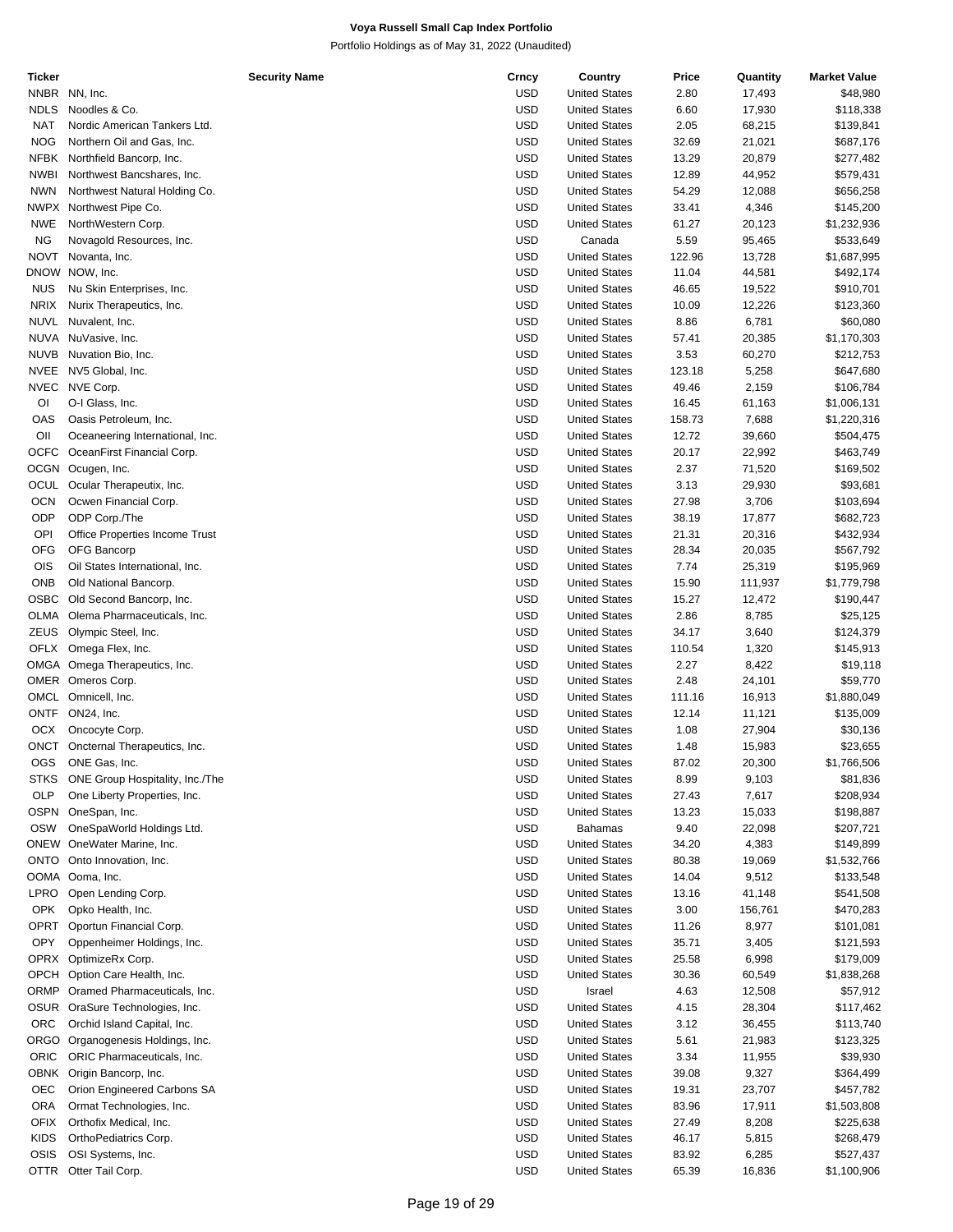**Voya Russell Small Cap Index Portfolio**

Portfolio Holdings as of May 31, 2022 (Unaudited)

| Ticker | Security Name | Crncy | Country | Price | Quantity | Market Value |
|---|---|---|---|---|---|---|
| NNBR | NN, Inc. | USD | United States | 2.80 | 17,493 | $48,980 |
| NDLS | Noodles & Co. | USD | United States | 6.60 | 17,930 | $118,338 |
| NAT | Nordic American Tankers Ltd. | USD | United States | 2.05 | 68,215 | $139,841 |
| NOG | Northern Oil and Gas, Inc. | USD | United States | 32.69 | 21,021 | $687,176 |
| NFBK | Northfield Bancorp, Inc. | USD | United States | 13.29 | 20,879 | $277,482 |
| NWBI | Northwest Bancshares, Inc. | USD | United States | 12.89 | 44,952 | $579,431 |
| NWN | Northwest Natural Holding Co. | USD | United States | 54.29 | 12,088 | $656,258 |
| NWPX | Northwest Pipe Co. | USD | United States | 33.41 | 4,346 | $145,200 |
| NWE | NorthWestern Corp. | USD | United States | 61.27 | 20,123 | $1,232,936 |
| NG | Novagold Resources, Inc. | USD | Canada | 5.59 | 95,465 | $533,649 |
| NOVT | Novanta, Inc. | USD | United States | 122.96 | 13,728 | $1,687,995 |
| DNOW | NOW, Inc. | USD | United States | 11.04 | 44,581 | $492,174 |
| NUS | Nu Skin Enterprises, Inc. | USD | United States | 46.65 | 19,522 | $910,701 |
| NRIX | Nurix Therapeutics, Inc. | USD | United States | 10.09 | 12,226 | $123,360 |
| NUVL | Nuvalent, Inc. | USD | United States | 8.86 | 6,781 | $60,080 |
| NUVA | NuVasive, Inc. | USD | United States | 57.41 | 20,385 | $1,170,303 |
| NUVB | Nuvation Bio, Inc. | USD | United States | 3.53 | 60,270 | $212,753 |
| NVEE | NV5 Global, Inc. | USD | United States | 123.18 | 5,258 | $647,680 |
| NVEC | NVE Corp. | USD | United States | 49.46 | 2,159 | $106,784 |
| OI | O-I Glass, Inc. | USD | United States | 16.45 | 61,163 | $1,006,131 |
| OAS | Oasis Petroleum, Inc. | USD | United States | 158.73 | 7,688 | $1,220,316 |
| OII | Oceaneering International, Inc. | USD | United States | 12.72 | 39,660 | $504,475 |
| OCFC | OceanFirst Financial Corp. | USD | United States | 20.17 | 22,992 | $463,749 |
| OCGN | Ocugen, Inc. | USD | United States | 2.37 | 71,520 | $169,502 |
| OCUL | Ocular Therapeutix, Inc. | USD | United States | 3.13 | 29,930 | $93,681 |
| OCN | Ocwen Financial Corp. | USD | United States | 27.98 | 3,706 | $103,694 |
| ODP | ODP Corp./The | USD | United States | 38.19 | 17,877 | $682,723 |
| OPI | Office Properties Income Trust | USD | United States | 21.31 | 20,316 | $432,934 |
| OFG | OFG Bancorp | USD | United States | 28.34 | 20,035 | $567,792 |
| OIS | Oil States International, Inc. | USD | United States | 7.74 | 25,319 | $195,969 |
| ONB | Old National Bancorp. | USD | United States | 15.90 | 111,937 | $1,779,798 |
| OSBC | Old Second Bancorp, Inc. | USD | United States | 15.27 | 12,472 | $190,447 |
| OLMA | Olema Pharmaceuticals, Inc. | USD | United States | 2.86 | 8,785 | $25,125 |
| ZEUS | Olympic Steel, Inc. | USD | United States | 34.17 | 3,640 | $124,379 |
| OFLX | Omega Flex, Inc. | USD | United States | 110.54 | 1,320 | $145,913 |
| OMGA | Omega Therapeutics, Inc. | USD | United States | 2.27 | 8,422 | $19,118 |
| OMER | Omeros Corp. | USD | United States | 2.48 | 24,101 | $59,770 |
| OMCL | Omnicell, Inc. | USD | United States | 111.16 | 16,913 | $1,880,049 |
| ONTF | ON24, Inc. | USD | United States | 12.14 | 11,121 | $135,009 |
| OCX | Oncocyte Corp. | USD | United States | 1.08 | 27,904 | $30,136 |
| ONCT | Oncternal Therapeutics, Inc. | USD | United States | 1.48 | 15,983 | $23,655 |
| OGS | ONE Gas, Inc. | USD | United States | 87.02 | 20,300 | $1,766,506 |
| STKS | ONE Group Hospitality, Inc./The | USD | United States | 8.99 | 9,103 | $81,836 |
| OLP | One Liberty Properties, Inc. | USD | United States | 27.43 | 7,617 | $208,934 |
| OSPN | OneSpan, Inc. | USD | United States | 13.23 | 15,033 | $198,887 |
| OSW | OneSpaWorld Holdings Ltd. | USD | Bahamas | 9.40 | 22,098 | $207,721 |
| ONEW | OneWater Marine, Inc. | USD | United States | 34.20 | 4,383 | $149,899 |
| ONTO | Onto Innovation, Inc. | USD | United States | 80.38 | 19,069 | $1,532,766 |
| OOMA | Ooma, Inc. | USD | United States | 14.04 | 9,512 | $133,548 |
| LPRO | Open Lending Corp. | USD | United States | 13.16 | 41,148 | $541,508 |
| OPK | Opko Health, Inc. | USD | United States | 3.00 | 156,761 | $470,283 |
| OPRT | Oportun Financial Corp. | USD | United States | 11.26 | 8,977 | $101,081 |
| OPY | Oppenheimer Holdings, Inc. | USD | United States | 35.71 | 3,405 | $121,593 |
| OPRX | OptimizeRx Corp. | USD | United States | 25.58 | 6,998 | $179,009 |
| OPCH | Option Care Health, Inc. | USD | United States | 30.36 | 60,549 | $1,838,268 |
| ORMP | Oramed Pharmaceuticals, Inc. | USD | Israel | 4.63 | 12,508 | $57,912 |
| OSUR | OraSure Technologies, Inc. | USD | United States | 4.15 | 28,304 | $117,462 |
| ORC | Orchid Island Capital, Inc. | USD | United States | 3.12 | 36,455 | $113,740 |
| ORGO | Organogenesis Holdings, Inc. | USD | United States | 5.61 | 21,983 | $123,325 |
| ORIC | ORIC Pharmaceuticals, Inc. | USD | United States | 3.34 | 11,955 | $39,930 |
| OBNK | Origin Bancorp, Inc. | USD | United States | 39.08 | 9,327 | $364,499 |
| OEC | Orion Engineered Carbons SA | USD | United States | 19.31 | 23,707 | $457,782 |
| ORA | Ormat Technologies, Inc. | USD | United States | 83.96 | 17,911 | $1,503,808 |
| OFIX | Orthofix Medical, Inc. | USD | United States | 27.49 | 8,208 | $225,638 |
| KIDS | OrthoPediatrics Corp. | USD | United States | 46.17 | 5,815 | $268,479 |
| OSIS | OSI Systems, Inc. | USD | United States | 83.92 | 6,285 | $527,437 |
| OTTR | Otter Tail Corp. | USD | United States | 65.39 | 16,836 | $1,100,906 |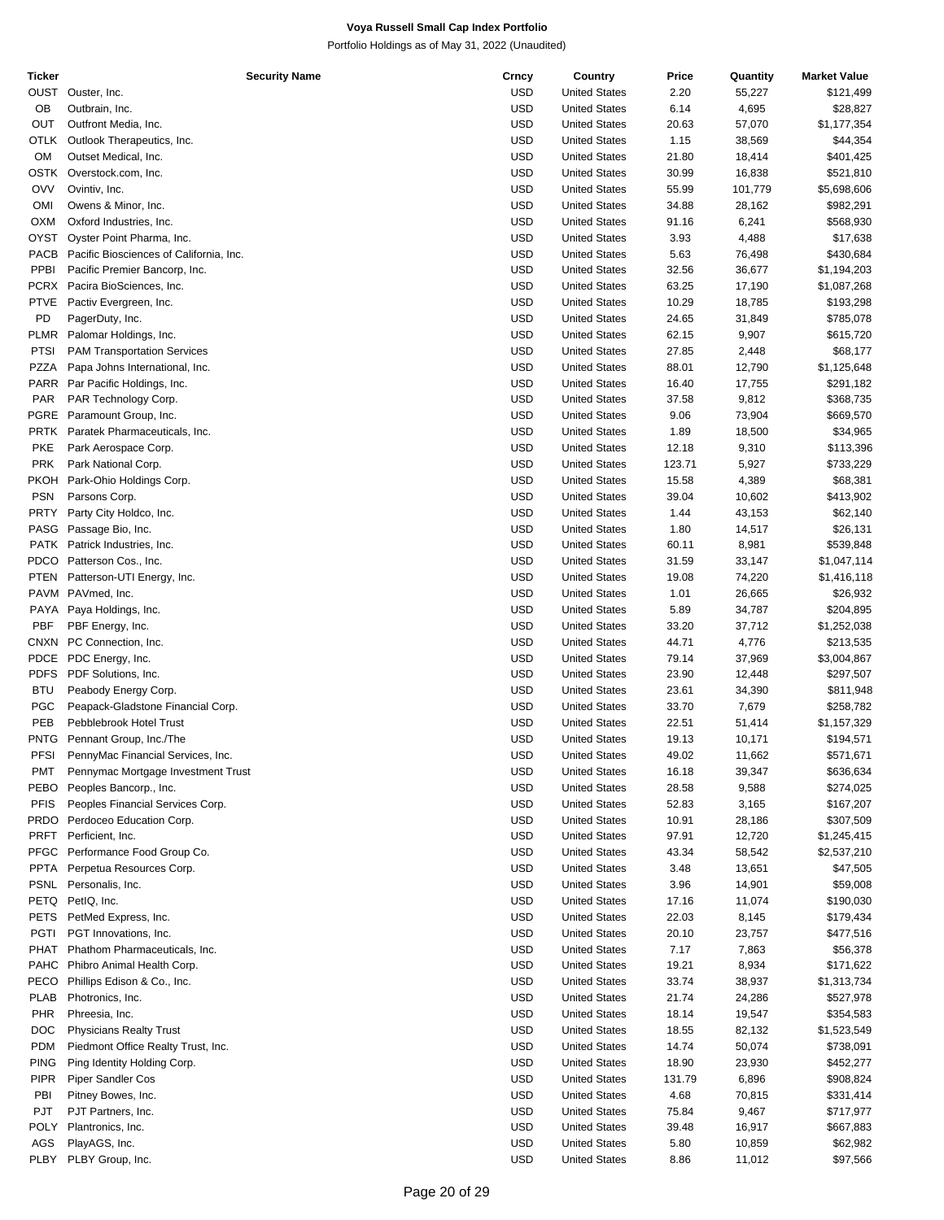**Voya Russell Small Cap Index Portfolio**

Portfolio Holdings as of May 31, 2022 (Unaudited)

| Ticker | Security Name | Crncy | Country | Price | Quantity | Market Value |
|---|---|---|---|---|---|---|
| OUST | Ouster, Inc. | USD | United States | 2.20 | 55,227 | $121,499 |
| OB | Outbrain, Inc. | USD | United States | 6.14 | 4,695 | $28,827 |
| OUT | Outfront Media, Inc. | USD | United States | 20.63 | 57,070 | $1,177,354 |
| OTLK | Outlook Therapeutics, Inc. | USD | United States | 1.15 | 38,569 | $44,354 |
| OM | Outset Medical, Inc. | USD | United States | 21.80 | 18,414 | $401,425 |
| OSTK | Overstock.com, Inc. | USD | United States | 30.99 | 16,838 | $521,810 |
| OVV | Ovintiv, Inc. | USD | United States | 55.99 | 101,779 | $5,698,606 |
| OMI | Owens & Minor, Inc. | USD | United States | 34.88 | 28,162 | $982,291 |
| OXM | Oxford Industries, Inc. | USD | United States | 91.16 | 6,241 | $568,930 |
| OYST | Oyster Point Pharma, Inc. | USD | United States | 3.93 | 4,488 | $17,638 |
| PACB | Pacific Biosciences of California, Inc. | USD | United States | 5.63 | 76,498 | $430,684 |
| PPBI | Pacific Premier Bancorp, Inc. | USD | United States | 32.56 | 36,677 | $1,194,203 |
| PCRX | Pacira BioSciences, Inc. | USD | United States | 63.25 | 17,190 | $1,087,268 |
| PTVE | Pactiv Evergreen, Inc. | USD | United States | 10.29 | 18,785 | $193,298 |
| PD | PagerDuty, Inc. | USD | United States | 24.65 | 31,849 | $785,078 |
| PLMR | Palomar Holdings, Inc. | USD | United States | 62.15 | 9,907 | $615,720 |
| PTSI | PAM Transportation Services | USD | United States | 27.85 | 2,448 | $68,177 |
| PZZA | Papa Johns International, Inc. | USD | United States | 88.01 | 12,790 | $1,125,648 |
| PARR | Par Pacific Holdings, Inc. | USD | United States | 16.40 | 17,755 | $291,182 |
| PAR | PAR Technology Corp. | USD | United States | 37.58 | 9,812 | $368,735 |
| PGRE | Paramount Group, Inc. | USD | United States | 9.06 | 73,904 | $669,570 |
| PRTK | Paratek Pharmaceuticals, Inc. | USD | United States | 1.89 | 18,500 | $34,965 |
| PKE | Park Aerospace Corp. | USD | United States | 12.18 | 9,310 | $113,396 |
| PRK | Park National Corp. | USD | United States | 123.71 | 5,927 | $733,229 |
| PKOH | Park-Ohio Holdings Corp. | USD | United States | 15.58 | 4,389 | $68,381 |
| PSN | Parsons Corp. | USD | United States | 39.04 | 10,602 | $413,902 |
| PRTY | Party City Holdco, Inc. | USD | United States | 1.44 | 43,153 | $62,140 |
| PASG | Passage Bio, Inc. | USD | United States | 1.80 | 14,517 | $26,131 |
| PATK | Patrick Industries, Inc. | USD | United States | 60.11 | 8,981 | $539,848 |
| PDCO | Patterson Cos., Inc. | USD | United States | 31.59 | 33,147 | $1,047,114 |
| PTEN | Patterson-UTI Energy, Inc. | USD | United States | 19.08 | 74,220 | $1,416,118 |
| PAVM | PAVmed, Inc. | USD | United States | 1.01 | 26,665 | $26,932 |
| PAYA | Paya Holdings, Inc. | USD | United States | 5.89 | 34,787 | $204,895 |
| PBF | PBF Energy, Inc. | USD | United States | 33.20 | 37,712 | $1,252,038 |
| CNXN | PC Connection, Inc. | USD | United States | 44.71 | 4,776 | $213,535 |
| PDCE | PDC Energy, Inc. | USD | United States | 79.14 | 37,969 | $3,004,867 |
| PDFS | PDF Solutions, Inc. | USD | United States | 23.90 | 12,448 | $297,507 |
| BTU | Peabody Energy Corp. | USD | United States | 23.61 | 34,390 | $811,948 |
| PGC | Peapack-Gladstone Financial Corp. | USD | United States | 33.70 | 7,679 | $258,782 |
| PEB | Pebblebrook Hotel Trust | USD | United States | 22.51 | 51,414 | $1,157,329 |
| PNTG | Pennant Group, Inc./The | USD | United States | 19.13 | 10,171 | $194,571 |
| PFSI | PennyMac Financial Services, Inc. | USD | United States | 49.02 | 11,662 | $571,671 |
| PMT | Pennymac Mortgage Investment Trust | USD | United States | 16.18 | 39,347 | $636,634 |
| PEBO | Peoples Bancorp., Inc. | USD | United States | 28.58 | 9,588 | $274,025 |
| PFIS | Peoples Financial Services Corp. | USD | United States | 52.83 | 3,165 | $167,207 |
| PRDO | Perdoceo Education Corp. | USD | United States | 10.91 | 28,186 | $307,509 |
| PRFT | Perficient, Inc. | USD | United States | 97.91 | 12,720 | $1,245,415 |
| PFGC | Performance Food Group Co. | USD | United States | 43.34 | 58,542 | $2,537,210 |
| PPTA | Perpetua Resources Corp. | USD | United States | 3.48 | 13,651 | $47,505 |
| PSNL | Personalis, Inc. | USD | United States | 3.96 | 14,901 | $59,008 |
| PETQ | PetIQ, Inc. | USD | United States | 17.16 | 11,074 | $190,030 |
| PETS | PetMed Express, Inc. | USD | United States | 22.03 | 8,145 | $179,434 |
| PGTI | PGT Innovations, Inc. | USD | United States | 20.10 | 23,757 | $477,516 |
| PHAT | Phathom Pharmaceuticals, Inc. | USD | United States | 7.17 | 7,863 | $56,378 |
| PAHC | Phibro Animal Health Corp. | USD | United States | 19.21 | 8,934 | $171,622 |
| PECO | Phillips Edison & Co., Inc. | USD | United States | 33.74 | 38,937 | $1,313,734 |
| PLAB | Photronics, Inc. | USD | United States | 21.74 | 24,286 | $527,978 |
| PHR | Phreesia, Inc. | USD | United States | 18.14 | 19,547 | $354,583 |
| DOC | Physicians Realty Trust | USD | United States | 18.55 | 82,132 | $1,523,549 |
| PDM | Piedmont Office Realty Trust, Inc. | USD | United States | 14.74 | 50,074 | $738,091 |
| PING | Ping Identity Holding Corp. | USD | United States | 18.90 | 23,930 | $452,277 |
| PIPR | Piper Sandler Cos | USD | United States | 131.79 | 6,896 | $908,824 |
| PBI | Pitney Bowes, Inc. | USD | United States | 4.68 | 70,815 | $331,414 |
| PJT | PJT Partners, Inc. | USD | United States | 75.84 | 9,467 | $717,977 |
| POLY | Plantronics, Inc. | USD | United States | 39.48 | 16,917 | $667,883 |
| AGS | PlayAGS, Inc. | USD | United States | 5.80 | 10,859 | $62,982 |
| PLBY | PLBY Group, Inc. | USD | United States | 8.86 | 11,012 | $97,566 |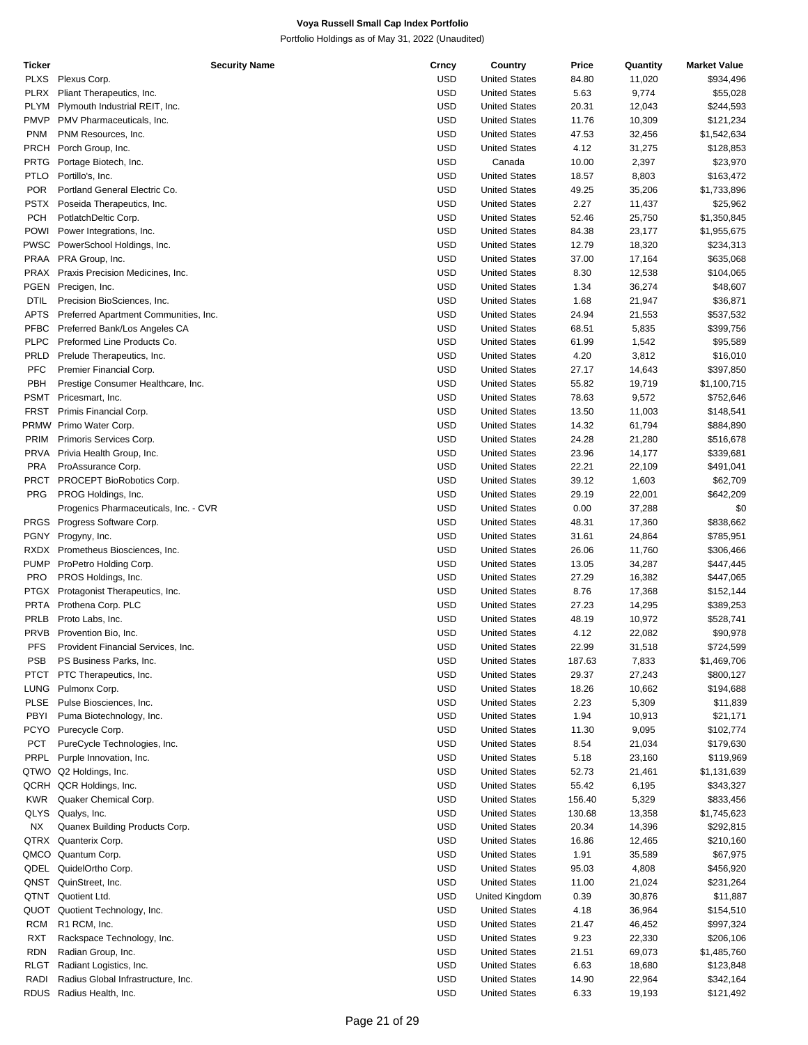# Voya Russell Small Cap Index Portfolio

Portfolio Holdings as of May 31, 2022 (Unaudited)

| Ticker | Security Name | Crncy | Country | Price | Quantity | Market Value |
|---|---|---|---|---|---|---|
| PLXS | Plexus Corp. | USD | United States | 84.80 | 11,020 | $934,496 |
| PLRX | Pliant Therapeutics, Inc. | USD | United States | 5.63 | 9,774 | $55,028 |
| PLYM | Plymouth Industrial REIT, Inc. | USD | United States | 20.31 | 12,043 | $244,593 |
| PMVP | PMV Pharmaceuticals, Inc. | USD | United States | 11.76 | 10,309 | $121,234 |
| PNM | PNM Resources, Inc. | USD | United States | 47.53 | 32,456 | $1,542,634 |
| PRCH | Porch Group, Inc. | USD | United States | 4.12 | 31,275 | $128,853 |
| PRTG | Portage Biotech, Inc. | USD | Canada | 10.00 | 2,397 | $23,970 |
| PTLO | Portillo's, Inc. | USD | United States | 18.57 | 8,803 | $163,472 |
| POR | Portland General Electric Co. | USD | United States | 49.25 | 35,206 | $1,733,896 |
| PSTX | Poseida Therapeutics, Inc. | USD | United States | 2.27 | 11,437 | $25,962 |
| PCH | PotlatchDeltic Corp. | USD | United States | 52.46 | 25,750 | $1,350,845 |
| POWI | Power Integrations, Inc. | USD | United States | 84.38 | 23,177 | $1,955,675 |
| PWSC | PowerSchool Holdings, Inc. | USD | United States | 12.79 | 18,320 | $234,313 |
| PRAA | PRA Group, Inc. | USD | United States | 37.00 | 17,164 | $635,068 |
| PRAX | Praxis Precision Medicines, Inc. | USD | United States | 8.30 | 12,538 | $104,065 |
| PGEN | Precigen, Inc. | USD | United States | 1.34 | 36,274 | $48,607 |
| DTIL | Precision BioSciences, Inc. | USD | United States | 1.68 | 21,947 | $36,871 |
| APTS | Preferred Apartment Communities, Inc. | USD | United States | 24.94 | 21,553 | $537,532 |
| PFBC | Preferred Bank/Los Angeles CA | USD | United States | 68.51 | 5,835 | $399,756 |
| PLPC | Preformed Line Products Co. | USD | United States | 61.99 | 1,542 | $95,589 |
| PRLD | Prelude Therapeutics, Inc. | USD | United States | 4.20 | 3,812 | $16,010 |
| PFC | Premier Financial Corp. | USD | United States | 27.17 | 14,643 | $397,850 |
| PBH | Prestige Consumer Healthcare, Inc. | USD | United States | 55.82 | 19,719 | $1,100,715 |
| PSMT | Pricesmart, Inc. | USD | United States | 78.63 | 9,572 | $752,646 |
| FRST | Primis Financial Corp. | USD | United States | 13.50 | 11,003 | $148,541 |
| PRMW | Primo Water Corp. | USD | United States | 14.32 | 61,794 | $884,890 |
| PRIM | Primoris Services Corp. | USD | United States | 24.28 | 21,280 | $516,678 |
| PRVA | Privia Health Group, Inc. | USD | United States | 23.96 | 14,177 | $339,681 |
| PRA | ProAssurance Corp. | USD | United States | 22.21 | 22,109 | $491,041 |
| PRCT | PROCEPT BioRobotics Corp. | USD | United States | 39.12 | 1,603 | $62,709 |
| PRG | PROG Holdings, Inc. | USD | United States | 29.19 | 22,001 | $642,209 |
| | Progenics Pharmaceuticals, Inc. - CVR | USD | United States | 0.00 | 37,288 | $0 |
| PRGS | Progress Software Corp. | USD | United States | 48.31 | 17,360 | $838,662 |
| PGNY | Progyny, Inc. | USD | United States | 31.61 | 24,864 | $785,951 |
| RXDX | Prometheus Biosciences, Inc. | USD | United States | 26.06 | 11,760 | $306,466 |
| PUMP | ProPetro Holding Corp. | USD | United States | 13.05 | 34,287 | $447,445 |
| PRO | PROS Holdings, Inc. | USD | United States | 27.29 | 16,382 | $447,065 |
| PTGX | Protagonist Therapeutics, Inc. | USD | United States | 8.76 | 17,368 | $152,144 |
| PRTA | Prothena Corp. PLC | USD | United States | 27.23 | 14,295 | $389,253 |
| PRLB | Proto Labs, Inc. | USD | United States | 48.19 | 10,972 | $528,741 |
| PRVB | Provention Bio, Inc. | USD | United States | 4.12 | 22,082 | $90,978 |
| PFS | Provident Financial Services, Inc. | USD | United States | 22.99 | 31,518 | $724,599 |
| PSB | PS Business Parks, Inc. | USD | United States | 187.63 | 7,833 | $1,469,706 |
| PTCT | PTC Therapeutics, Inc. | USD | United States | 29.37 | 27,243 | $800,127 |
| LUNG | Pulmonx Corp. | USD | United States | 18.26 | 10,662 | $194,688 |
| PLSE | Pulse Biosciences, Inc. | USD | United States | 2.23 | 5,309 | $11,839 |
| PBYI | Puma Biotechnology, Inc. | USD | United States | 1.94 | 10,913 | $21,171 |
| PCYO | Purecycle Corp. | USD | United States | 11.30 | 9,095 | $102,774 |
| PCT | PureCycle Technologies, Inc. | USD | United States | 8.54 | 21,034 | $179,630 |
| PRPL | Purple Innovation, Inc. | USD | United States | 5.18 | 23,160 | $119,969 |
| QTWO | Q2 Holdings, Inc. | USD | United States | 52.73 | 21,461 | $1,131,639 |
| QCRH | QCR Holdings, Inc. | USD | United States | 55.42 | 6,195 | $343,327 |
| KWR | Quaker Chemical Corp. | USD | United States | 156.40 | 5,329 | $833,456 |
| QLYS | Qualys, Inc. | USD | United States | 130.68 | 13,358 | $1,745,623 |
| NX | Quanex Building Products Corp. | USD | United States | 20.34 | 14,396 | $292,815 |
| QTRX | Quanterix Corp. | USD | United States | 16.86 | 12,465 | $210,160 |
| QMCO | Quantum Corp. | USD | United States | 1.91 | 35,589 | $67,975 |
| QDEL | QuidelOrtho Corp. | USD | United States | 95.03 | 4,808 | $456,920 |
| QNST | QuinStreet, Inc. | USD | United States | 11.00 | 21,024 | $231,264 |
| QTNT | Quotient Ltd. | USD | United Kingdom | 0.39 | 30,876 | $11,887 |
| QUOT | Quotient Technology, Inc. | USD | United States | 4.18 | 36,964 | $154,510 |
| RCM | R1 RCM, Inc. | USD | United States | 21.47 | 46,452 | $997,324 |
| RXT | Rackspace Technology, Inc. | USD | United States | 9.23 | 22,330 | $206,106 |
| RDN | Radian Group, Inc. | USD | United States | 21.51 | 69,073 | $1,485,760 |
| RLGT | Radiant Logistics, Inc. | USD | United States | 6.63 | 18,680 | $123,848 |
| RADI | Radius Global Infrastructure, Inc. | USD | United States | 14.90 | 22,964 | $342,164 |
| RDUS | Radius Health, Inc. | USD | United States | 6.33 | 19,193 | $121,492 |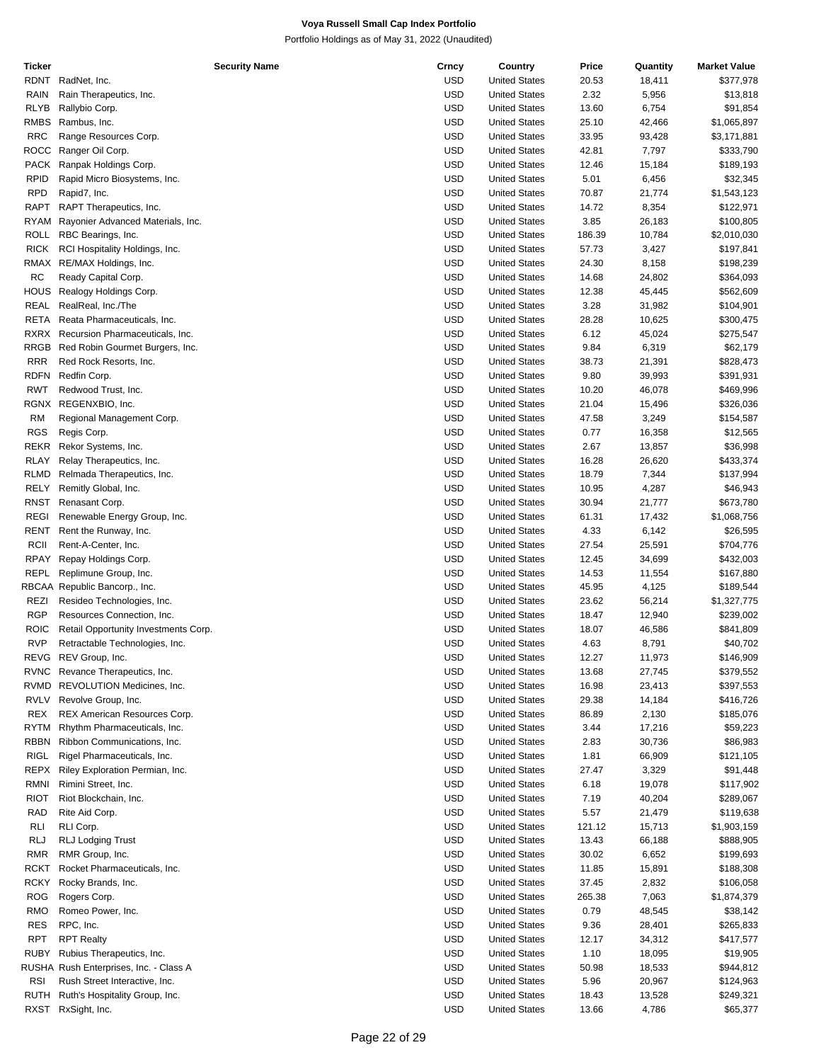# Voya Russell Small Cap Index Portfolio

Portfolio Holdings as of May 31, 2022 (Unaudited)

| Ticker | Security Name | Crncy | Country | Price | Quantity | Market Value |
|---|---|---|---|---|---|---|
| RDNT | RadNet, Inc. | USD | United States | 20.53 | 18,411 | $377,978 |
| RAIN | Rain Therapeutics, Inc. | USD | United States | 2.32 | 5,956 | $13,818 |
| RLYB | Rallybio Corp. | USD | United States | 13.60 | 6,754 | $91,854 |
| RMBS | Rambus, Inc. | USD | United States | 25.10 | 42,466 | $1,065,897 |
| RRC | Range Resources Corp. | USD | United States | 33.95 | 93,428 | $3,171,881 |
| ROCC | Ranger Oil Corp. | USD | United States | 42.81 | 7,797 | $333,790 |
| PACK | Ranpak Holdings Corp. | USD | United States | 12.46 | 15,184 | $189,193 |
| RPID | Rapid Micro Biosystems, Inc. | USD | United States | 5.01 | 6,456 | $32,345 |
| RPD | Rapid7, Inc. | USD | United States | 70.87 | 21,774 | $1,543,123 |
| RAPT | RAPT Therapeutics, Inc. | USD | United States | 14.72 | 8,354 | $122,971 |
| RYAM | Rayonier Advanced Materials, Inc. | USD | United States | 3.85 | 26,183 | $100,805 |
| ROLL | RBC Bearings, Inc. | USD | United States | 186.39 | 10,784 | $2,010,030 |
| RICK | RCI Hospitality Holdings, Inc. | USD | United States | 57.73 | 3,427 | $197,841 |
| RMAX | RE/MAX Holdings, Inc. | USD | United States | 24.30 | 8,158 | $198,239 |
| RC | Ready Capital Corp. | USD | United States | 14.68 | 24,802 | $364,093 |
| HOUS | Realogy Holdings Corp. | USD | United States | 12.38 | 45,445 | $562,609 |
| REAL | RealReal, Inc./The | USD | United States | 3.28 | 31,982 | $104,901 |
| RETA | Reata Pharmaceuticals, Inc. | USD | United States | 28.28 | 10,625 | $300,475 |
| RXRX | Recursion Pharmaceuticals, Inc. | USD | United States | 6.12 | 45,024 | $275,547 |
| RRGB | Red Robin Gourmet Burgers, Inc. | USD | United States | 9.84 | 6,319 | $62,179 |
| RRR | Red Rock Resorts, Inc. | USD | United States | 38.73 | 21,391 | $828,473 |
| RDFN | Redfin Corp. | USD | United States | 9.80 | 39,993 | $391,931 |
| RWT | Redwood Trust, Inc. | USD | United States | 10.20 | 46,078 | $469,996 |
| RGNX | REGENXBIO, Inc. | USD | United States | 21.04 | 15,496 | $326,036 |
| RM | Regional Management Corp. | USD | United States | 47.58 | 3,249 | $154,587 |
| RGS | Regis Corp. | USD | United States | 0.77 | 16,358 | $12,565 |
| REKR | Rekor Systems, Inc. | USD | United States | 2.67 | 13,857 | $36,998 |
| RLAY | Relay Therapeutics, Inc. | USD | United States | 16.28 | 26,620 | $433,374 |
| RLMD | Relmada Therapeutics, Inc. | USD | United States | 18.79 | 7,344 | $137,994 |
| RELY | Remitly Global, Inc. | USD | United States | 10.95 | 4,287 | $46,943 |
| RNST | Renasant Corp. | USD | United States | 30.94 | 21,777 | $673,780 |
| REGI | Renewable Energy Group, Inc. | USD | United States | 61.31 | 17,432 | $1,068,756 |
| RENT | Rent the Runway, Inc. | USD | United States | 4.33 | 6,142 | $26,595 |
| RCII | Rent-A-Center, Inc. | USD | United States | 27.54 | 25,591 | $704,776 |
| RPAY | Repay Holdings Corp. | USD | United States | 12.45 | 34,699 | $432,003 |
| REPL | Replimune Group, Inc. | USD | United States | 14.53 | 11,554 | $167,880 |
| RBCAA | Republic Bancorp., Inc. | USD | United States | 45.95 | 4,125 | $189,544 |
| REZI | Resideo Technologies, Inc. | USD | United States | 23.62 | 56,214 | $1,327,775 |
| RGP | Resources Connection, Inc. | USD | United States | 18.47 | 12,940 | $239,002 |
| ROIC | Retail Opportunity Investments Corp. | USD | United States | 18.07 | 46,586 | $841,809 |
| RVP | Retractable Technologies, Inc. | USD | United States | 4.63 | 8,791 | $40,702 |
| REVG | REV Group, Inc. | USD | United States | 12.27 | 11,973 | $146,909 |
| RVNC | Revance Therapeutics, Inc. | USD | United States | 13.68 | 27,745 | $379,552 |
| RVMD | REVOLUTION Medicines, Inc. | USD | United States | 16.98 | 23,413 | $397,553 |
| RVLV | Revolve Group, Inc. | USD | United States | 29.38 | 14,184 | $416,726 |
| REX | REX American Resources Corp. | USD | United States | 86.89 | 2,130 | $185,076 |
| RYTM | Rhythm Pharmaceuticals, Inc. | USD | United States | 3.44 | 17,216 | $59,223 |
| RBBN | Ribbon Communications, Inc. | USD | United States | 2.83 | 30,736 | $86,983 |
| RIGL | Rigel Pharmaceuticals, Inc. | USD | United States | 1.81 | 66,909 | $121,105 |
| REPX | Riley Exploration Permian, Inc. | USD | United States | 27.47 | 3,329 | $91,448 |
| RMNI | Rimini Street, Inc. | USD | United States | 6.18 | 19,078 | $117,902 |
| RIOT | Riot Blockchain, Inc. | USD | United States | 7.19 | 40,204 | $289,067 |
| RAD | Rite Aid Corp. | USD | United States | 5.57 | 21,479 | $119,638 |
| RLI | RLI Corp. | USD | United States | 121.12 | 15,713 | $1,903,159 |
| RLJ | RLJ Lodging Trust | USD | United States | 13.43 | 66,188 | $888,905 |
| RMR | RMR Group, Inc. | USD | United States | 30.02 | 6,652 | $199,693 |
| RCKT | Rocket Pharmaceuticals, Inc. | USD | United States | 11.85 | 15,891 | $188,308 |
| RCKY | Rocky Brands, Inc. | USD | United States | 37.45 | 2,832 | $106,058 |
| ROG | Rogers Corp. | USD | United States | 265.38 | 7,063 | $1,874,379 |
| RMO | Romeo Power, Inc. | USD | United States | 0.79 | 48,545 | $38,142 |
| RES | RPC, Inc. | USD | United States | 9.36 | 28,401 | $265,833 |
| RPT | RPT Realty | USD | United States | 12.17 | 34,312 | $417,577 |
| RUBY | Rubius Therapeutics, Inc. | USD | United States | 1.10 | 18,095 | $19,905 |
| RUSHA | Rush Enterprises, Inc. - Class A | USD | United States | 50.98 | 18,533 | $944,812 |
| RSI | Rush Street Interactive, Inc. | USD | United States | 5.96 | 20,967 | $124,963 |
| RUTH | Ruth's Hospitality Group, Inc. | USD | United States | 18.43 | 13,528 | $249,321 |
| RXST | RxSight, Inc. | USD | United States | 13.66 | 4,786 | $65,377 |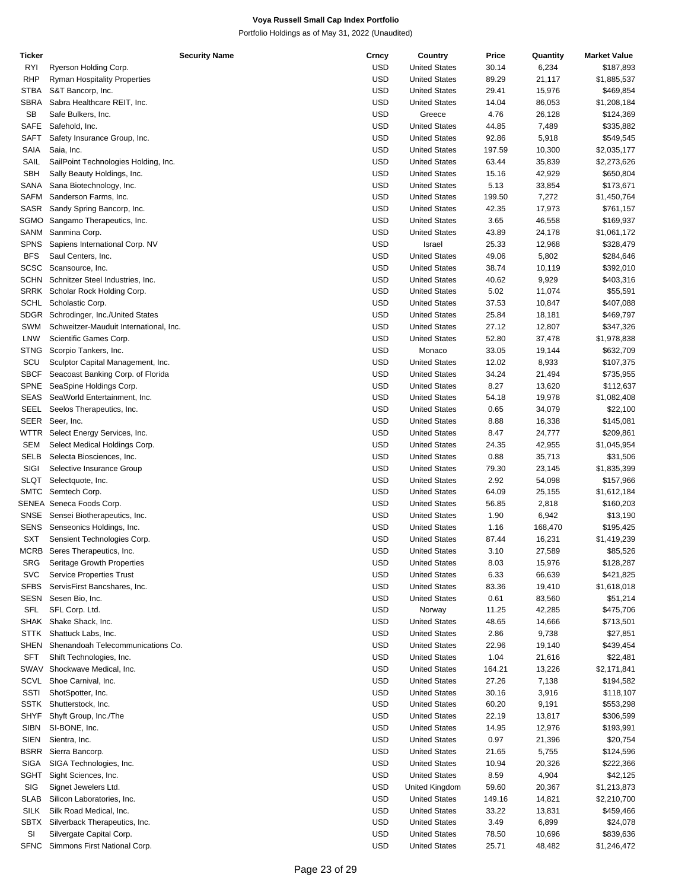# Voya Russell Small Cap Index Portfolio

Portfolio Holdings as of May 31, 2022 (Unaudited)

| Ticker | Security Name | Crncy | Country | Price | Quantity | Market Value |
|---|---|---|---|---|---|---|
| RYI | Ryerson Holding Corp. | USD | United States | 30.14 | 6,234 | $187,893 |
| RHP | Ryman Hospitality Properties | USD | United States | 89.29 | 21,117 | $1,885,537 |
| STBA | S&T Bancorp, Inc. | USD | United States | 29.41 | 15,976 | $469,854 |
| SBRA | Sabra Healthcare REIT, Inc. | USD | United States | 14.04 | 86,053 | $1,208,184 |
| SB | Safe Bulkers, Inc. | USD | Greece | 4.76 | 26,128 | $124,369 |
| SAFE | Safehold, Inc. | USD | United States | 44.85 | 7,489 | $335,882 |
| SAFT | Safety Insurance Group, Inc. | USD | United States | 92.86 | 5,918 | $549,545 |
| SAIA | Saia, Inc. | USD | United States | 197.59 | 10,300 | $2,035,177 |
| SAIL | SailPoint Technologies Holding, Inc. | USD | United States | 63.44 | 35,839 | $2,273,626 |
| SBH | Sally Beauty Holdings, Inc. | USD | United States | 15.16 | 42,929 | $650,804 |
| SANA | Sana Biotechnology, Inc. | USD | United States | 5.13 | 33,854 | $173,671 |
| SAFM | Sanderson Farms, Inc. | USD | United States | 199.50 | 7,272 | $1,450,764 |
| SASR | Sandy Spring Bancorp, Inc. | USD | United States | 42.35 | 17,973 | $761,157 |
| SGMO | Sangamo Therapeutics, Inc. | USD | United States | 3.65 | 46,558 | $169,937 |
| SANM | Sanmina Corp. | USD | United States | 43.89 | 24,178 | $1,061,172 |
| SPNS | Sapiens International Corp. NV | USD | Israel | 25.33 | 12,968 | $328,479 |
| BFS | Saul Centers, Inc. | USD | United States | 49.06 | 5,802 | $284,646 |
| SCSC | Scansource, Inc. | USD | United States | 38.74 | 10,119 | $392,010 |
| SCHN | Schnitzer Steel Industries, Inc. | USD | United States | 40.62 | 9,929 | $403,316 |
| SRRK | Scholar Rock Holding Corp. | USD | United States | 5.02 | 11,074 | $55,591 |
| SCHL | Scholastic Corp. | USD | United States | 37.53 | 10,847 | $407,088 |
| SDGR | Schrodinger, Inc./United States | USD | United States | 25.84 | 18,181 | $469,797 |
| SWM | Schweitzer-Mauduit International, Inc. | USD | United States | 27.12 | 12,807 | $347,326 |
| LNW | Scientific Games Corp. | USD | United States | 52.80 | 37,478 | $1,978,838 |
| STNG | Scorpio Tankers, Inc. | USD | Monaco | 33.05 | 19,144 | $632,709 |
| SCU | Sculptor Capital Management, Inc. | USD | United States | 12.02 | 8,933 | $107,375 |
| SBCF | Seacoast Banking Corp. of Florida | USD | United States | 34.24 | 21,494 | $735,955 |
| SPNE | SeaSpine Holdings Corp. | USD | United States | 8.27 | 13,620 | $112,637 |
| SEAS | SeaWorld Entertainment, Inc. | USD | United States | 54.18 | 19,978 | $1,082,408 |
| SEEL | Seelos Therapeutics, Inc. | USD | United States | 0.65 | 34,079 | $22,100 |
| SEER | Seer, Inc. | USD | United States | 8.88 | 16,338 | $145,081 |
| WTTR | Select Energy Services, Inc. | USD | United States | 8.47 | 24,777 | $209,861 |
| SEM | Select Medical Holdings Corp. | USD | United States | 24.35 | 42,955 | $1,045,954 |
| SELB | Selecta Biosciences, Inc. | USD | United States | 0.88 | 35,713 | $31,506 |
| SIGI | Selective Insurance Group | USD | United States | 79.30 | 23,145 | $1,835,399 |
| SLQT | Selectquote, Inc. | USD | United States | 2.92 | 54,098 | $157,966 |
| SMTC | Semtech Corp. | USD | United States | 64.09 | 25,155 | $1,612,184 |
| SENEA | Seneca Foods Corp. | USD | United States | 56.85 | 2,818 | $160,203 |
| SNSE | Sensei Biotherapeutics, Inc. | USD | United States | 1.90 | 6,942 | $13,190 |
| SENS | Senseonics Holdings, Inc. | USD | United States | 1.16 | 168,470 | $195,425 |
| SXT | Sensient Technologies Corp. | USD | United States | 87.44 | 16,231 | $1,419,239 |
| MCRB | Seres Therapeutics, Inc. | USD | United States | 3.10 | 27,589 | $85,526 |
| SRG | Seritage Growth Properties | USD | United States | 8.03 | 15,976 | $128,287 |
| SVC | Service Properties Trust | USD | United States | 6.33 | 66,639 | $421,825 |
| SFBS | ServisFirst Bancshares, Inc. | USD | United States | 83.36 | 19,410 | $1,618,018 |
| SESN | Sesen Bio, Inc. | USD | United States | 0.61 | 83,560 | $51,214 |
| SFL | SFL Corp. Ltd. | USD | Norway | 11.25 | 42,285 | $475,706 |
| SHAK | Shake Shack, Inc. | USD | United States | 48.65 | 14,666 | $713,501 |
| STTK | Shattuck Labs, Inc. | USD | United States | 2.86 | 9,738 | $27,851 |
| SHEN | Shenandoah Telecommunications Co. | USD | United States | 22.96 | 19,140 | $439,454 |
| SFT | Shift Technologies, Inc. | USD | United States | 1.04 | 21,616 | $22,481 |
| SWAV | Shockwave Medical, Inc. | USD | United States | 164.21 | 13,226 | $2,171,841 |
| SCVL | Shoe Carnival, Inc. | USD | United States | 27.26 | 7,138 | $194,582 |
| SSTI | ShotSpotter, Inc. | USD | United States | 30.16 | 3,916 | $118,107 |
| SSTK | Shutterstock, Inc. | USD | United States | 60.20 | 9,191 | $553,298 |
| SHYF | Shyft Group, Inc./The | USD | United States | 22.19 | 13,817 | $306,599 |
| SIBN | SI-BONE, Inc. | USD | United States | 14.95 | 12,976 | $193,991 |
| SIEN | Sientra, Inc. | USD | United States | 0.97 | 21,396 | $20,754 |
| BSRR | Sierra Bancorp. | USD | United States | 21.65 | 5,755 | $124,596 |
| SIGA | SIGA Technologies, Inc. | USD | United States | 10.94 | 20,326 | $222,366 |
| SGHT | Sight Sciences, Inc. | USD | United States | 8.59 | 4,904 | $42,125 |
| SIG | Signet Jewelers Ltd. | USD | United Kingdom | 59.60 | 20,367 | $1,213,873 |
| SLAB | Silicon Laboratories, Inc. | USD | United States | 149.16 | 14,821 | $2,210,700 |
| SILK | Silk Road Medical, Inc. | USD | United States | 33.22 | 13,831 | $459,466 |
| SBTX | Silverback Therapeutics, Inc. | USD | United States | 3.49 | 6,899 | $24,078 |
| SI | Silvergate Capital Corp. | USD | United States | 78.50 | 10,696 | $839,636 |
| SFNC | Simmons First National Corp. | USD | United States | 25.71 | 48,482 | $1,246,472 |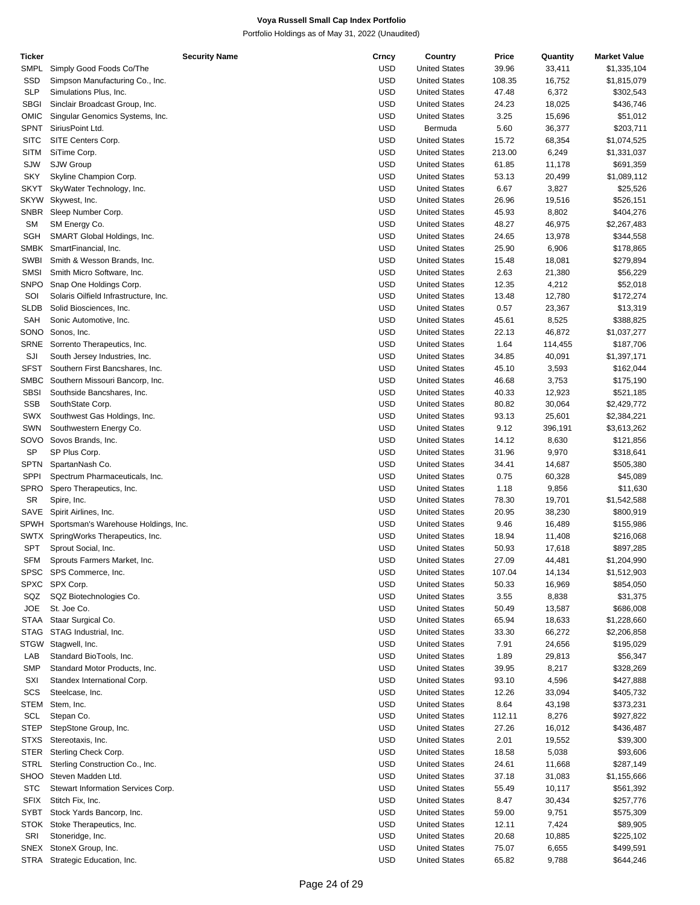# Voya Russell Small Cap Index Portfolio

Portfolio Holdings as of May 31, 2022 (Unaudited)

| Ticker | Security Name | Crncy | Country | Price | Quantity | Market Value |
|---|---|---|---|---|---|---|
| SMPL | Simply Good Foods Co/The | USD | United States | 39.96 | 33,411 | $1,335,104 |
| SSD | Simpson Manufacturing Co., Inc. | USD | United States | 108.35 | 16,752 | $1,815,079 |
| SLP | Simulations Plus, Inc. | USD | United States | 47.48 | 6,372 | $302,543 |
| SBGI | Sinclair Broadcast Group, Inc. | USD | United States | 24.23 | 18,025 | $436,746 |
| OMIC | Singular Genomics Systems, Inc. | USD | United States | 3.25 | 15,696 | $51,012 |
| SPNT | SiriusPoint Ltd. | USD | Bermuda | 5.60 | 36,377 | $203,711 |
| SITC | SITE Centers Corp. | USD | United States | 15.72 | 68,354 | $1,074,525 |
| SITM | SiTime Corp. | USD | United States | 213.00 | 6,249 | $1,331,037 |
| SJW | SJW Group | USD | United States | 61.85 | 11,178 | $691,359 |
| SKY | Skyline Champion Corp. | USD | United States | 53.13 | 20,499 | $1,089,112 |
| SKYT | SkyWater Technology, Inc. | USD | United States | 6.67 | 3,827 | $25,526 |
| SKYW | Skywest, Inc. | USD | United States | 26.96 | 19,516 | $526,151 |
| SNBR | Sleep Number Corp. | USD | United States | 45.93 | 8,802 | $404,276 |
| SM | SM Energy Co. | USD | United States | 48.27 | 46,975 | $2,267,483 |
| SGH | SMART Global Holdings, Inc. | USD | United States | 24.65 | 13,978 | $344,558 |
| SMBK | SmartFinancial, Inc. | USD | United States | 25.90 | 6,906 | $178,865 |
| SWBI | Smith & Wesson Brands, Inc. | USD | United States | 15.48 | 18,081 | $279,894 |
| SMSI | Smith Micro Software, Inc. | USD | United States | 2.63 | 21,380 | $56,229 |
| SNPO | Snap One Holdings Corp. | USD | United States | 12.35 | 4,212 | $52,018 |
| SOI | Solaris Oilfield Infrastructure, Inc. | USD | United States | 13.48 | 12,780 | $172,274 |
| SLDB | Solid Biosciences, Inc. | USD | United States | 0.57 | 23,367 | $13,319 |
| SAH | Sonic Automotive, Inc. | USD | United States | 45.61 | 8,525 | $388,825 |
| SONO | Sonos, Inc. | USD | United States | 22.13 | 46,872 | $1,037,277 |
| SRNE | Sorrento Therapeutics, Inc. | USD | United States | 1.64 | 114,455 | $187,706 |
| SJI | South Jersey Industries, Inc. | USD | United States | 34.85 | 40,091 | $1,397,171 |
| SFST | Southern First Bancshares, Inc. | USD | United States | 45.10 | 3,593 | $162,044 |
| SMBC | Southern Missouri Bancorp, Inc. | USD | United States | 46.68 | 3,753 | $175,190 |
| SBSI | Southside Bancshares, Inc. | USD | United States | 40.33 | 12,923 | $521,185 |
| SSB | SouthState Corp. | USD | United States | 80.82 | 30,064 | $2,429,772 |
| SWX | Southwest Gas Holdings, Inc. | USD | United States | 93.13 | 25,601 | $2,384,221 |
| SWN | Southwestern Energy Co. | USD | United States | 9.12 | 396,191 | $3,613,262 |
| SOVO | Sovos Brands, Inc. | USD | United States | 14.12 | 8,630 | $121,856 |
| SP | SP Plus Corp. | USD | United States | 31.96 | 9,970 | $318,641 |
| SPTN | SpartanNash Co. | USD | United States | 34.41 | 14,687 | $505,380 |
| SPPI | Spectrum Pharmaceuticals, Inc. | USD | United States | 0.75 | 60,328 | $45,089 |
| SPRO | Spero Therapeutics, Inc. | USD | United States | 1.18 | 9,856 | $11,630 |
| SR | Spire, Inc. | USD | United States | 78.30 | 19,701 | $1,542,588 |
| SAVE | Spirit Airlines, Inc. | USD | United States | 20.95 | 38,230 | $800,919 |
| SPWH | Sportsman's Warehouse Holdings, Inc. | USD | United States | 9.46 | 16,489 | $155,986 |
| SWTX | SpringWorks Therapeutics, Inc. | USD | United States | 18.94 | 11,408 | $216,068 |
| SPT | Sprout Social, Inc. | USD | United States | 50.93 | 17,618 | $897,285 |
| SFM | Sprouts Farmers Market, Inc. | USD | United States | 27.09 | 44,481 | $1,204,990 |
| SPSC | SPS Commerce, Inc. | USD | United States | 107.04 | 14,134 | $1,512,903 |
| SPXC | SPX Corp. | USD | United States | 50.33 | 16,969 | $854,050 |
| SQZ | SQZ Biotechnologies Co. | USD | United States | 3.55 | 8,838 | $31,375 |
| JOE | St. Joe Co. | USD | United States | 50.49 | 13,587 | $686,008 |
| STAA | Staar Surgical Co. | USD | United States | 65.94 | 18,633 | $1,228,660 |
| STAG | STAG Industrial, Inc. | USD | United States | 33.30 | 66,272 | $2,206,858 |
| STGW | Stagwell, Inc. | USD | United States | 7.91 | 24,656 | $195,029 |
| LAB | Standard BioTools, Inc. | USD | United States | 1.89 | 29,813 | $56,347 |
| SMP | Standard Motor Products, Inc. | USD | United States | 39.95 | 8,217 | $328,269 |
| SXI | Standex International Corp. | USD | United States | 93.10 | 4,596 | $427,888 |
| SCS | Steelcase, Inc. | USD | United States | 12.26 | 33,094 | $405,732 |
| STEM | Stem, Inc. | USD | United States | 8.64 | 43,198 | $373,231 |
| SCL | Stepan Co. | USD | United States | 112.11 | 8,276 | $927,822 |
| STEP | StepStone Group, Inc. | USD | United States | 27.26 | 16,012 | $436,487 |
| STXS | Stereotaxis, Inc. | USD | United States | 2.01 | 19,552 | $39,300 |
| STER | Sterling Check Corp. | USD | United States | 18.58 | 5,038 | $93,606 |
| STRL | Sterling Construction Co., Inc. | USD | United States | 24.61 | 11,668 | $287,149 |
| SHOO | Steven Madden Ltd. | USD | United States | 37.18 | 31,083 | $1,155,666 |
| STC | Stewart Information Services Corp. | USD | United States | 55.49 | 10,117 | $561,392 |
| SFIX | Stitch Fix, Inc. | USD | United States | 8.47 | 30,434 | $257,776 |
| SYBT | Stock Yards Bancorp, Inc. | USD | United States | 59.00 | 9,751 | $575,309 |
| STOK | Stoke Therapeutics, Inc. | USD | United States | 12.11 | 7,424 | $89,905 |
| SRI | Stoneridge, Inc. | USD | United States | 20.68 | 10,885 | $225,102 |
| SNEX | StoneX Group, Inc. | USD | United States | 75.07 | 6,655 | $499,591 |
| STRA | Strategic Education, Inc. | USD | United States | 65.82 | 9,788 | $644,246 |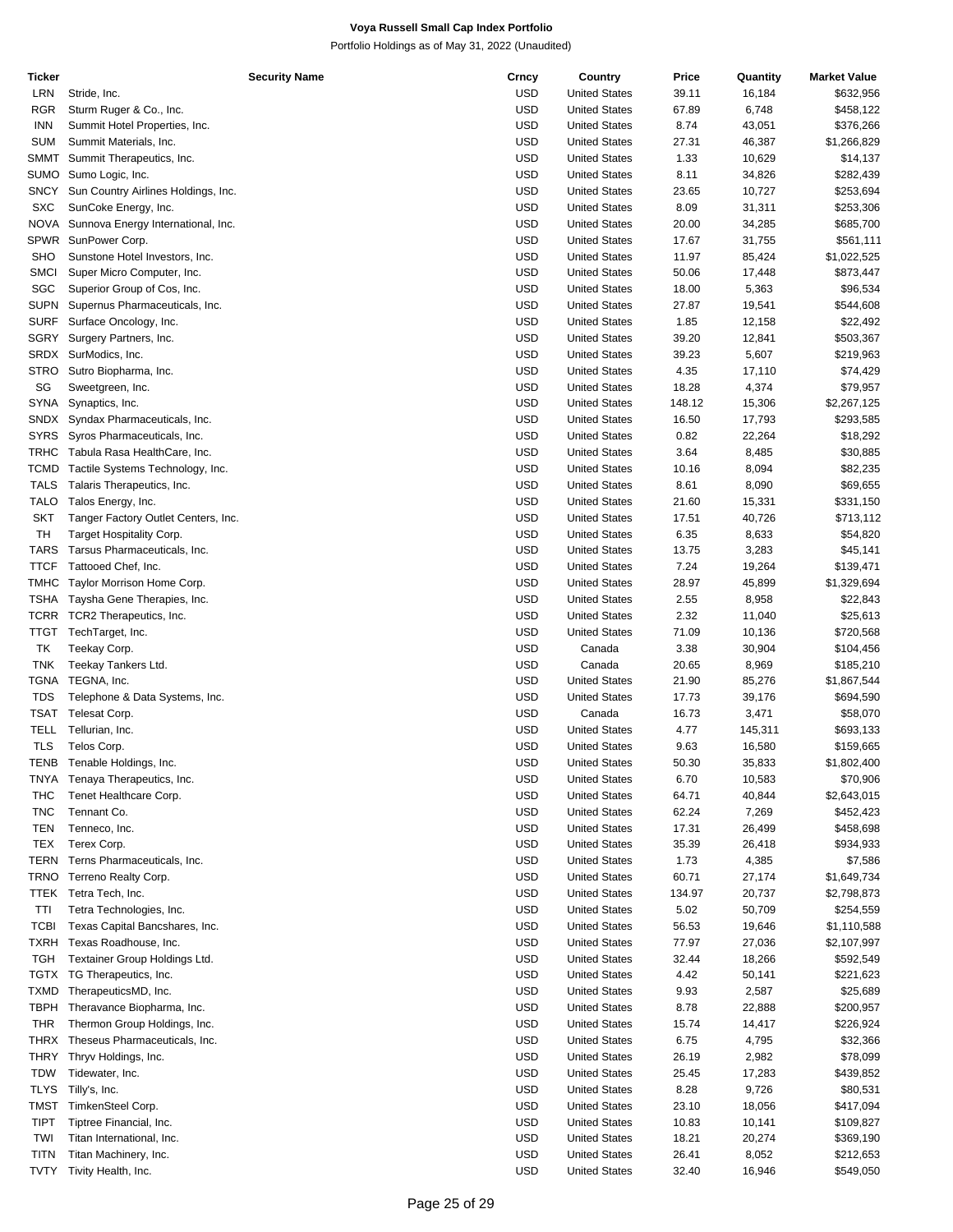# Voya Russell Small Cap Index Portfolio

Portfolio Holdings as of May 31, 2022 (Unaudited)

| Ticker | Security Name | Crncy | Country | Price | Quantity | Market Value |
|---|---|---|---|---|---|---|
| LRN | Stride, Inc. | USD | United States | 39.11 | 16,184 | $632,956 |
| RGR | Sturm Ruger & Co., Inc. | USD | United States | 67.89 | 6,748 | $458,122 |
| INN | Summit Hotel Properties, Inc. | USD | United States | 8.74 | 43,051 | $376,266 |
| SUM | Summit Materials, Inc. | USD | United States | 27.31 | 46,387 | $1,266,829 |
| SMMT | Summit Therapeutics, Inc. | USD | United States | 1.33 | 10,629 | $14,137 |
| SUMO | Sumo Logic, Inc. | USD | United States | 8.11 | 34,826 | $282,439 |
| SNCY | Sun Country Airlines Holdings, Inc. | USD | United States | 23.65 | 10,727 | $253,694 |
| SXC | SunCoke Energy, Inc. | USD | United States | 8.09 | 31,311 | $253,306 |
| NOVA | Sunnova Energy International, Inc. | USD | United States | 20.00 | 34,285 | $685,700 |
| SPWR | SunPower Corp. | USD | United States | 17.67 | 31,755 | $561,111 |
| SHO | Sunstone Hotel Investors, Inc. | USD | United States | 11.97 | 85,424 | $1,022,525 |
| SMCI | Super Micro Computer, Inc. | USD | United States | 50.06 | 17,448 | $873,447 |
| SGC | Superior Group of Cos, Inc. | USD | United States | 18.00 | 5,363 | $96,534 |
| SUPN | Supernus Pharmaceuticals, Inc. | USD | United States | 27.87 | 19,541 | $544,608 |
| SURF | Surface Oncology, Inc. | USD | United States | 1.85 | 12,158 | $22,492 |
| SGRY | Surgery Partners, Inc. | USD | United States | 39.20 | 12,841 | $503,367 |
| SRDX | SurModics, Inc. | USD | United States | 39.23 | 5,607 | $219,963 |
| STRO | Sutro Biopharma, Inc. | USD | United States | 4.35 | 17,110 | $74,429 |
| SG | Sweetgreen, Inc. | USD | United States | 18.28 | 4,374 | $79,957 |
| SYNA | Synaptics, Inc. | USD | United States | 148.12 | 15,306 | $2,267,125 |
| SNDX | Syndax Pharmaceuticals, Inc. | USD | United States | 16.50 | 17,793 | $293,585 |
| SYRS | Syros Pharmaceuticals, Inc. | USD | United States | 0.82 | 22,264 | $18,292 |
| TRHC | Tabula Rasa HealthCare, Inc. | USD | United States | 3.64 | 8,485 | $30,885 |
| TCMD | Tactile Systems Technology, Inc. | USD | United States | 10.16 | 8,094 | $82,235 |
| TALS | Talaris Therapeutics, Inc. | USD | United States | 8.61 | 8,090 | $69,655 |
| TALO | Talos Energy, Inc. | USD | United States | 21.60 | 15,331 | $331,150 |
| SKT | Tanger Factory Outlet Centers, Inc. | USD | United States | 17.51 | 40,726 | $713,112 |
| TH | Target Hospitality Corp. | USD | United States | 6.35 | 8,633 | $54,820 |
| TARS | Tarsus Pharmaceuticals, Inc. | USD | United States | 13.75 | 3,283 | $45,141 |
| TTCF | Tattooed Chef, Inc. | USD | United States | 7.24 | 19,264 | $139,471 |
| TMHC | Taylor Morrison Home Corp. | USD | United States | 28.97 | 45,899 | $1,329,694 |
| TSHA | Taysha Gene Therapies, Inc. | USD | United States | 2.55 | 8,958 | $22,843 |
| TCRR | TCR2 Therapeutics, Inc. | USD | United States | 2.32 | 11,040 | $25,613 |
| TTGT | TechTarget, Inc. | USD | United States | 71.09 | 10,136 | $720,568 |
| TK | Teekay Corp. | USD | Canada | 3.38 | 30,904 | $104,456 |
| TNK | Teekay Tankers Ltd. | USD | Canada | 20.65 | 8,969 | $185,210 |
| TGNA | TEGNA, Inc. | USD | United States | 21.90 | 85,276 | $1,867,544 |
| TDS | Telephone & Data Systems, Inc. | USD | United States | 17.73 | 39,176 | $694,590 |
| TSAT | Telesat Corp. | USD | Canada | 16.73 | 3,471 | $58,070 |
| TELL | Tellurian, Inc. | USD | United States | 4.77 | 145,311 | $693,133 |
| TLS | Telos Corp. | USD | United States | 9.63 | 16,580 | $159,665 |
| TENB | Tenable Holdings, Inc. | USD | United States | 50.30 | 35,833 | $1,802,400 |
| TNYA | Tenaya Therapeutics, Inc. | USD | United States | 6.70 | 10,583 | $70,906 |
| THC | Tenet Healthcare Corp. | USD | United States | 64.71 | 40,844 | $2,643,015 |
| TNC | Tennant Co. | USD | United States | 62.24 | 7,269 | $452,423 |
| TEN | Tenneco, Inc. | USD | United States | 17.31 | 26,499 | $458,698 |
| TEX | Terex Corp. | USD | United States | 35.39 | 26,418 | $934,933 |
| TERN | Terns Pharmaceuticals, Inc. | USD | United States | 1.73 | 4,385 | $7,586 |
| TRNO | Terreno Realty Corp. | USD | United States | 60.71 | 27,174 | $1,649,734 |
| TTEK | Tetra Tech, Inc. | USD | United States | 134.97 | 20,737 | $2,798,873 |
| TTI | Tetra Technologies, Inc. | USD | United States | 5.02 | 50,709 | $254,559 |
| TCBI | Texas Capital Bancshares, Inc. | USD | United States | 56.53 | 19,646 | $1,110,588 |
| TXRH | Texas Roadhouse, Inc. | USD | United States | 77.97 | 27,036 | $2,107,997 |
| TGH | Textainer Group Holdings Ltd. | USD | United States | 32.44 | 18,266 | $592,549 |
| TGTX | TG Therapeutics, Inc. | USD | United States | 4.42 | 50,141 | $221,623 |
| TXMD | TherapeuticsMD, Inc. | USD | United States | 9.93 | 2,587 | $25,689 |
| TBPH | Theravance Biopharma, Inc. | USD | United States | 8.78 | 22,888 | $200,957 |
| THR | Thermon Group Holdings, Inc. | USD | United States | 15.74 | 14,417 | $226,924 |
| THRX | Theseus Pharmaceuticals, Inc. | USD | United States | 6.75 | 4,795 | $32,366 |
| THRY | Thryv Holdings, Inc. | USD | United States | 26.19 | 2,982 | $78,099 |
| TDW | Tidewater, Inc. | USD | United States | 25.45 | 17,283 | $439,852 |
| TLYS | Tilly's, Inc. | USD | United States | 8.28 | 9,726 | $80,531 |
| TMST | TimkenSteel Corp. | USD | United States | 23.10 | 18,056 | $417,094 |
| TIPT | Tiptree Financial, Inc. | USD | United States | 10.83 | 10,141 | $109,827 |
| TWI | Titan International, Inc. | USD | United States | 18.21 | 20,274 | $369,190 |
| TITN | Titan Machinery, Inc. | USD | United States | 26.41 | 8,052 | $212,653 |
| TVTY | Tivity Health, Inc. | USD | United States | 32.40 | 16,946 | $549,050 |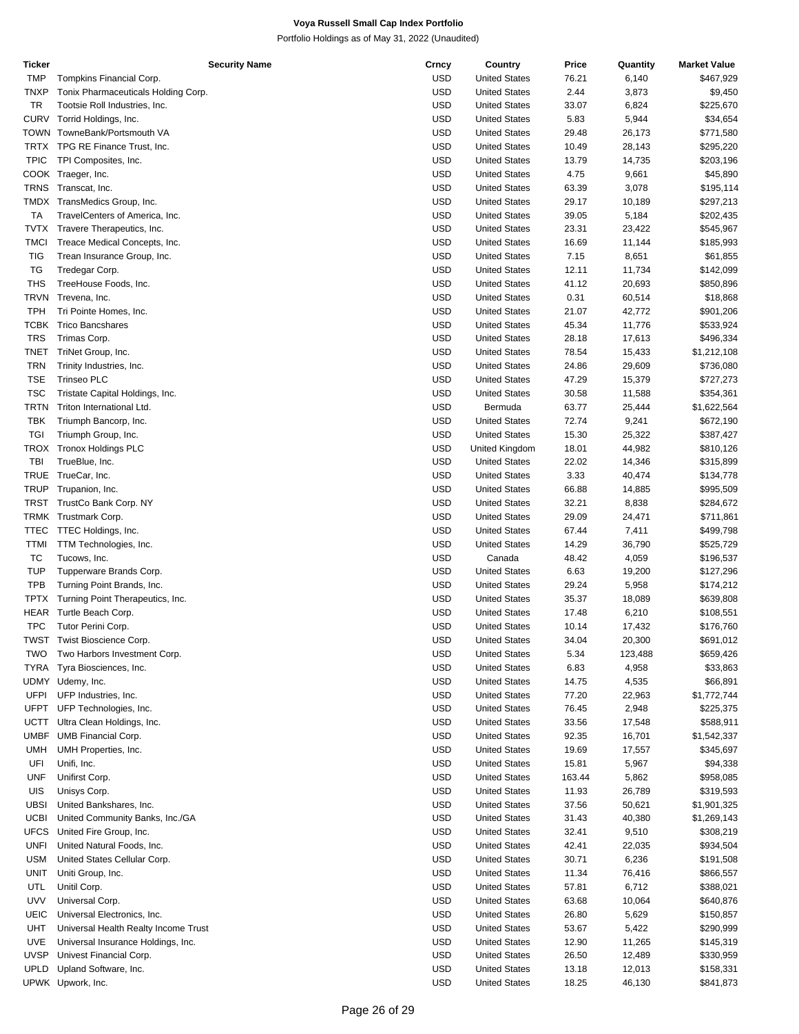**Voya Russell Small Cap Index Portfolio**

Portfolio Holdings as of May 31, 2022 (Unaudited)

| Ticker | Security Name | Crncy | Country | Price | Quantity | Market Value |
|---|---|---|---|---|---|---|
| TMP | Tompkins Financial Corp. | USD | United States | 76.21 | 6,140 | $467,929 |
| TNXP | Tonix Pharmaceuticals Holding Corp. | USD | United States | 2.44 | 3,873 | $9,450 |
| TR | Tootsie Roll Industries, Inc. | USD | United States | 33.07 | 6,824 | $225,670 |
| CURV | Torrid Holdings, Inc. | USD | United States | 5.83 | 5,944 | $34,654 |
| TOWN | TowneBank/Portsmouth VA | USD | United States | 29.48 | 26,173 | $771,580 |
| TRTX | TPG RE Finance Trust, Inc. | USD | United States | 10.49 | 28,143 | $295,220 |
| TPIC | TPI Composites, Inc. | USD | United States | 13.79 | 14,735 | $203,196 |
| COOK | Traeger, Inc. | USD | United States | 4.75 | 9,661 | $45,890 |
| TRNS | Transcat, Inc. | USD | United States | 63.39 | 3,078 | $195,114 |
| TMDX | TransMedics Group, Inc. | USD | United States | 29.17 | 10,189 | $297,213 |
| TA | TravelCenters of America, Inc. | USD | United States | 39.05 | 5,184 | $202,435 |
| TVTX | Travere Therapeutics, Inc. | USD | United States | 23.31 | 23,422 | $545,967 |
| TMCI | Treace Medical Concepts, Inc. | USD | United States | 16.69 | 11,144 | $185,993 |
| TIG | Trean Insurance Group, Inc. | USD | United States | 7.15 | 8,651 | $61,855 |
| TG | Tredegar Corp. | USD | United States | 12.11 | 11,734 | $142,099 |
| THS | TreeHouse Foods, Inc. | USD | United States | 41.12 | 20,693 | $850,896 |
| TRVN | Trevena, Inc. | USD | United States | 0.31 | 60,514 | $18,868 |
| TPH | Tri Pointe Homes, Inc. | USD | United States | 21.07 | 42,772 | $901,206 |
| TCBK | Trico Bancshares | USD | United States | 45.34 | 11,776 | $533,924 |
| TRS | Trimas Corp. | USD | United States | 28.18 | 17,613 | $496,334 |
| TNET | TriNet Group, Inc. | USD | United States | 78.54 | 15,433 | $1,212,108 |
| TRN | Trinity Industries, Inc. | USD | United States | 24.86 | 29,609 | $736,080 |
| TSE | Trinseo PLC | USD | United States | 47.29 | 15,379 | $727,273 |
| TSC | Tristate Capital Holdings, Inc. | USD | United States | 30.58 | 11,588 | $354,361 |
| TRTN | Triton International Ltd. | USD | Bermuda | 63.77 | 25,444 | $1,622,564 |
| TBK | Triumph Bancorp, Inc. | USD | United States | 72.74 | 9,241 | $672,190 |
| TGI | Triumph Group, Inc. | USD | United States | 15.30 | 25,322 | $387,427 |
| TROX | Tronox Holdings PLC | USD | United Kingdom | 18.01 | 44,982 | $810,126 |
| TBI | TrueBlue, Inc. | USD | United States | 22.02 | 14,346 | $315,899 |
| TRUE | TrueCar, Inc. | USD | United States | 3.33 | 40,474 | $134,778 |
| TRUP | Trupanion, Inc. | USD | United States | 66.88 | 14,885 | $995,509 |
| TRST | TrustCo Bank Corp. NY | USD | United States | 32.21 | 8,838 | $284,672 |
| TRMK | Trustmark Corp. | USD | United States | 29.09 | 24,471 | $711,861 |
| TTEC | TTEC Holdings, Inc. | USD | United States | 67.44 | 7,411 | $499,798 |
| TTMI | TTM Technologies, Inc. | USD | United States | 14.29 | 36,790 | $525,729 |
| TC | Tucows, Inc. | USD | Canada | 48.42 | 4,059 | $196,537 |
| TUP | Tupperware Brands Corp. | USD | United States | 6.63 | 19,200 | $127,296 |
| TPB | Turning Point Brands, Inc. | USD | United States | 29.24 | 5,958 | $174,212 |
| TPTX | Turning Point Therapeutics, Inc. | USD | United States | 35.37 | 18,089 | $639,808 |
| HEAR | Turtle Beach Corp. | USD | United States | 17.48 | 6,210 | $108,551 |
| TPC | Tutor Perini Corp. | USD | United States | 10.14 | 17,432 | $176,760 |
| TWST | Twist Bioscience Corp. | USD | United States | 34.04 | 20,300 | $691,012 |
| TWO | Two Harbors Investment Corp. | USD | United States | 5.34 | 123,488 | $659,426 |
| TYRA | Tyra Biosciences, Inc. | USD | United States | 6.83 | 4,958 | $33,863 |
| UDMY | Udemy, Inc. | USD | United States | 14.75 | 4,535 | $66,891 |
| UFPI | UFP Industries, Inc. | USD | United States | 77.20 | 22,963 | $1,772,744 |
| UFPT | UFP Technologies, Inc. | USD | United States | 76.45 | 2,948 | $225,375 |
| UCTT | Ultra Clean Holdings, Inc. | USD | United States | 33.56 | 17,548 | $588,911 |
| UMBF | UMB Financial Corp. | USD | United States | 92.35 | 16,701 | $1,542,337 |
| UMH | UMH Properties, Inc. | USD | United States | 19.69 | 17,557 | $345,697 |
| UFI | Unifi, Inc. | USD | United States | 15.81 | 5,967 | $94,338 |
| UNF | Unifirst Corp. | USD | United States | 163.44 | 5,862 | $958,085 |
| UIS | Unisys Corp. | USD | United States | 11.93 | 26,789 | $319,593 |
| UBSI | United Bankshares, Inc. | USD | United States | 37.56 | 50,621 | $1,901,325 |
| UCBI | United Community Banks, Inc./GA | USD | United States | 31.43 | 40,380 | $1,269,143 |
| UFCS | United Fire Group, Inc. | USD | United States | 32.41 | 9,510 | $308,219 |
| UNFI | United Natural Foods, Inc. | USD | United States | 42.41 | 22,035 | $934,504 |
| USM | United States Cellular Corp. | USD | United States | 30.71 | 6,236 | $191,508 |
| UNIT | Uniti Group, Inc. | USD | United States | 11.34 | 76,416 | $866,557 |
| UTL | Unitil Corp. | USD | United States | 57.81 | 6,712 | $388,021 |
| UVV | Universal Corp. | USD | United States | 63.68 | 10,064 | $640,876 |
| UEIC | Universal Electronics, Inc. | USD | United States | 26.80 | 5,629 | $150,857 |
| UHT | Universal Health Realty Income Trust | USD | United States | 53.67 | 5,422 | $290,999 |
| UVE | Universal Insurance Holdings, Inc. | USD | United States | 12.90 | 11,265 | $145,319 |
| UVSP | Univest Financial Corp. | USD | United States | 26.50 | 12,489 | $330,959 |
| UPLD | Upland Software, Inc. | USD | United States | 13.18 | 12,013 | $158,331 |
| UPWK | Upwork, Inc. | USD | United States | 18.25 | 46,130 | $841,873 |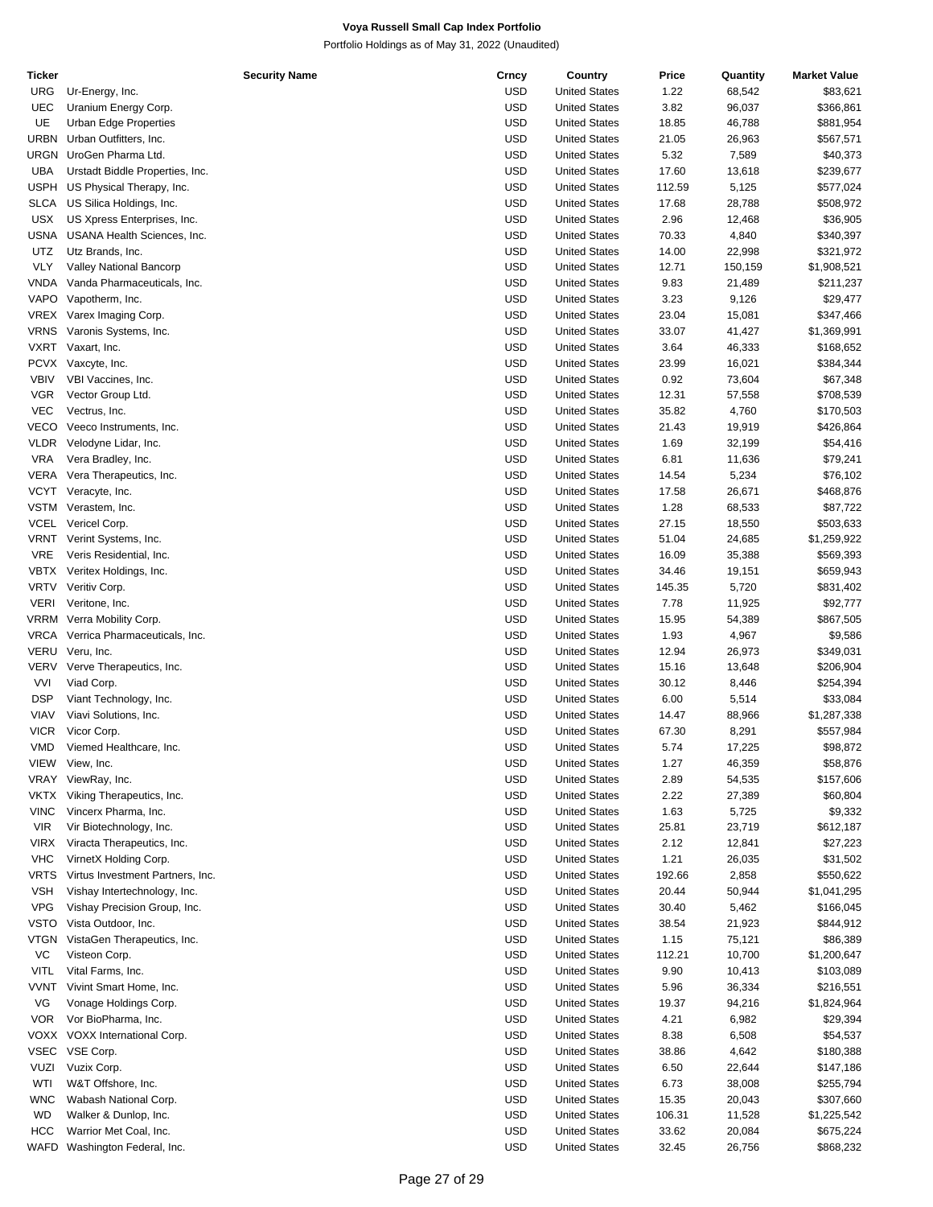# Voya Russell Small Cap Index Portfolio

Portfolio Holdings as of May 31, 2022 (Unaudited)

| Ticker | Security Name | Crncy | Country | Price | Quantity | Market Value |
|---|---|---|---|---|---|---|
| URG | Ur-Energy, Inc. | USD | United States | 1.22 | 68,542 | $83,621 |
| UEC | Uranium Energy Corp. | USD | United States | 3.82 | 96,037 | $366,861 |
| UE | Urban Edge Properties | USD | United States | 18.85 | 46,788 | $881,954 |
| URBN | Urban Outfitters, Inc. | USD | United States | 21.05 | 26,963 | $567,571 |
| URGN | UroGen Pharma Ltd. | USD | United States | 5.32 | 7,589 | $40,373 |
| UBA | Urstadt Biddle Properties, Inc. | USD | United States | 17.60 | 13,618 | $239,677 |
| USPH | US Physical Therapy, Inc. | USD | United States | 112.59 | 5,125 | $577,024 |
| SLCA | US Silica Holdings, Inc. | USD | United States | 17.68 | 28,788 | $508,972 |
| USX | US Xpress Enterprises, Inc. | USD | United States | 2.96 | 12,468 | $36,905 |
| USNA | USANA Health Sciences, Inc. | USD | United States | 70.33 | 4,840 | $340,397 |
| UTZ | Utz Brands, Inc. | USD | United States | 14.00 | 22,998 | $321,972 |
| VLY | Valley National Bancorp | USD | United States | 12.71 | 150,159 | $1,908,521 |
| VNDA | Vanda Pharmaceuticals, Inc. | USD | United States | 9.83 | 21,489 | $211,237 |
| VAPO | Vapotherm, Inc. | USD | United States | 3.23 | 9,126 | $29,477 |
| VREX | Varex Imaging Corp. | USD | United States | 23.04 | 15,081 | $347,466 |
| VRNS | Varonis Systems, Inc. | USD | United States | 33.07 | 41,427 | $1,369,991 |
| VXRT | Vaxart, Inc. | USD | United States | 3.64 | 46,333 | $168,652 |
| PCVX | Vaxcyte, Inc. | USD | United States | 23.99 | 16,021 | $384,344 |
| VBIV | VBI Vaccines, Inc. | USD | United States | 0.92 | 73,604 | $67,348 |
| VGR | Vector Group Ltd. | USD | United States | 12.31 | 57,558 | $708,539 |
| VEC | Vectrus, Inc. | USD | United States | 35.82 | 4,760 | $170,503 |
| VECO | Veeco Instruments, Inc. | USD | United States | 21.43 | 19,919 | $426,864 |
| VLDR | Velodyne Lidar, Inc. | USD | United States | 1.69 | 32,199 | $54,416 |
| VRA | Vera Bradley, Inc. | USD | United States | 6.81 | 11,636 | $79,241 |
| VERA | Vera Therapeutics, Inc. | USD | United States | 14.54 | 5,234 | $76,102 |
| VCYT | Veracyte, Inc. | USD | United States | 17.58 | 26,671 | $468,876 |
| VSTM | Verastem, Inc. | USD | United States | 1.28 | 68,533 | $87,722 |
| VCEL | Vericel Corp. | USD | United States | 27.15 | 18,550 | $503,633 |
| VRNT | Verint Systems, Inc. | USD | United States | 51.04 | 24,685 | $1,259,922 |
| VRE | Veris Residential, Inc. | USD | United States | 16.09 | 35,388 | $569,393 |
| VBTX | Veritex Holdings, Inc. | USD | United States | 34.46 | 19,151 | $659,943 |
| VRTV | Veritiv Corp. | USD | United States | 145.35 | 5,720 | $831,402 |
| VERI | Veritone, Inc. | USD | United States | 7.78 | 11,925 | $92,777 |
| VRRM | Verra Mobility Corp. | USD | United States | 15.95 | 54,389 | $867,505 |
| VRCA | Verrica Pharmaceuticals, Inc. | USD | United States | 1.93 | 4,967 | $9,586 |
| VERU | Veru, Inc. | USD | United States | 12.94 | 26,973 | $349,031 |
| VERV | Verve Therapeutics, Inc. | USD | United States | 15.16 | 13,648 | $206,904 |
| VVI | Viad Corp. | USD | United States | 30.12 | 8,446 | $254,394 |
| DSP | Viant Technology, Inc. | USD | United States | 6.00 | 5,514 | $33,084 |
| VIAV | Viavi Solutions, Inc. | USD | United States | 14.47 | 88,966 | $1,287,338 |
| VICR | Vicor Corp. | USD | United States | 67.30 | 8,291 | $557,984 |
| VMD | Viemed Healthcare, Inc. | USD | United States | 5.74 | 17,225 | $98,872 |
| VIEW | View, Inc. | USD | United States | 1.27 | 46,359 | $58,876 |
| VRAY | ViewRay, Inc. | USD | United States | 2.89 | 54,535 | $157,606 |
| VKTX | Viking Therapeutics, Inc. | USD | United States | 2.22 | 27,389 | $60,804 |
| VINC | Vincerx Pharma, Inc. | USD | United States | 1.63 | 5,725 | $9,332 |
| VIR | Vir Biotechnology, Inc. | USD | United States | 25.81 | 23,719 | $612,187 |
| VIRX | Viracta Therapeutics, Inc. | USD | United States | 2.12 | 12,841 | $27,223 |
| VHC | VirnetX Holding Corp. | USD | United States | 1.21 | 26,035 | $31,502 |
| VRTS | Virtus Investment Partners, Inc. | USD | United States | 192.66 | 2,858 | $550,622 |
| VSH | Vishay Intertechnology, Inc. | USD | United States | 20.44 | 50,944 | $1,041,295 |
| VPG | Vishay Precision Group, Inc. | USD | United States | 30.40 | 5,462 | $166,045 |
| VSTO | Vista Outdoor, Inc. | USD | United States | 38.54 | 21,923 | $844,912 |
| VTGN | VistaGen Therapeutics, Inc. | USD | United States | 1.15 | 75,121 | $86,389 |
| VC | Visteon Corp. | USD | United States | 112.21 | 10,700 | $1,200,647 |
| VITL | Vital Farms, Inc. | USD | United States | 9.90 | 10,413 | $103,089 |
| VVNT | Vivint Smart Home, Inc. | USD | United States | 5.96 | 36,334 | $216,551 |
| VG | Vonage Holdings Corp. | USD | United States | 19.37 | 94,216 | $1,824,964 |
| VOR | Vor BioPharma, Inc. | USD | United States | 4.21 | 6,982 | $29,394 |
| VOXX | VOXX International Corp. | USD | United States | 8.38 | 6,508 | $54,537 |
| VSEC | VSE Corp. | USD | United States | 38.86 | 4,642 | $180,388 |
| VUZI | Vuzix Corp. | USD | United States | 6.50 | 22,644 | $147,186 |
| WTI | W&T Offshore, Inc. | USD | United States | 6.73 | 38,008 | $255,794 |
| WNC | Wabash National Corp. | USD | United States | 15.35 | 20,043 | $307,660 |
| WD | Walker & Dunlop, Inc. | USD | United States | 106.31 | 11,528 | $1,225,542 |
| HCC | Warrior Met Coal, Inc. | USD | United States | 33.62 | 20,084 | $675,224 |
| WAFD | Washington Federal, Inc. | USD | United States | 32.45 | 26,756 | $868,232 |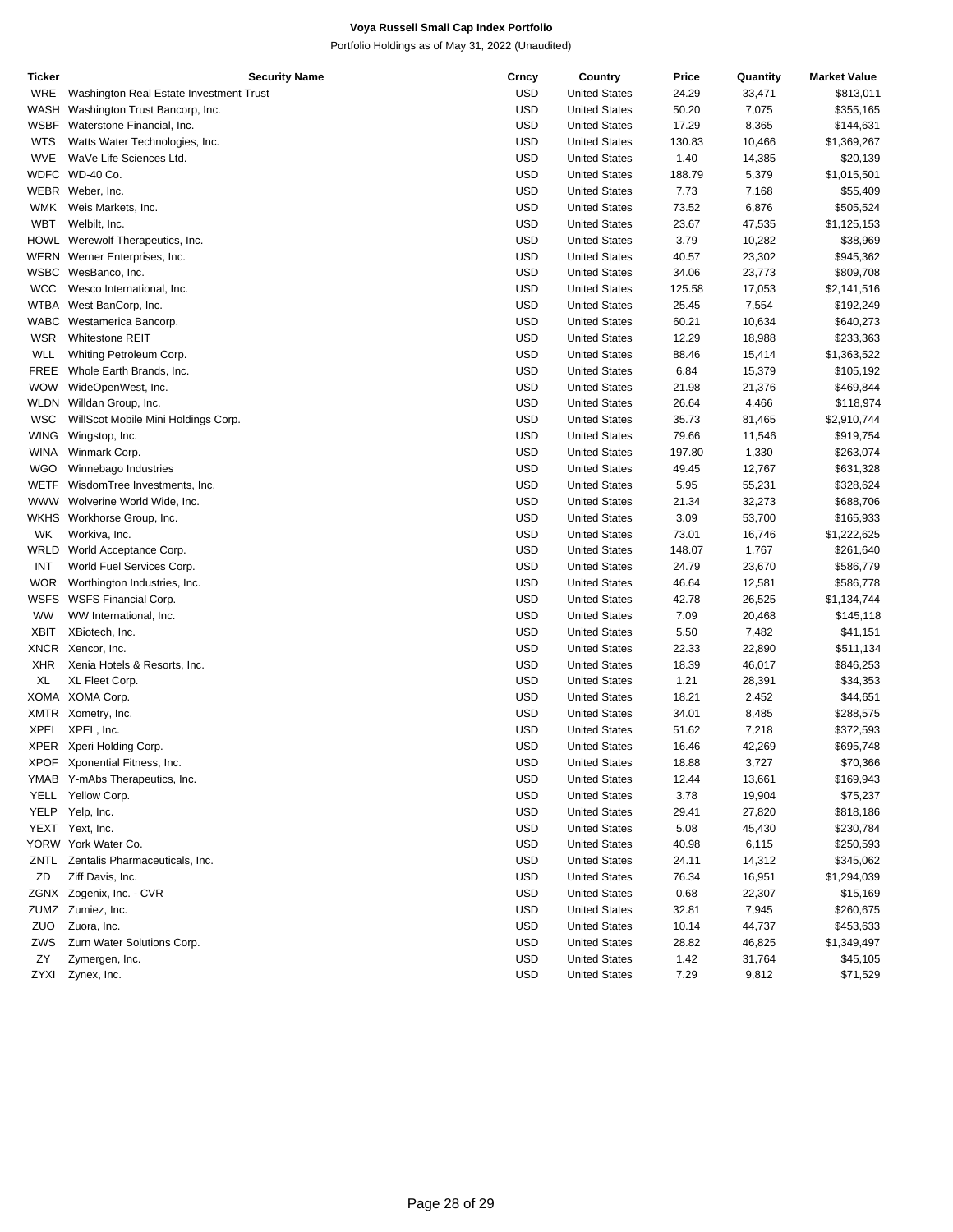# Voya Russell Small Cap Index Portfolio

Portfolio Holdings as of May 31, 2022 (Unaudited)

| Ticker | Security Name | Crncy | Country | Price | Quantity | Market Value |
|---|---|---|---|---|---|---|
| WRE | Washington Real Estate Investment Trust | USD | United States | 24.29 | 33,471 | $813,011 |
| WASH | Washington Trust Bancorp, Inc. | USD | United States | 50.20 | 7,075 | $355,165 |
| WSBF | Waterstone Financial, Inc. | USD | United States | 17.29 | 8,365 | $144,631 |
| WTS | Watts Water Technologies, Inc. | USD | United States | 130.83 | 10,466 | $1,369,267 |
| WVE | WaVe Life Sciences Ltd. | USD | United States | 1.40 | 14,385 | $20,139 |
| WDFC | WD-40 Co. | USD | United States | 188.79 | 5,379 | $1,015,501 |
| WEBR | Weber, Inc. | USD | United States | 7.73 | 7,168 | $55,409 |
| WMK | Weis Markets, Inc. | USD | United States | 73.52 | 6,876 | $505,524 |
| WBT | Welbilt, Inc. | USD | United States | 23.67 | 47,535 | $1,125,153 |
| HOWL | Werewolf Therapeutics, Inc. | USD | United States | 3.79 | 10,282 | $38,969 |
| WERN | Werner Enterprises, Inc. | USD | United States | 40.57 | 23,302 | $945,362 |
| WSBC | WesBanco, Inc. | USD | United States | 34.06 | 23,773 | $809,708 |
| WCC | Wesco International, Inc. | USD | United States | 125.58 | 17,053 | $2,141,516 |
| WTBA | West BanCorp, Inc. | USD | United States | 25.45 | 7,554 | $192,249 |
| WABC | Westamerica Bancorp. | USD | United States | 60.21 | 10,634 | $640,273 |
| WSR | Whitestone REIT | USD | United States | 12.29 | 18,988 | $233,363 |
| WLL | Whiting Petroleum Corp. | USD | United States | 88.46 | 15,414 | $1,363,522 |
| FREE | Whole Earth Brands, Inc. | USD | United States | 6.84 | 15,379 | $105,192 |
| WOW | WideOpenWest, Inc. | USD | United States | 21.98 | 21,376 | $469,844 |
| WLDN | Willdan Group, Inc. | USD | United States | 26.64 | 4,466 | $118,974 |
| WSC | WillScot Mobile Mini Holdings Corp. | USD | United States | 35.73 | 81,465 | $2,910,744 |
| WING | Wingstop, Inc. | USD | United States | 79.66 | 11,546 | $919,754 |
| WINA | Winmark Corp. | USD | United States | 197.80 | 1,330 | $263,074 |
| WGO | Winnebago Industries | USD | United States | 49.45 | 12,767 | $631,328 |
| WETF | WisdomTree Investments, Inc. | USD | United States | 5.95 | 55,231 | $328,624 |
| WWW | Wolverine World Wide, Inc. | USD | United States | 21.34 | 32,273 | $688,706 |
| WKHS | Workhorse Group, Inc. | USD | United States | 3.09 | 53,700 | $165,933 |
| WK | Workiva, Inc. | USD | United States | 73.01 | 16,746 | $1,222,625 |
| WRLD | World Acceptance Corp. | USD | United States | 148.07 | 1,767 | $261,640 |
| INT | World Fuel Services Corp. | USD | United States | 24.79 | 23,670 | $586,779 |
| WOR | Worthington Industries, Inc. | USD | United States | 46.64 | 12,581 | $586,778 |
| WSFS | WSFS Financial Corp. | USD | United States | 42.78 | 26,525 | $1,134,744 |
| WW | WW International, Inc. | USD | United States | 7.09 | 20,468 | $145,118 |
| XBIT | XBiotech, Inc. | USD | United States | 5.50 | 7,482 | $41,151 |
| XNCR | Xencor, Inc. | USD | United States | 22.33 | 22,890 | $511,134 |
| XHR | Xenia Hotels & Resorts, Inc. | USD | United States | 18.39 | 46,017 | $846,253 |
| XL | XL Fleet Corp. | USD | United States | 1.21 | 28,391 | $34,353 |
| XOMA | XOMA Corp. | USD | United States | 18.21 | 2,452 | $44,651 |
| XMTR | Xometry, Inc. | USD | United States | 34.01 | 8,485 | $288,575 |
| XPEL | XPEL, Inc. | USD | United States | 51.62 | 7,218 | $372,593 |
| XPER | Xperi Holding Corp. | USD | United States | 16.46 | 42,269 | $695,748 |
| XPOF | Xponential Fitness, Inc. | USD | United States | 18.88 | 3,727 | $70,366 |
| YMAB | Y-mAbs Therapeutics, Inc. | USD | United States | 12.44 | 13,661 | $169,943 |
| YELL | Yellow Corp. | USD | United States | 3.78 | 19,904 | $75,237 |
| YELP | Yelp, Inc. | USD | United States | 29.41 | 27,820 | $818,186 |
| YEXT | Yext, Inc. | USD | United States | 5.08 | 45,430 | $230,784 |
| YORW | York Water Co. | USD | United States | 40.98 | 6,115 | $250,593 |
| ZNTL | Zentalis Pharmaceuticals, Inc. | USD | United States | 24.11 | 14,312 | $345,062 |
| ZD | Ziff Davis, Inc. | USD | United States | 76.34 | 16,951 | $1,294,039 |
| ZGNX | Zogenix, Inc. - CVR | USD | United States | 0.68 | 22,307 | $15,169 |
| ZUMZ | Zumiez, Inc. | USD | United States | 32.81 | 7,945 | $260,675 |
| ZUO | Zuora, Inc. | USD | United States | 10.14 | 44,737 | $453,633 |
| ZWS | Zurn Water Solutions Corp. | USD | United States | 28.82 | 46,825 | $1,349,497 |
| ZY | Zymergen, Inc. | USD | United States | 1.42 | 31,764 | $45,105 |
| ZYXI | Zynex, Inc. | USD | United States | 7.29 | 9,812 | $71,529 |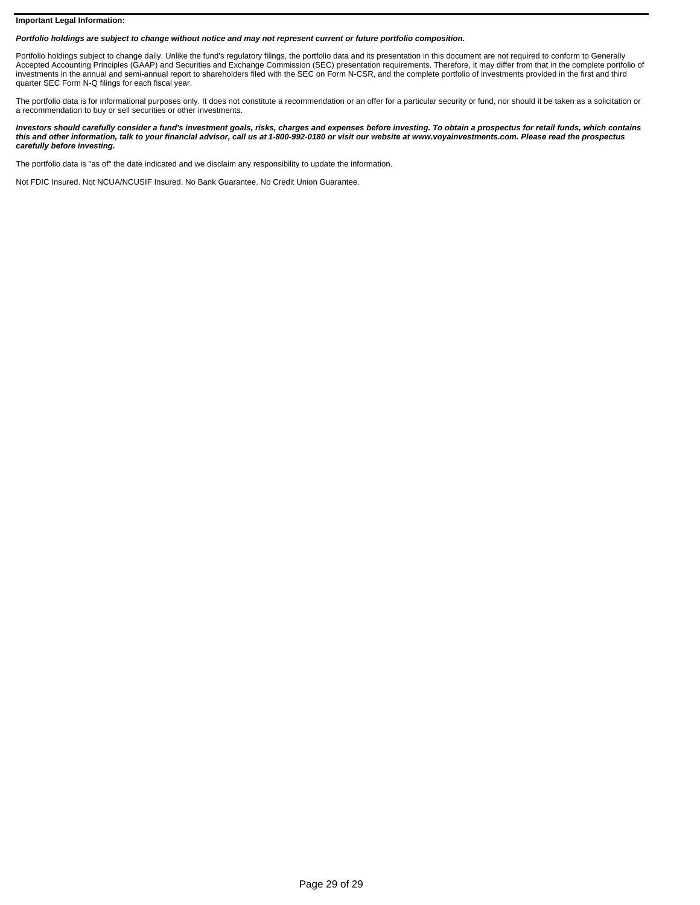**Important Legal Information:**

***Portfolio holdings are subject to change without notice and may not represent current or future portfolio composition.***

Portfolio holdings subject to change daily. Unlike the fund's regulatory filings, the portfolio data and its presentation in this document are not required to conform to Generally Accepted Accounting Principles (GAAP) and Securities and Exchange Commission (SEC) presentation requirements. Therefore, it may differ from that in the complete portfolio of investments in the annual and semi-annual report to shareholders filed with the SEC on Form N-CSR, and the complete portfolio of investments provided in the first and third quarter SEC Form N-Q filings for each fiscal year.

The portfolio data is for informational purposes only. It does not constitute a recommendation or an offer for a particular security or fund, nor should it be taken as a solicitation or a recommendation to buy or sell securities or other investments.

***Investors should carefully consider a fund's investment goals, risks, charges and expenses before investing. To obtain a prospectus for retail funds, which contains this and other information, talk to your financial advisor, call us at 1-800-992-0180 or visit our website at www.voyainvestments.com. Please read the prospectus carefully before investing.***

The portfolio data is "as of" the date indicated and we disclaim any responsibility to update the information.

Not FDIC Insured. Not NCUA/NCUSIF Insured. No Bank Guarantee. No Credit Union Guarantee.